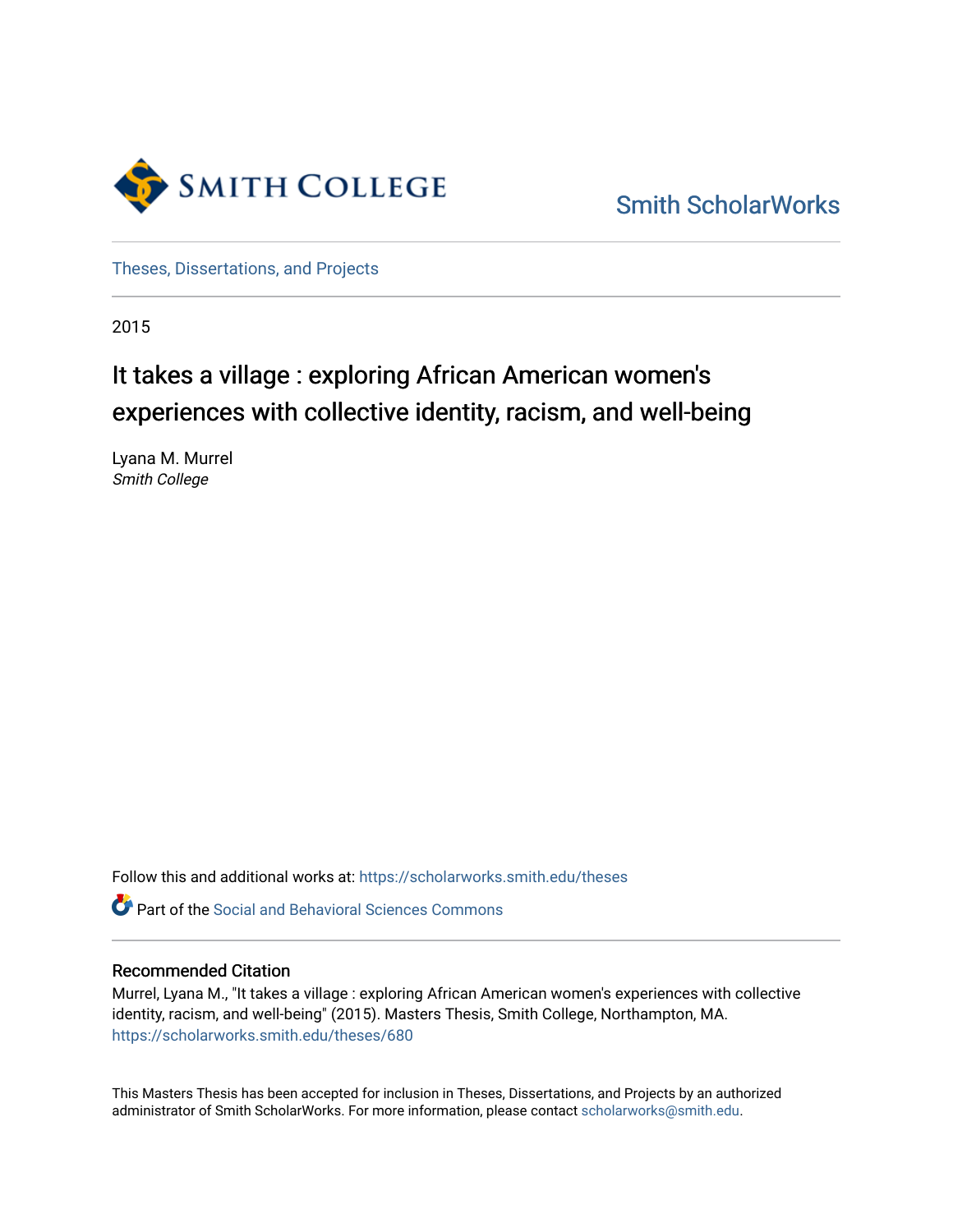Smith College

Smith ScholarWorks

Theses, Dissertations, and Projects

2015

# It takes a village : exploring African American women's experiences with collective identity, racism, and well-being

Lyana M. Murrel
*Smith College*

Follow this and additional works at: https://scholarworks.smith.edu/theses

Part of the Social and Behavioral Sciences Commons

## Recommended Citation

Murrel, Lyana M., "It takes a village : exploring African American women's experiences with collective identity, racism, and well-being" (2015). Masters Thesis, Smith College, Northampton, MA.
https://scholarworks.smith.edu/theses/680

This Masters Thesis has been accepted for inclusion in Theses, Dissertations, and Projects by an authorized administrator of Smith ScholarWorks. For more information, please contact scholarworks@smith.edu.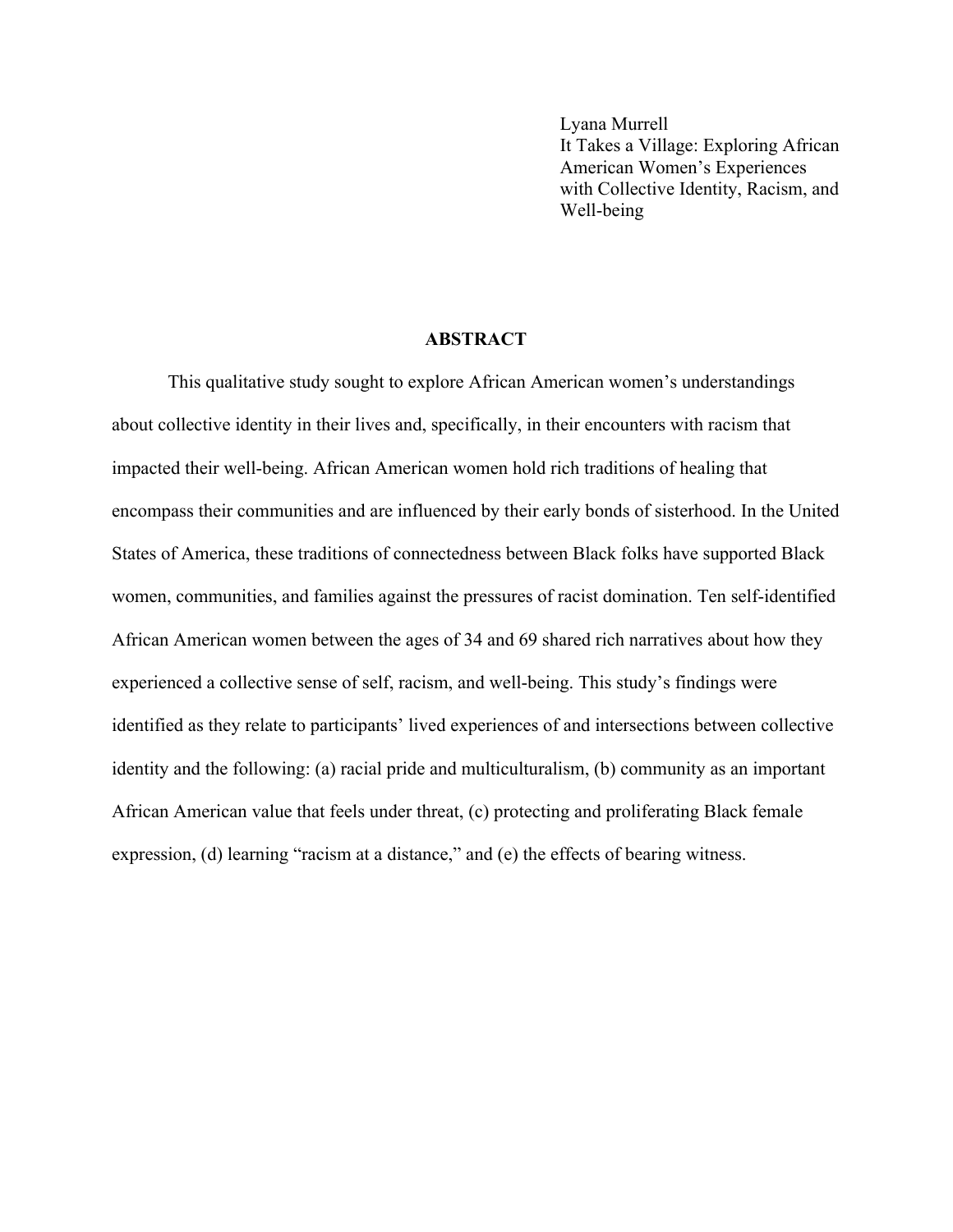Lyana Murrell
It Takes a Village: Exploring African American Women's Experiences with Collective Identity, Racism, and Well-being

## ABSTRACT

This qualitative study sought to explore African American women's understandings about collective identity in their lives and, specifically, in their encounters with racism that impacted their well-being. African American women hold rich traditions of healing that encompass their communities and are influenced by their early bonds of sisterhood. In the United States of America, these traditions of connectedness between Black folks have supported Black women, communities, and families against the pressures of racist domination. Ten self-identified African American women between the ages of 34 and 69 shared rich narratives about how they experienced a collective sense of self, racism, and well-being. This study's findings were identified as they relate to participants' lived experiences of and intersections between collective identity and the following: (a) racial pride and multiculturalism, (b) community as an important African American value that feels under threat, (c) protecting and proliferating Black female expression, (d) learning "racism at a distance," and (e) the effects of bearing witness.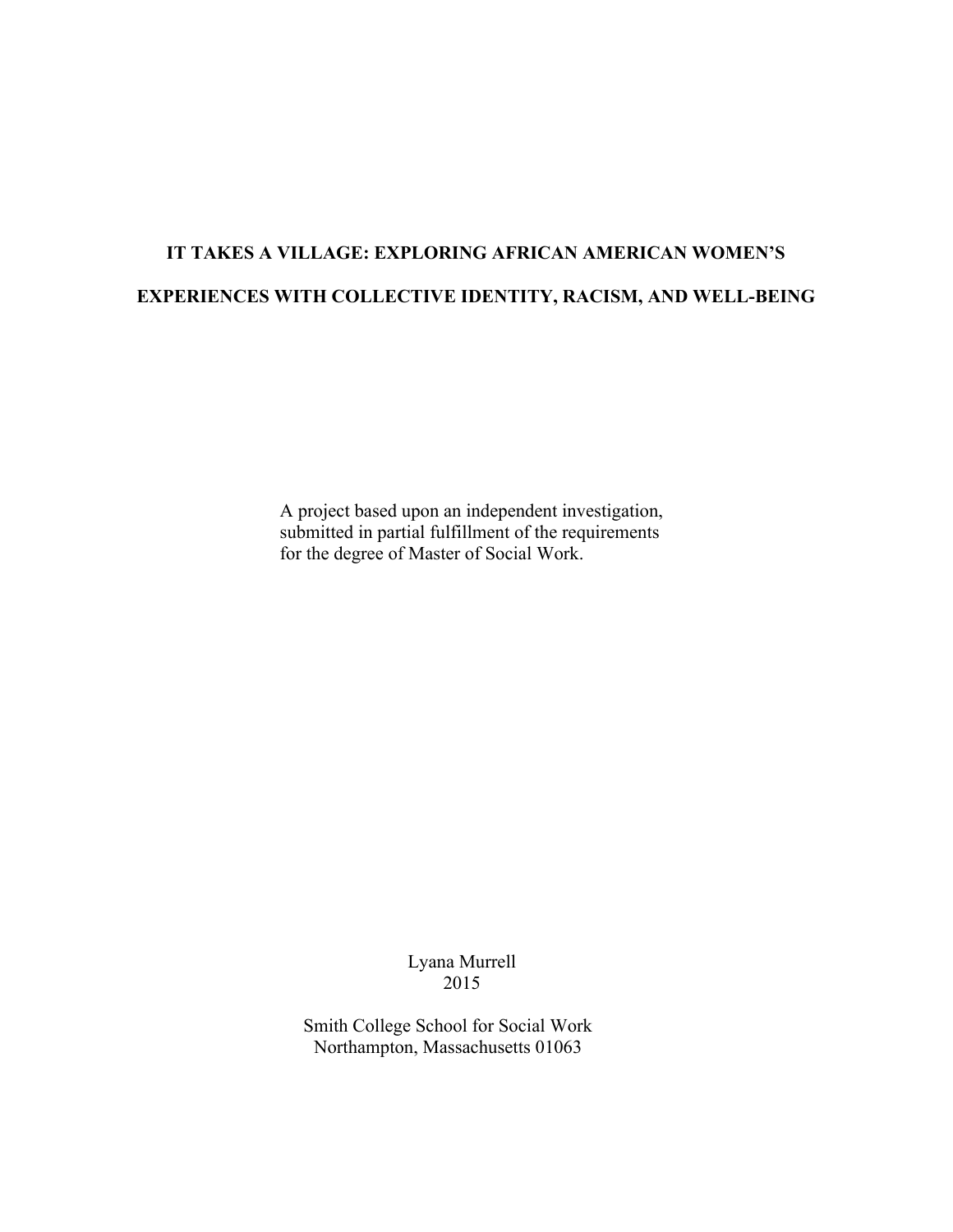# IT TAKES A VILLAGE: EXPLORING AFRICAN AMERICAN WOMEN'S EXPERIENCES WITH COLLECTIVE IDENTITY, RACISM, AND WELL-BEING

A project based upon an independent investigation, submitted in partial fulfillment of the requirements for the degree of Master of Social Work.

Lyana Murrell
2015

Smith College School for Social Work
Northampton, Massachusetts 01063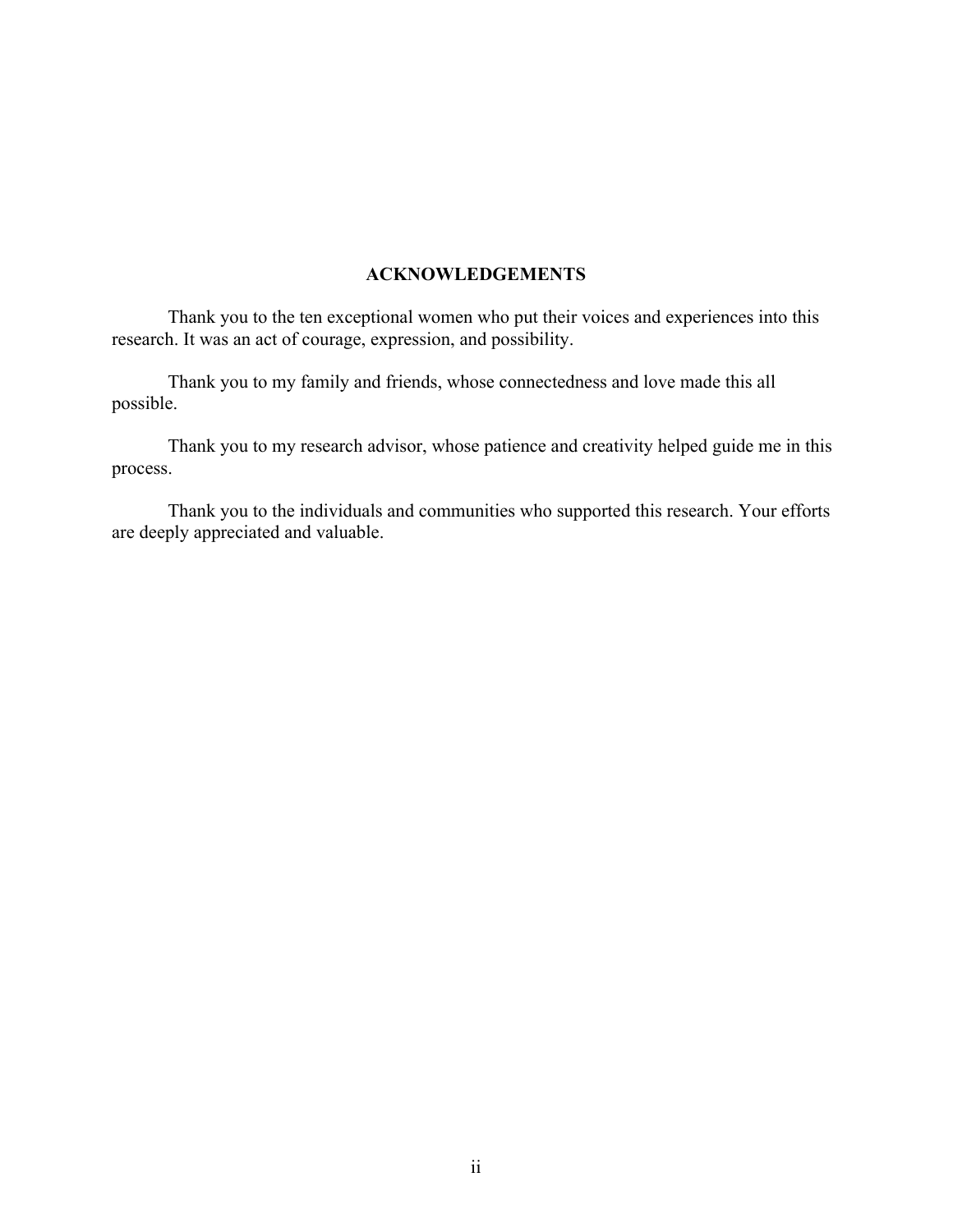## ACKNOWLEDGEMENTS

Thank you to the ten exceptional women who put their voices and experiences into this research. It was an act of courage, expression, and possibility.

Thank you to my family and friends, whose connectedness and love made this all possible.

Thank you to my research advisor, whose patience and creativity helped guide me in this process.

Thank you to the individuals and communities who supported this research. Your efforts are deeply appreciated and valuable.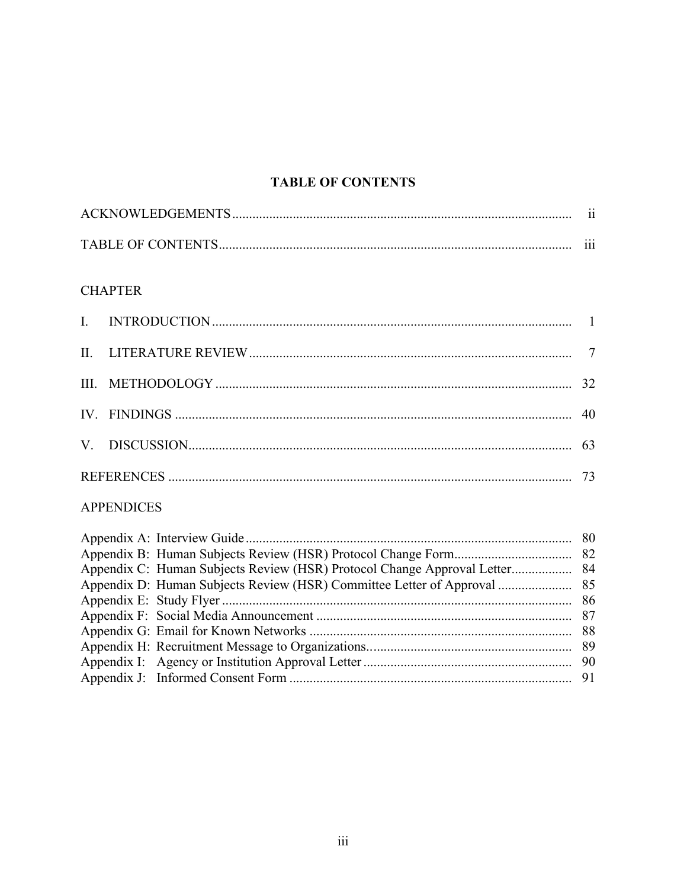# TABLE OF CONTENTS

| | |
|---|---|
| ACKNOWLEDGEMENTS | ii |
| TABLE OF CONTENTS | iii |

CHAPTER

| | |
|---|---|
| I. INTRODUCTION | 1 |
| II. LITERATURE REVIEW | 7 |
| III. METHODOLOGY | 32 |
| IV. FINDINGS | 40 |
| V. DISCUSSION | 63 |
| REFERENCES | 73 |

APPENDICES

| | |
|---|---|
| Appendix A: Interview Guide | 80 |
| Appendix B: Human Subjects Review (HSR) Protocol Change Form | 82 |
| Appendix C: Human Subjects Review (HSR) Protocol Change Approval Letter | 84 |
| Appendix D: Human Subjects Review (HSR) Committee Letter of Approval | 85 |
| Appendix E: Study Flyer | 86 |
| Appendix F: Social Media Announcement | 87 |
| Appendix G: Email for Known Networks | 88 |
| Appendix H: Recruitment Message to Organizations | 89 |
| Appendix I: Agency or Institution Approval Letter | 90 |
| Appendix J: Informed Consent Form | 91 |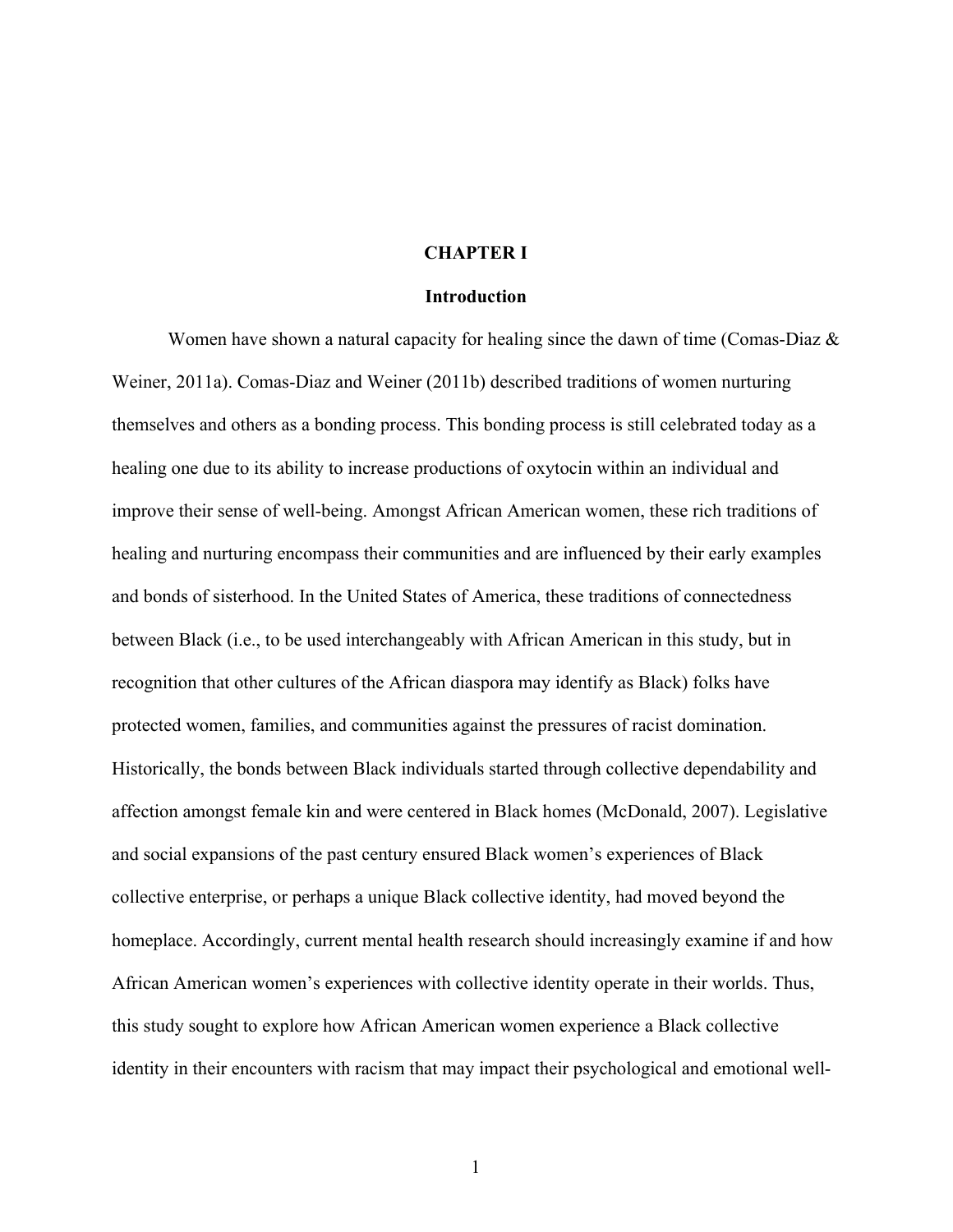# CHAPTER I

## Introduction

Women have shown a natural capacity for healing since the dawn of time (Comas-Diaz & Weiner, 2011a). Comas-Diaz and Weiner (2011b) described traditions of women nurturing themselves and others as a bonding process. This bonding process is still celebrated today as a healing one due to its ability to increase productions of oxytocin within an individual and improve their sense of well-being. Amongst African American women, these rich traditions of healing and nurturing encompass their communities and are influenced by their early examples and bonds of sisterhood. In the United States of America, these traditions of connectedness between Black (i.e., to be used interchangeably with African American in this study, but in recognition that other cultures of the African diaspora may identify as Black) folks have protected women, families, and communities against the pressures of racist domination. Historically, the bonds between Black individuals started through collective dependability and affection amongst female kin and were centered in Black homes (McDonald, 2007). Legislative and social expansions of the past century ensured Black women's experiences of Black collective enterprise, or perhaps a unique Black collective identity, had moved beyond the homeplace. Accordingly, current mental health research should increasingly examine if and how African American women's experiences with collective identity operate in their worlds. Thus, this study sought to explore how African American women experience a Black collective identity in their encounters with racism that may impact their psychological and emotional well-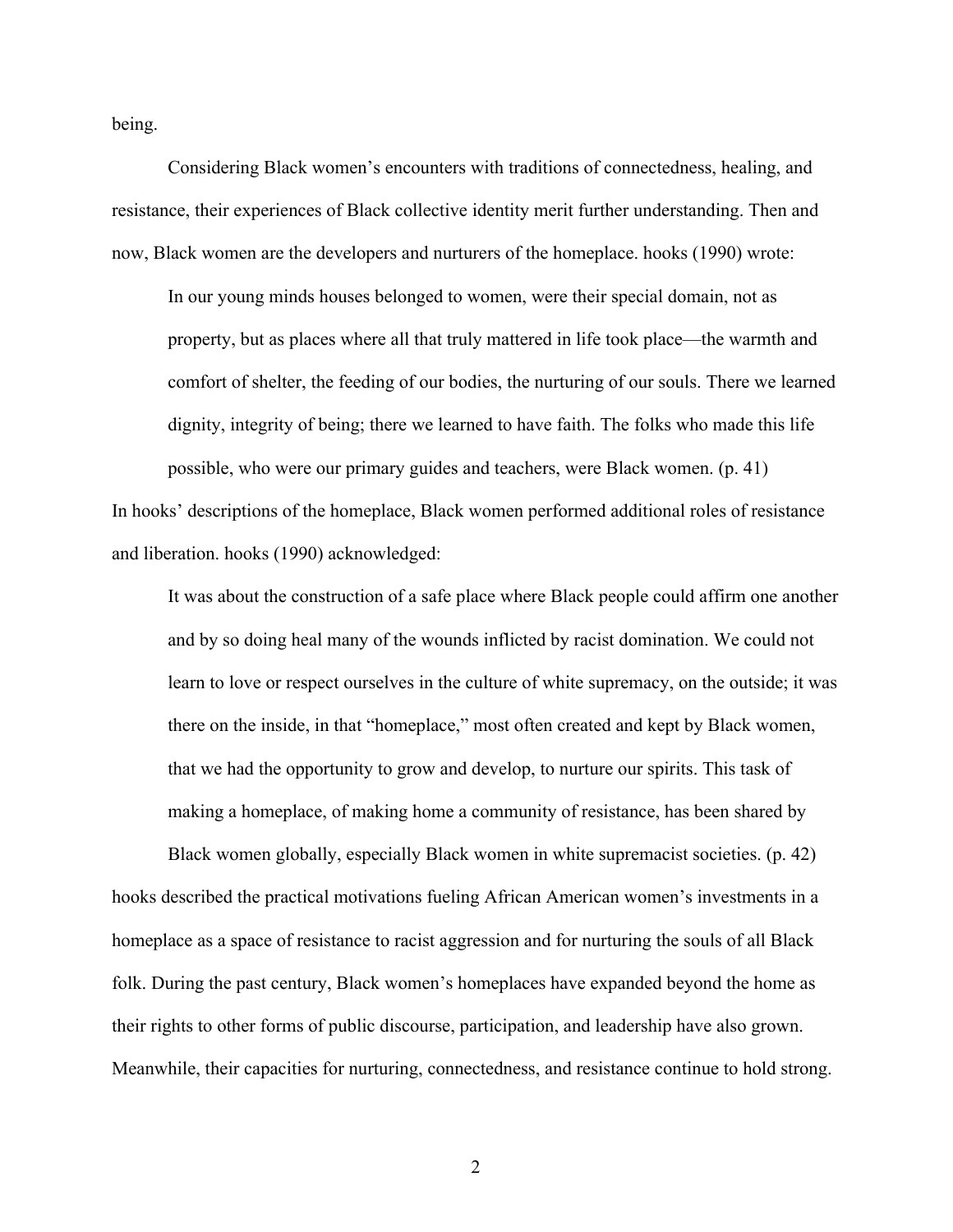being.

Considering Black women's encounters with traditions of connectedness, healing, and resistance, their experiences of Black collective identity merit further understanding. Then and now, Black women are the developers and nurturers of the homeplace. hooks (1990) wrote:

> In our young minds houses belonged to women, were their special domain, not as property, but as places where all that truly mattered in life took place—the warmth and comfort of shelter, the feeding of our bodies, the nurturing of our souls. There we learned dignity, integrity of being; there we learned to have faith. The folks who made this life possible, who were our primary guides and teachers, were Black women. (p. 41)

In hooks' descriptions of the homeplace, Black women performed additional roles of resistance and liberation. hooks (1990) acknowledged:

> It was about the construction of a safe place where Black people could affirm one another and by so doing heal many of the wounds inflicted by racist domination. We could not learn to love or respect ourselves in the culture of white supremacy, on the outside; it was there on the inside, in that "homeplace," most often created and kept by Black women, that we had the opportunity to grow and develop, to nurture our spirits. This task of making a homeplace, of making home a community of resistance, has been shared by
>
> Black women globally, especially Black women in white supremacist societies. (p. 42)

hooks described the practical motivations fueling African American women's investments in a homeplace as a space of resistance to racist aggression and for nurturing the souls of all Black folk. During the past century, Black women's homeplaces have expanded beyond the home as their rights to other forms of public discourse, participation, and leadership have also grown. Meanwhile, their capacities for nurturing, connectedness, and resistance continue to hold strong.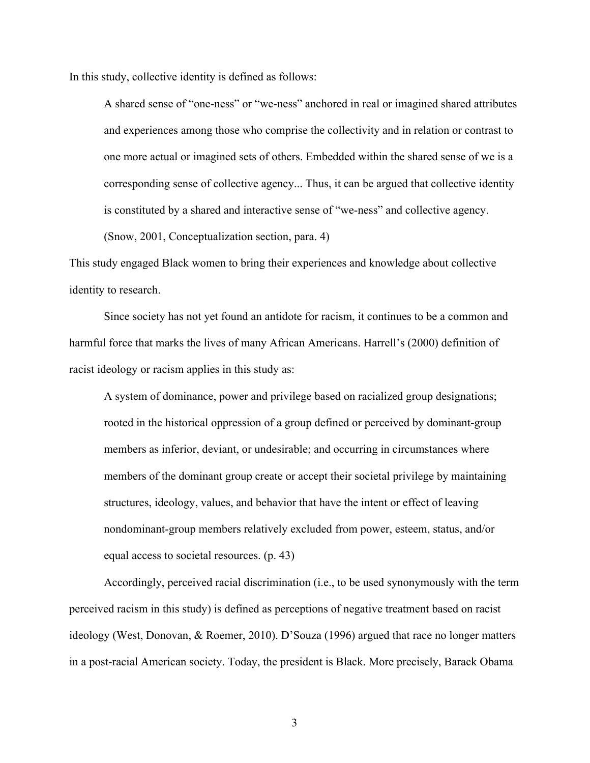In this study, collective identity is defined as follows:

> A shared sense of "one-ness" or "we-ness" anchored in real or imagined shared attributes and experiences among those who comprise the collectivity and in relation or contrast to one more actual or imagined sets of others. Embedded within the shared sense of we is a corresponding sense of collective agency... Thus, it can be argued that collective identity is constituted by a shared and interactive sense of "we-ness" and collective agency. (Snow, 2001, Conceptualization section, para. 4)

This study engaged Black women to bring their experiences and knowledge about collective identity to research.

Since society has not yet found an antidote for racism, it continues to be a common and harmful force that marks the lives of many African Americans. Harrell's (2000) definition of racist ideology or racism applies in this study as:

> A system of dominance, power and privilege based on racialized group designations; rooted in the historical oppression of a group defined or perceived by dominant-group members as inferior, deviant, or undesirable; and occurring in circumstances where members of the dominant group create or accept their societal privilege by maintaining structures, ideology, values, and behavior that have the intent or effect of leaving nondominant-group members relatively excluded from power, esteem, status, and/or equal access to societal resources. (p. 43)

Accordingly, perceived racial discrimination (i.e., to be used synonymously with the term perceived racism in this study) is defined as perceptions of negative treatment based on racist ideology (West, Donovan, & Roemer, 2010). D'Souza (1996) argued that race no longer matters in a post-racial American society. Today, the president is Black. More precisely, Barack Obama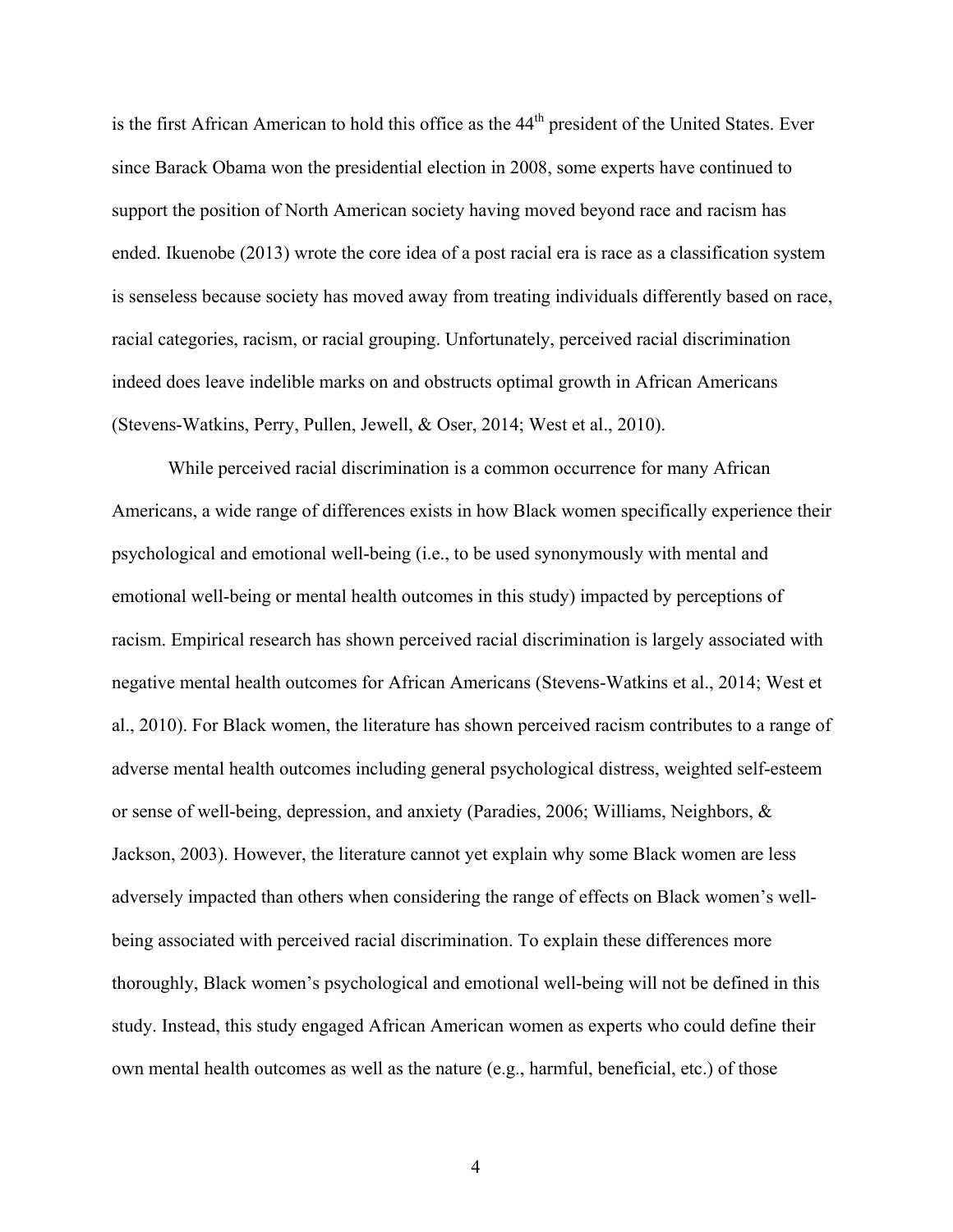is the first African American to hold this office as the 44th president of the United States. Ever since Barack Obama won the presidential election in 2008, some experts have continued to support the position of North American society having moved beyond race and racism has ended. Ikuenobe (2013) wrote the core idea of a post racial era is race as a classification system is senseless because society has moved away from treating individuals differently based on race, racial categories, racism, or racial grouping. Unfortunately, perceived racial discrimination indeed does leave indelible marks on and obstructs optimal growth in African Americans (Stevens-Watkins, Perry, Pullen, Jewell, & Oser, 2014; West et al., 2010).

While perceived racial discrimination is a common occurrence for many African Americans, a wide range of differences exists in how Black women specifically experience their psychological and emotional well-being (i.e., to be used synonymously with mental and emotional well-being or mental health outcomes in this study) impacted by perceptions of racism. Empirical research has shown perceived racial discrimination is largely associated with negative mental health outcomes for African Americans (Stevens-Watkins et al., 2014; West et al., 2010). For Black women, the literature has shown perceived racism contributes to a range of adverse mental health outcomes including general psychological distress, weighted self-esteem or sense of well-being, depression, and anxiety (Paradies, 2006; Williams, Neighbors, & Jackson, 2003). However, the literature cannot yet explain why some Black women are less adversely impacted than others when considering the range of effects on Black women's well-being associated with perceived racial discrimination. To explain these differences more thoroughly, Black women's psychological and emotional well-being will not be defined in this study. Instead, this study engaged African American women as experts who could define their own mental health outcomes as well as the nature (e.g., harmful, beneficial, etc.) of those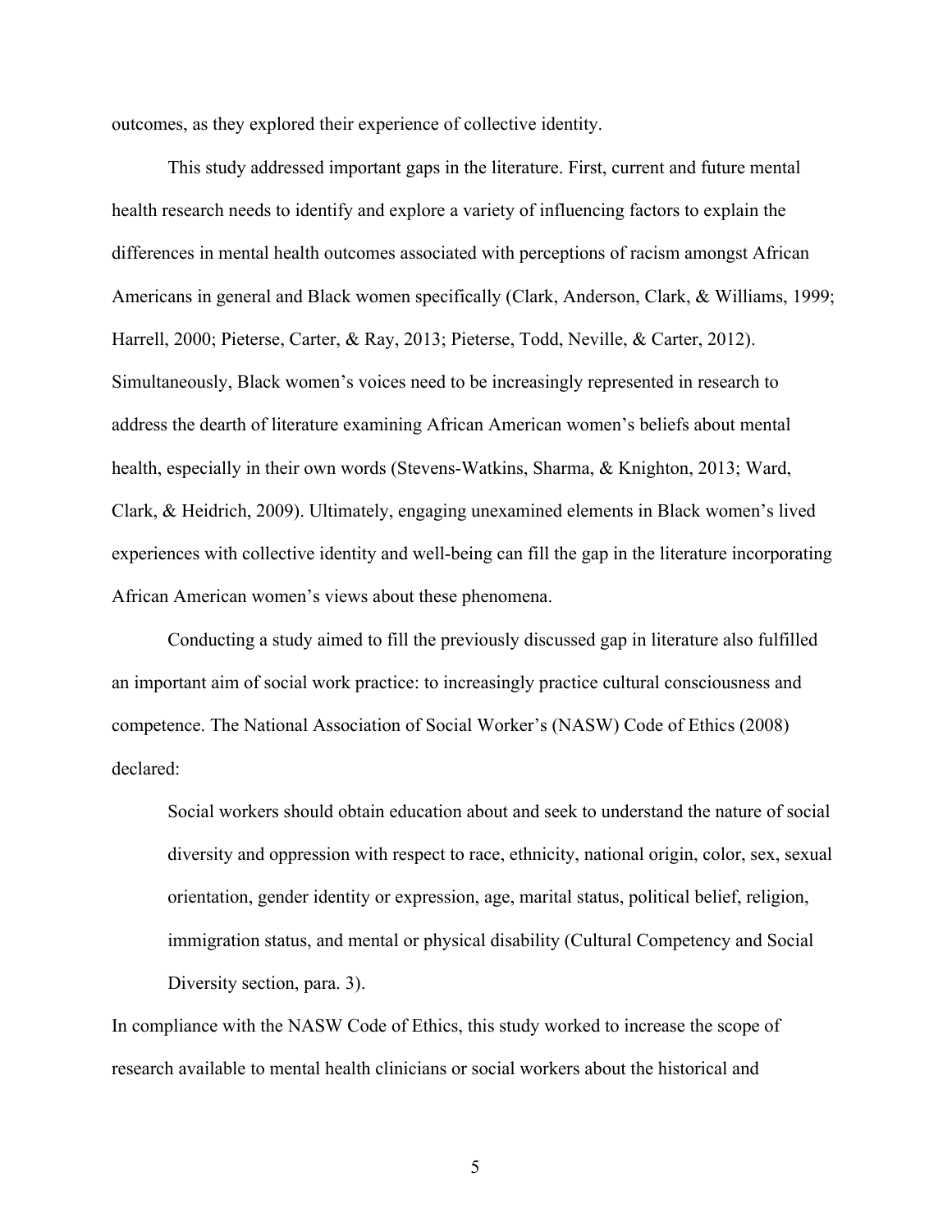outcomes, as they explored their experience of collective identity.

This study addressed important gaps in the literature. First, current and future mental health research needs to identify and explore a variety of influencing factors to explain the differences in mental health outcomes associated with perceptions of racism amongst African Americans in general and Black women specifically (Clark, Anderson, Clark, & Williams, 1999; Harrell, 2000; Pieterse, Carter, & Ray, 2013; Pieterse, Todd, Neville, & Carter, 2012). Simultaneously, Black women's voices need to be increasingly represented in research to address the dearth of literature examining African American women's beliefs about mental health, especially in their own words (Stevens-Watkins, Sharma, & Knighton, 2013; Ward, Clark, & Heidrich, 2009). Ultimately, engaging unexamined elements in Black women's lived experiences with collective identity and well-being can fill the gap in the literature incorporating African American women's views about these phenomena.

Conducting a study aimed to fill the previously discussed gap in literature also fulfilled an important aim of social work practice: to increasingly practice cultural consciousness and competence. The National Association of Social Worker's (NASW) Code of Ethics (2008) declared:

> Social workers should obtain education about and seek to understand the nature of social diversity and oppression with respect to race, ethnicity, national origin, color, sex, sexual orientation, gender identity or expression, age, marital status, political belief, religion, immigration status, and mental or physical disability (Cultural Competency and Social Diversity section, para. 3).

In compliance with the NASW Code of Ethics, this study worked to increase the scope of research available to mental health clinicians or social workers about the historical and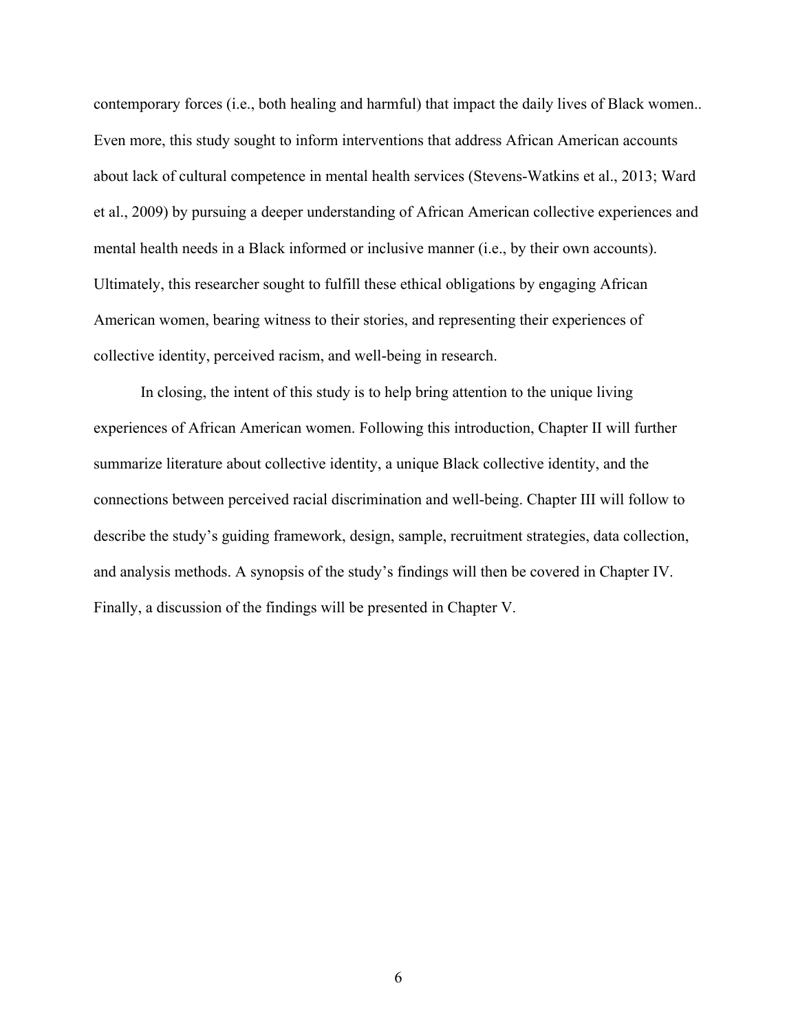contemporary forces (i.e., both healing and harmful) that impact the daily lives of Black women.. Even more, this study sought to inform interventions that address African American accounts about lack of cultural competence in mental health services (Stevens-Watkins et al., 2013; Ward et al., 2009) by pursuing a deeper understanding of African American collective experiences and mental health needs in a Black informed or inclusive manner (i.e., by their own accounts). Ultimately, this researcher sought to fulfill these ethical obligations by engaging African American women, bearing witness to their stories, and representing their experiences of collective identity, perceived racism, and well-being in research.

In closing, the intent of this study is to help bring attention to the unique living experiences of African American women. Following this introduction, Chapter II will further summarize literature about collective identity, a unique Black collective identity, and the connections between perceived racial discrimination and well-being. Chapter III will follow to describe the study's guiding framework, design, sample, recruitment strategies, data collection, and analysis methods. A synopsis of the study's findings will then be covered in Chapter IV. Finally, a discussion of the findings will be presented in Chapter V.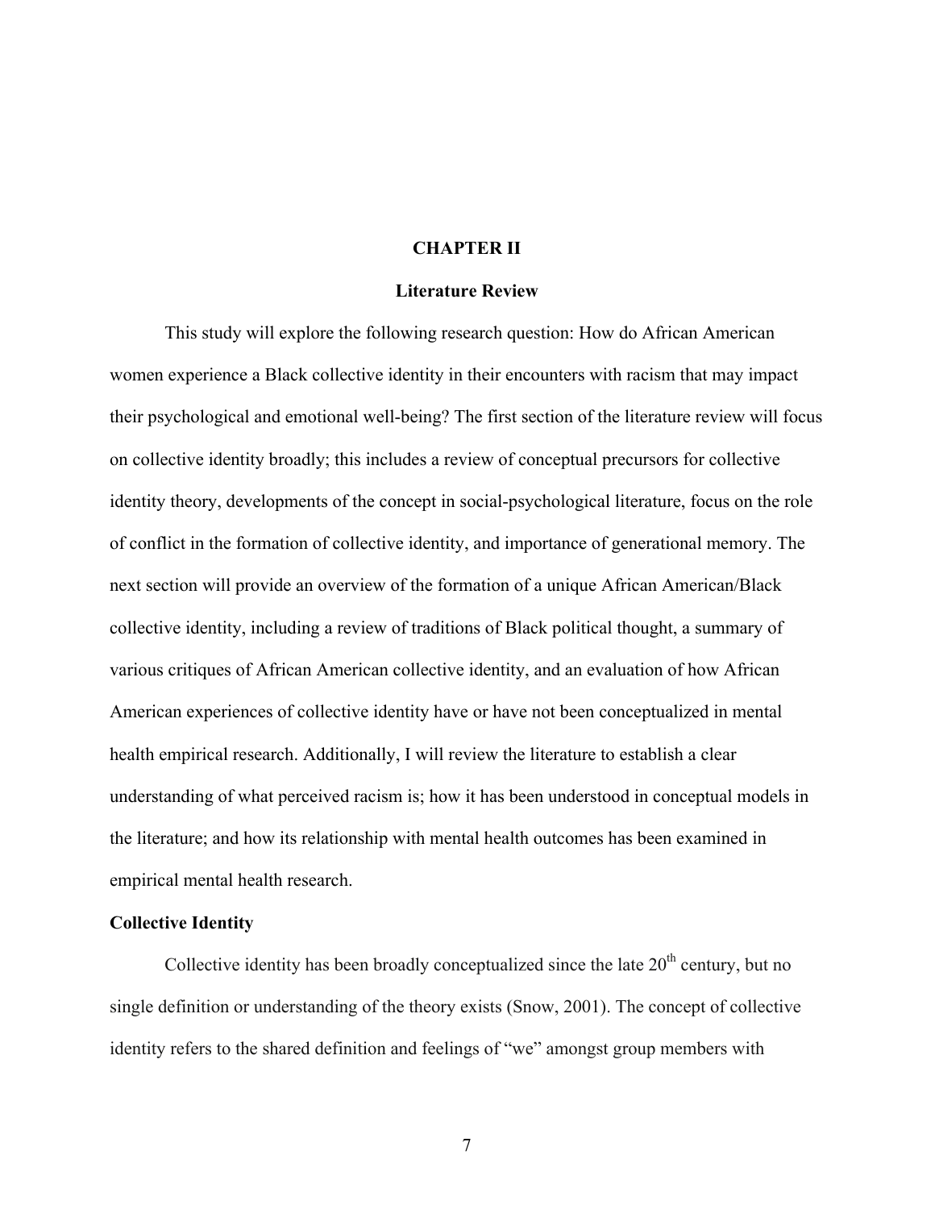# CHAPTER II

## Literature Review

This study will explore the following research question: How do African American women experience a Black collective identity in their encounters with racism that may impact their psychological and emotional well-being? The first section of the literature review will focus on collective identity broadly; this includes a review of conceptual precursors for collective identity theory, developments of the concept in social-psychological literature, focus on the role of conflict in the formation of collective identity, and importance of generational memory. The next section will provide an overview of the formation of a unique African American/Black collective identity, including a review of traditions of Black political thought, a summary of various critiques of African American collective identity, and an evaluation of how African American experiences of collective identity have or have not been conceptualized in mental health empirical research. Additionally, I will review the literature to establish a clear understanding of what perceived racism is; how it has been understood in conceptual models in the literature; and how its relationship with mental health outcomes has been examined in empirical mental health research.

### Collective Identity

Collective identity has been broadly conceptualized since the late 20th century, but no single definition or understanding of the theory exists (Snow, 2001). The concept of collective identity refers to the shared definition and feelings of "we" amongst group members with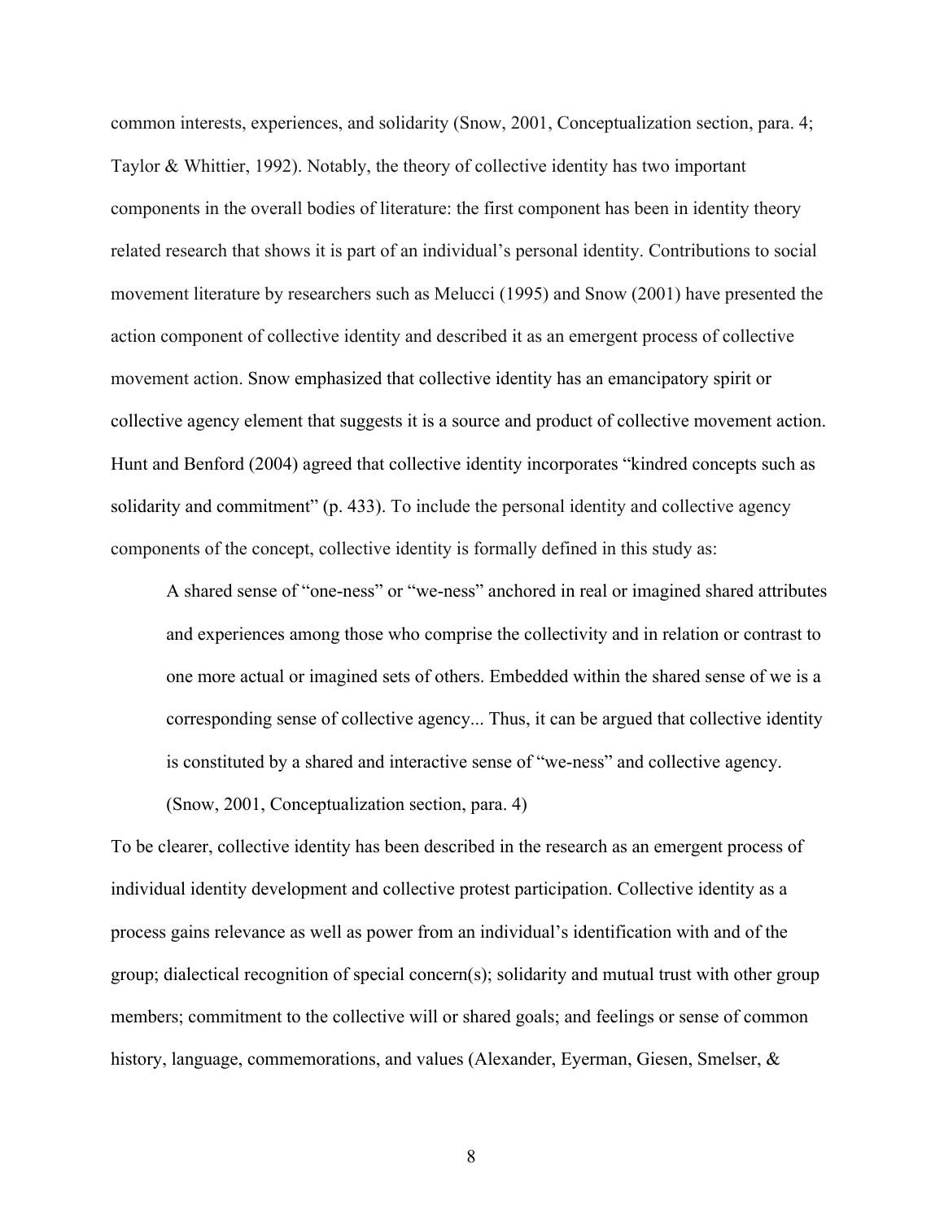common interests, experiences, and solidarity (Snow, 2001, Conceptualization section, para. 4; Taylor & Whittier, 1992). Notably, the theory of collective identity has two important components in the overall bodies of literature: the first component has been in identity theory related research that shows it is part of an individual's personal identity. Contributions to social movement literature by researchers such as Melucci (1995) and Snow (2001) have presented the action component of collective identity and described it as an emergent process of collective movement action. Snow emphasized that collective identity has an emancipatory spirit or collective agency element that suggests it is a source and product of collective movement action. Hunt and Benford (2004) agreed that collective identity incorporates "kindred concepts such as solidarity and commitment" (p. 433). To include the personal identity and collective agency components of the concept, collective identity is formally defined in this study as:

> A shared sense of "one-ness" or "we-ness" anchored in real or imagined shared attributes and experiences among those who comprise the collectivity and in relation or contrast to one more actual or imagined sets of others. Embedded within the shared sense of we is a corresponding sense of collective agency... Thus, it can be argued that collective identity is constituted by a shared and interactive sense of "we-ness" and collective agency. (Snow, 2001, Conceptualization section, para. 4)

To be clearer, collective identity has been described in the research as an emergent process of individual identity development and collective protest participation. Collective identity as a process gains relevance as well as power from an individual's identification with and of the group; dialectical recognition of special concern(s); solidarity and mutual trust with other group members; commitment to the collective will or shared goals; and feelings or sense of common history, language, commemorations, and values (Alexander, Eyerman, Giesen, Smelser, &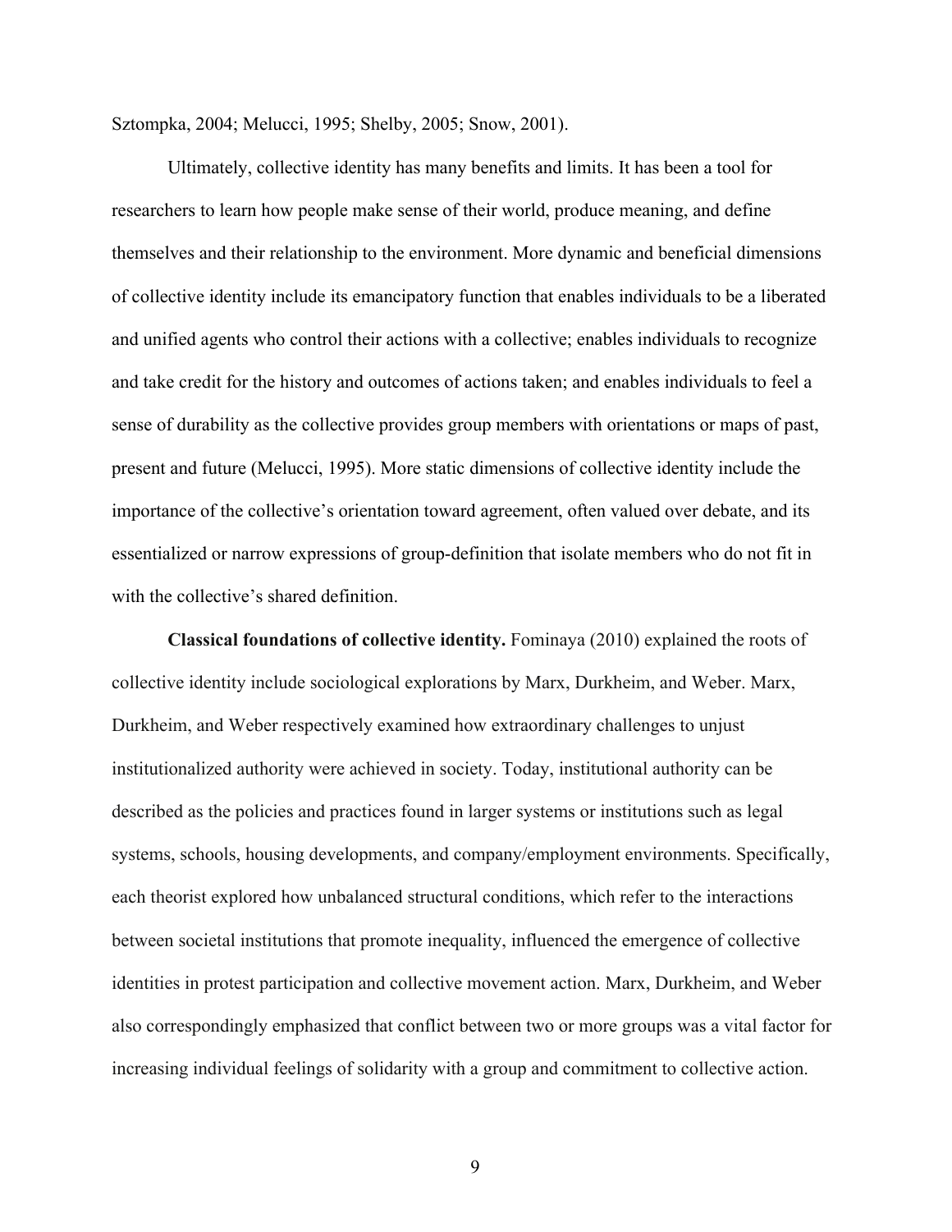Sztompka, 2004; Melucci, 1995; Shelby, 2005; Snow, 2001).

Ultimately, collective identity has many benefits and limits. It has been a tool for researchers to learn how people make sense of their world, produce meaning, and define themselves and their relationship to the environment. More dynamic and beneficial dimensions of collective identity include its emancipatory function that enables individuals to be a liberated and unified agents who control their actions with a collective; enables individuals to recognize and take credit for the history and outcomes of actions taken; and enables individuals to feel a sense of durability as the collective provides group members with orientations or maps of past, present and future (Melucci, 1995). More static dimensions of collective identity include the importance of the collective's orientation toward agreement, often valued over debate, and its essentialized or narrow expressions of group-definition that isolate members who do not fit in with the collective's shared definition.

**Classical foundations of collective identity.** Fominaya (2010) explained the roots of collective identity include sociological explorations by Marx, Durkheim, and Weber. Marx, Durkheim, and Weber respectively examined how extraordinary challenges to unjust institutionalized authority were achieved in society. Today, institutional authority can be described as the policies and practices found in larger systems or institutions such as legal systems, schools, housing developments, and company/employment environments. Specifically, each theorist explored how unbalanced structural conditions, which refer to the interactions between societal institutions that promote inequality, influenced the emergence of collective identities in protest participation and collective movement action. Marx, Durkheim, and Weber also correspondingly emphasized that conflict between two or more groups was a vital factor for increasing individual feelings of solidarity with a group and commitment to collective action.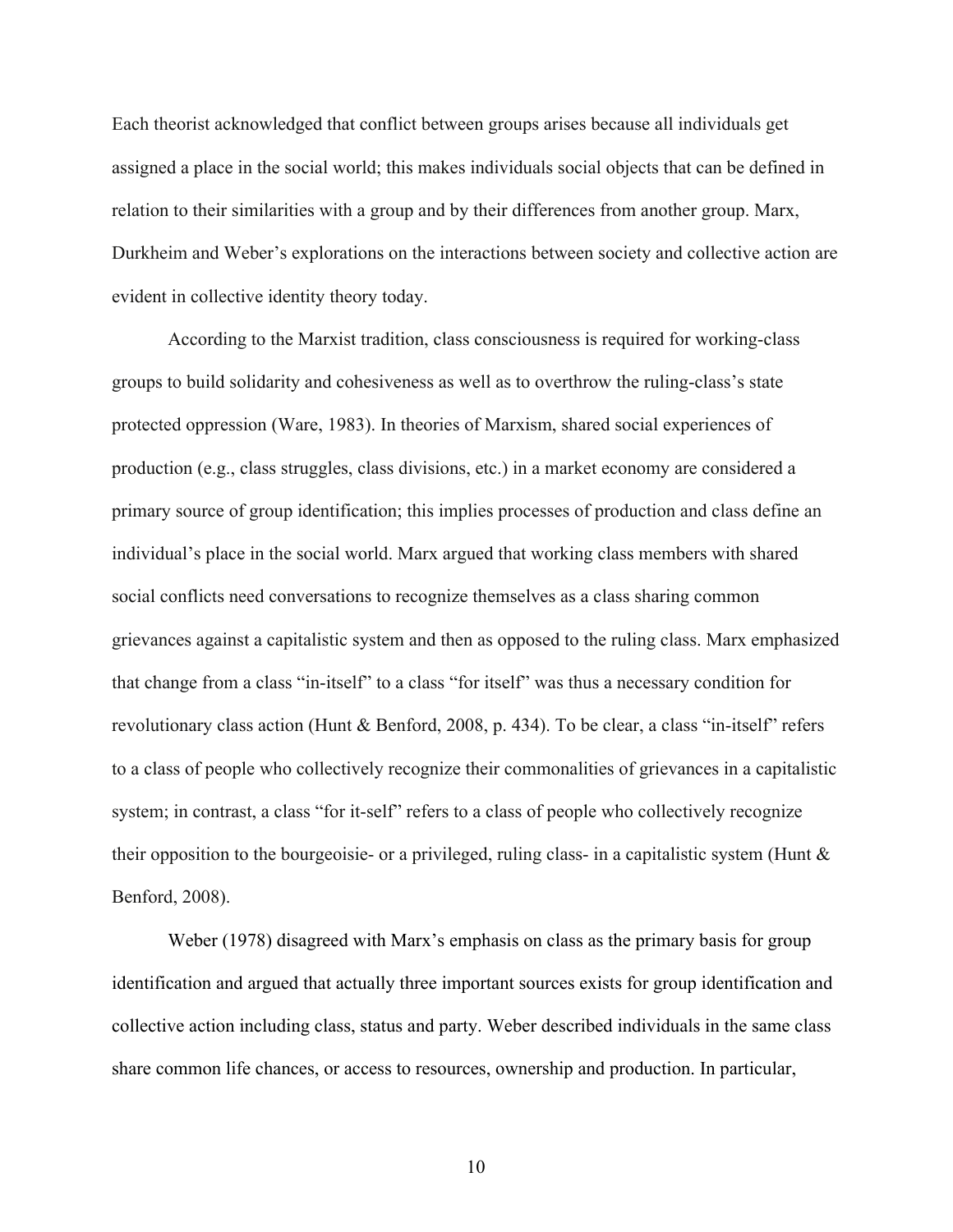Each theorist acknowledged that conflict between groups arises because all individuals get assigned a place in the social world; this makes individuals social objects that can be defined in relation to their similarities with a group and by their differences from another group. Marx, Durkheim and Weber's explorations on the interactions between society and collective action are evident in collective identity theory today.

According to the Marxist tradition, class consciousness is required for working-class groups to build solidarity and cohesiveness as well as to overthrow the ruling-class's state protected oppression (Ware, 1983). In theories of Marxism, shared social experiences of production (e.g., class struggles, class divisions, etc.) in a market economy are considered a primary source of group identification; this implies processes of production and class define an individual's place in the social world. Marx argued that working class members with shared social conflicts need conversations to recognize themselves as a class sharing common grievances against a capitalistic system and then as opposed to the ruling class. Marx emphasized that change from a class "in-itself" to a class "for itself" was thus a necessary condition for revolutionary class action (Hunt & Benford, 2008, p. 434). To be clear, a class "in-itself" refers to a class of people who collectively recognize their commonalities of grievances in a capitalistic system; in contrast, a class "for it-self" refers to a class of people who collectively recognize their opposition to the bourgeoisie- or a privileged, ruling class- in a capitalistic system (Hunt & Benford, 2008).

Weber (1978) disagreed with Marx's emphasis on class as the primary basis for group identification and argued that actually three important sources exists for group identification and collective action including class, status and party. Weber described individuals in the same class share common life chances, or access to resources, ownership and production. In particular,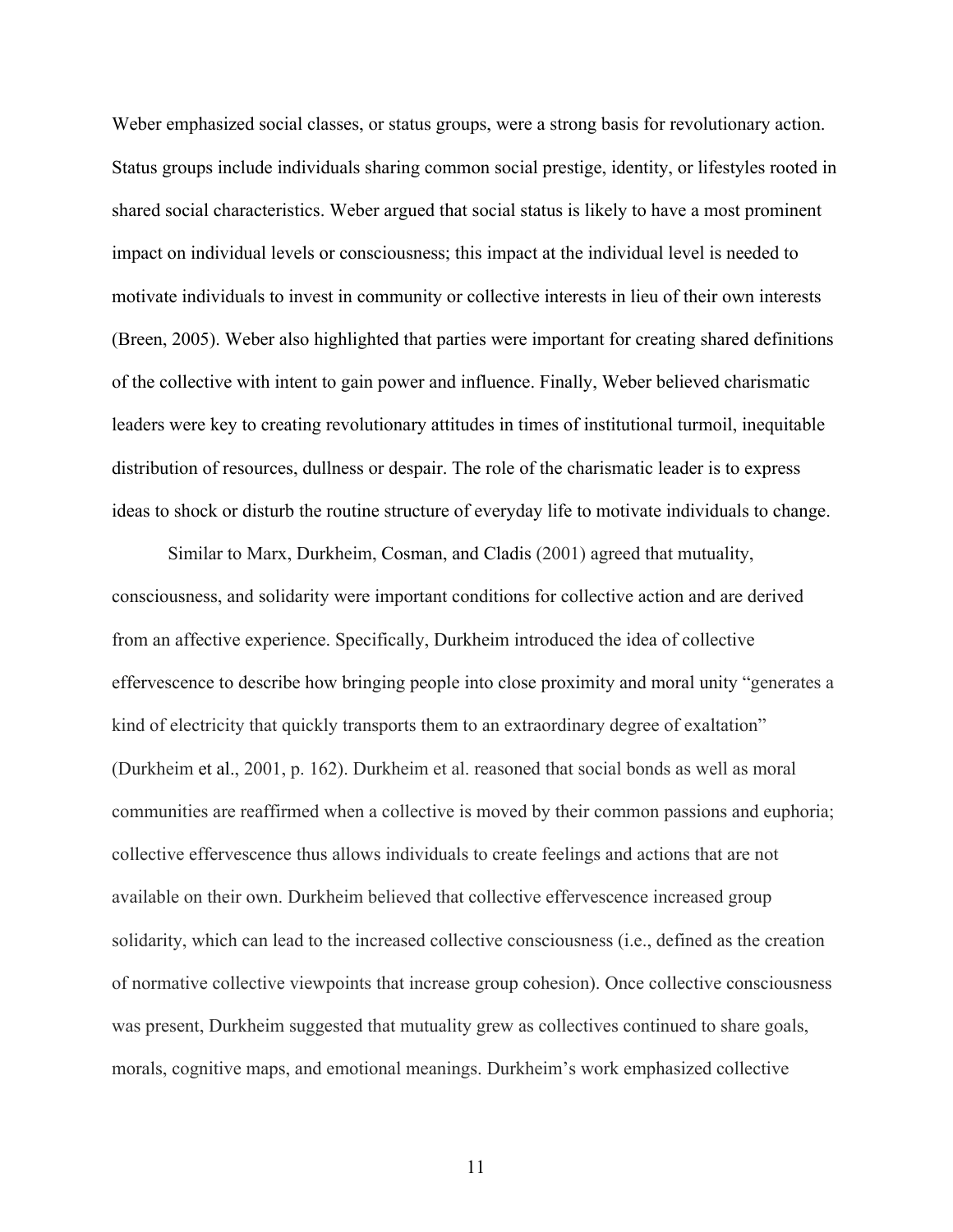Weber emphasized social classes, or status groups, were a strong basis for revolutionary action. Status groups include individuals sharing common social prestige, identity, or lifestyles rooted in shared social characteristics. Weber argued that social status is likely to have a most prominent impact on individual levels or consciousness; this impact at the individual level is needed to motivate individuals to invest in community or collective interests in lieu of their own interests (Breen, 2005). Weber also highlighted that parties were important for creating shared definitions of the collective with intent to gain power and influence. Finally, Weber believed charismatic leaders were key to creating revolutionary attitudes in times of institutional turmoil, inequitable distribution of resources, dullness or despair. The role of the charismatic leader is to express ideas to shock or disturb the routine structure of everyday life to motivate individuals to change.

Similar to Marx, Durkheim, Cosman, and Cladis (2001) agreed that mutuality, consciousness, and solidarity were important conditions for collective action and are derived from an affective experience. Specifically, Durkheim introduced the idea of collective effervescence to describe how bringing people into close proximity and moral unity "generates a kind of electricity that quickly transports them to an extraordinary degree of exaltation" (Durkheim et al., 2001, p. 162). Durkheim et al. reasoned that social bonds as well as moral communities are reaffirmed when a collective is moved by their common passions and euphoria; collective effervescence thus allows individuals to create feelings and actions that are not available on their own. Durkheim believed that collective effervescence increased group solidarity, which can lead to the increased collective consciousness (i.e., defined as the creation of normative collective viewpoints that increase group cohesion). Once collective consciousness was present, Durkheim suggested that mutuality grew as collectives continued to share goals, morals, cognitive maps, and emotional meanings. Durkheim's work emphasized collective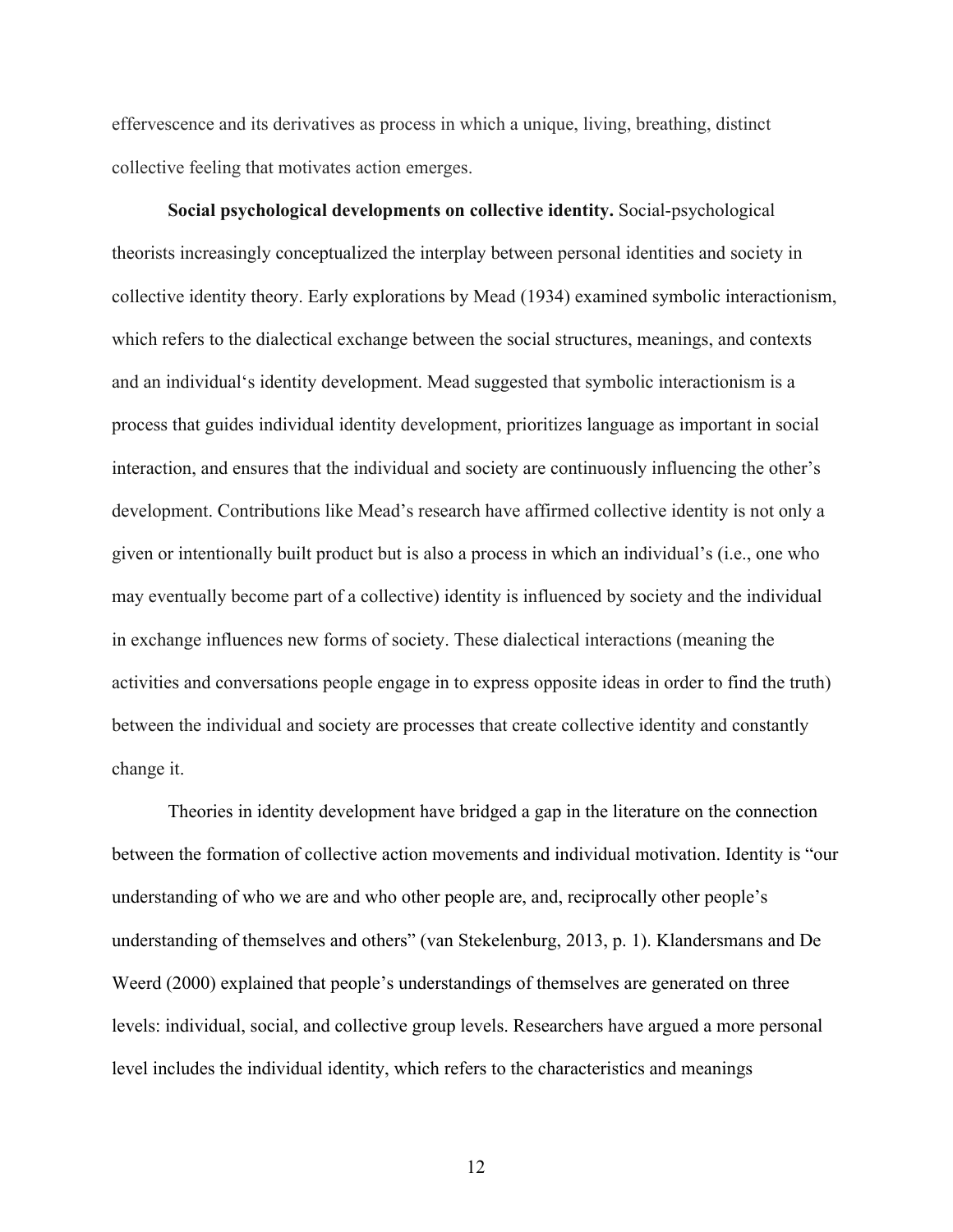effervescence and its derivatives as process in which a unique, living, breathing, distinct collective feeling that motivates action emerges.

**Social psychological developments on collective identity.** Social-psychological theorists increasingly conceptualized the interplay between personal identities and society in collective identity theory. Early explorations by Mead (1934) examined symbolic interactionism, which refers to the dialectical exchange between the social structures, meanings, and contexts and an individual's identity development. Mead suggested that symbolic interactionism is a process that guides individual identity development, prioritizes language as important in social interaction, and ensures that the individual and society are continuously influencing the other's development. Contributions like Mead's research have affirmed collective identity is not only a given or intentionally built product but is also a process in which an individual's (i.e., one who may eventually become part of a collective) identity is influenced by society and the individual in exchange influences new forms of society. These dialectical interactions (meaning the activities and conversations people engage in to express opposite ideas in order to find the truth) between the individual and society are processes that create collective identity and constantly change it.

Theories in identity development have bridged a gap in the literature on the connection between the formation of collective action movements and individual motivation. Identity is "our understanding of who we are and who other people are, and, reciprocally other people's understanding of themselves and others" (van Stekelenburg, 2013, p. 1). Klandersmans and De Weerd (2000) explained that people's understandings of themselves are generated on three levels: individual, social, and collective group levels. Researchers have argued a more personal level includes the individual identity, which refers to the characteristics and meanings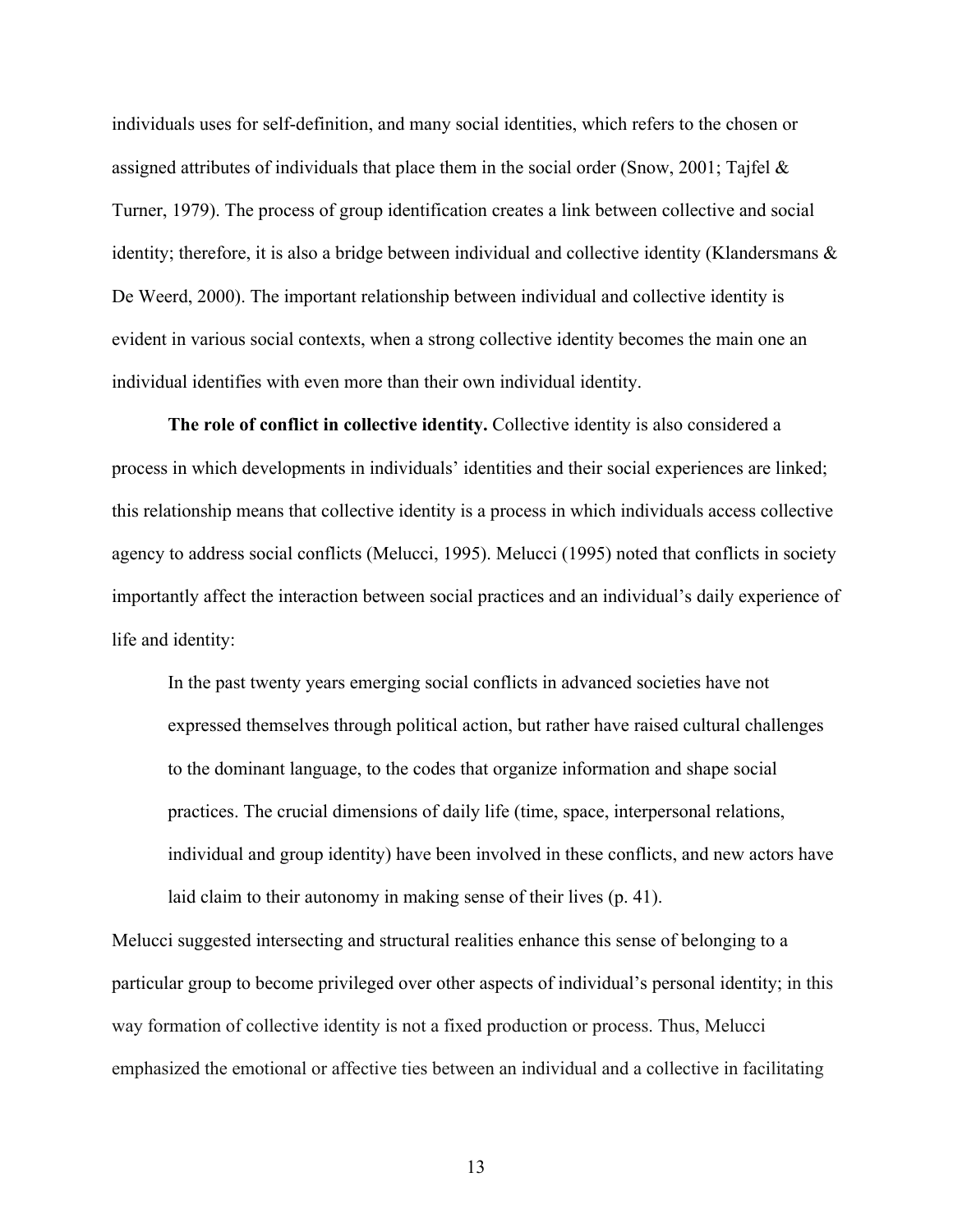individuals uses for self-definition, and many social identities, which refers to the chosen or assigned attributes of individuals that place them in the social order (Snow, 2001; Tajfel & Turner, 1979). The process of group identification creates a link between collective and social identity; therefore, it is also a bridge between individual and collective identity (Klandersmans & De Weerd, 2000). The important relationship between individual and collective identity is evident in various social contexts, when a strong collective identity becomes the main one an individual identifies with even more than their own individual identity.

**The role of conflict in collective identity.** Collective identity is also considered a process in which developments in individuals' identities and their social experiences are linked; this relationship means that collective identity is a process in which individuals access collective agency to address social conflicts (Melucci, 1995). Melucci (1995) noted that conflicts in society importantly affect the interaction between social practices and an individual's daily experience of life and identity:

> In the past twenty years emerging social conflicts in advanced societies have not expressed themselves through political action, but rather have raised cultural challenges to the dominant language, to the codes that organize information and shape social practices. The crucial dimensions of daily life (time, space, interpersonal relations, individual and group identity) have been involved in these conflicts, and new actors have laid claim to their autonomy in making sense of their lives (p. 41).

Melucci suggested intersecting and structural realities enhance this sense of belonging to a particular group to become privileged over other aspects of individual's personal identity; in this way formation of collective identity is not a fixed production or process. Thus, Melucci emphasized the emotional or affective ties between an individual and a collective in facilitating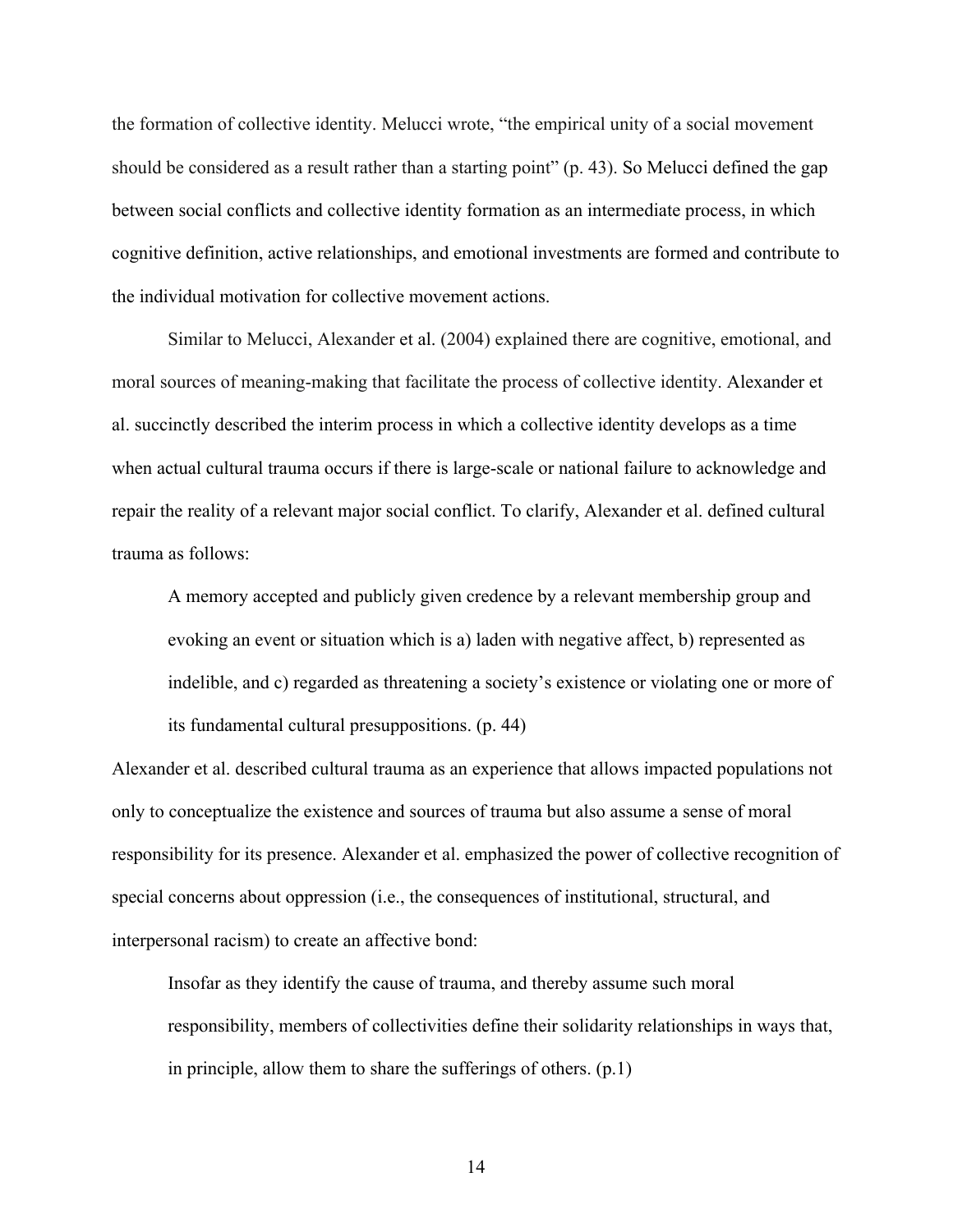the formation of collective identity. Melucci wrote, "the empirical unity of a social movement should be considered as a result rather than a starting point" (p. 43). So Melucci defined the gap between social conflicts and collective identity formation as an intermediate process, in which cognitive definition, active relationships, and emotional investments are formed and contribute to the individual motivation for collective movement actions.

Similar to Melucci, Alexander et al. (2004) explained there are cognitive, emotional, and moral sources of meaning-making that facilitate the process of collective identity. Alexander et al. succinctly described the interim process in which a collective identity develops as a time when actual cultural trauma occurs if there is large-scale or national failure to acknowledge and repair the reality of a relevant major social conflict. To clarify, Alexander et al. defined cultural trauma as follows:

> A memory accepted and publicly given credence by a relevant membership group and evoking an event or situation which is a) laden with negative affect, b) represented as indelible, and c) regarded as threatening a society's existence or violating one or more of its fundamental cultural presuppositions. (p. 44)

Alexander et al. described cultural trauma as an experience that allows impacted populations not only to conceptualize the existence and sources of trauma but also assume a sense of moral responsibility for its presence. Alexander et al. emphasized the power of collective recognition of special concerns about oppression (i.e., the consequences of institutional, structural, and interpersonal racism) to create an affective bond:

> Insofar as they identify the cause of trauma, and thereby assume such moral responsibility, members of collectivities define their solidarity relationships in ways that, in principle, allow them to share the sufferings of others. (p.1)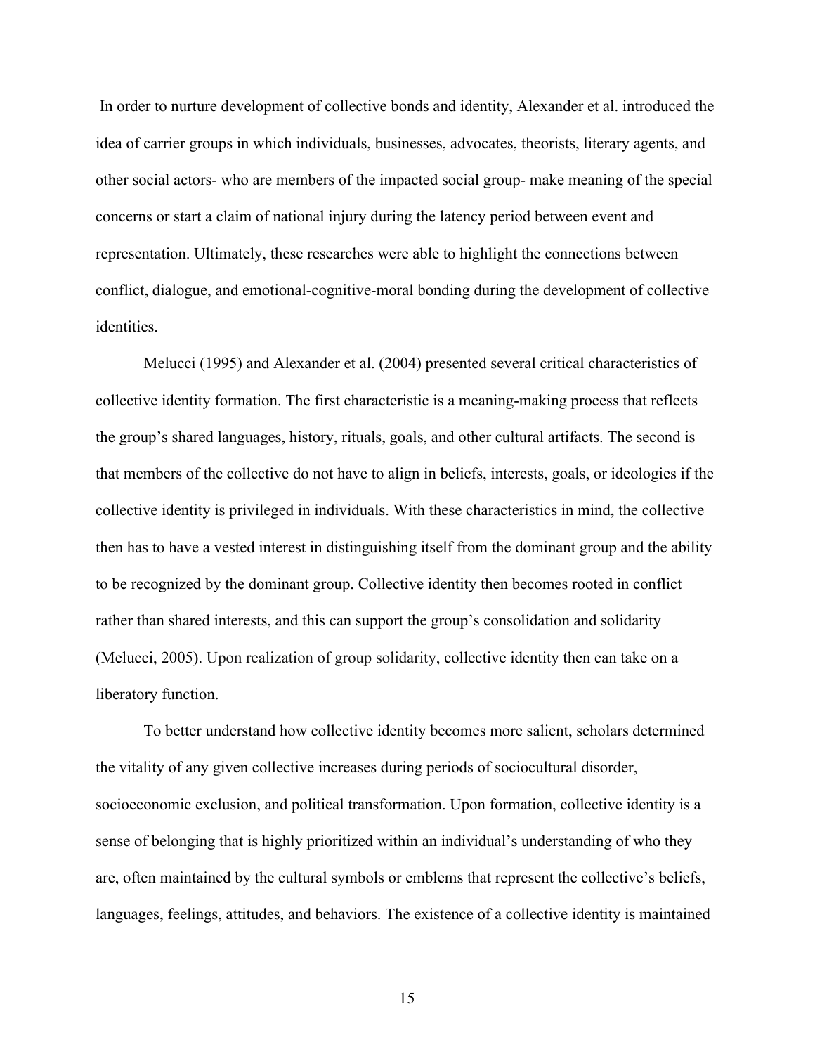In order to nurture development of collective bonds and identity, Alexander et al. introduced the idea of carrier groups in which individuals, businesses, advocates, theorists, literary agents, and other social actors- who are members of the impacted social group- make meaning of the special concerns or start a claim of national injury during the latency period between event and representation. Ultimately, these researches were able to highlight the connections between conflict, dialogue, and emotional-cognitive-moral bonding during the development of collective identities.

Melucci (1995) and Alexander et al. (2004) presented several critical characteristics of collective identity formation. The first characteristic is a meaning-making process that reflects the group's shared languages, history, rituals, goals, and other cultural artifacts. The second is that members of the collective do not have to align in beliefs, interests, goals, or ideologies if the collective identity is privileged in individuals. With these characteristics in mind, the collective then has to have a vested interest in distinguishing itself from the dominant group and the ability to be recognized by the dominant group. Collective identity then becomes rooted in conflict rather than shared interests, and this can support the group's consolidation and solidarity (Melucci, 2005). Upon realization of group solidarity, collective identity then can take on a liberatory function.

To better understand how collective identity becomes more salient, scholars determined the vitality of any given collective increases during periods of sociocultural disorder, socioeconomic exclusion, and political transformation. Upon formation, collective identity is a sense of belonging that is highly prioritized within an individual's understanding of who they are, often maintained by the cultural symbols or emblems that represent the collective's beliefs, languages, feelings, attitudes, and behaviors. The existence of a collective identity is maintained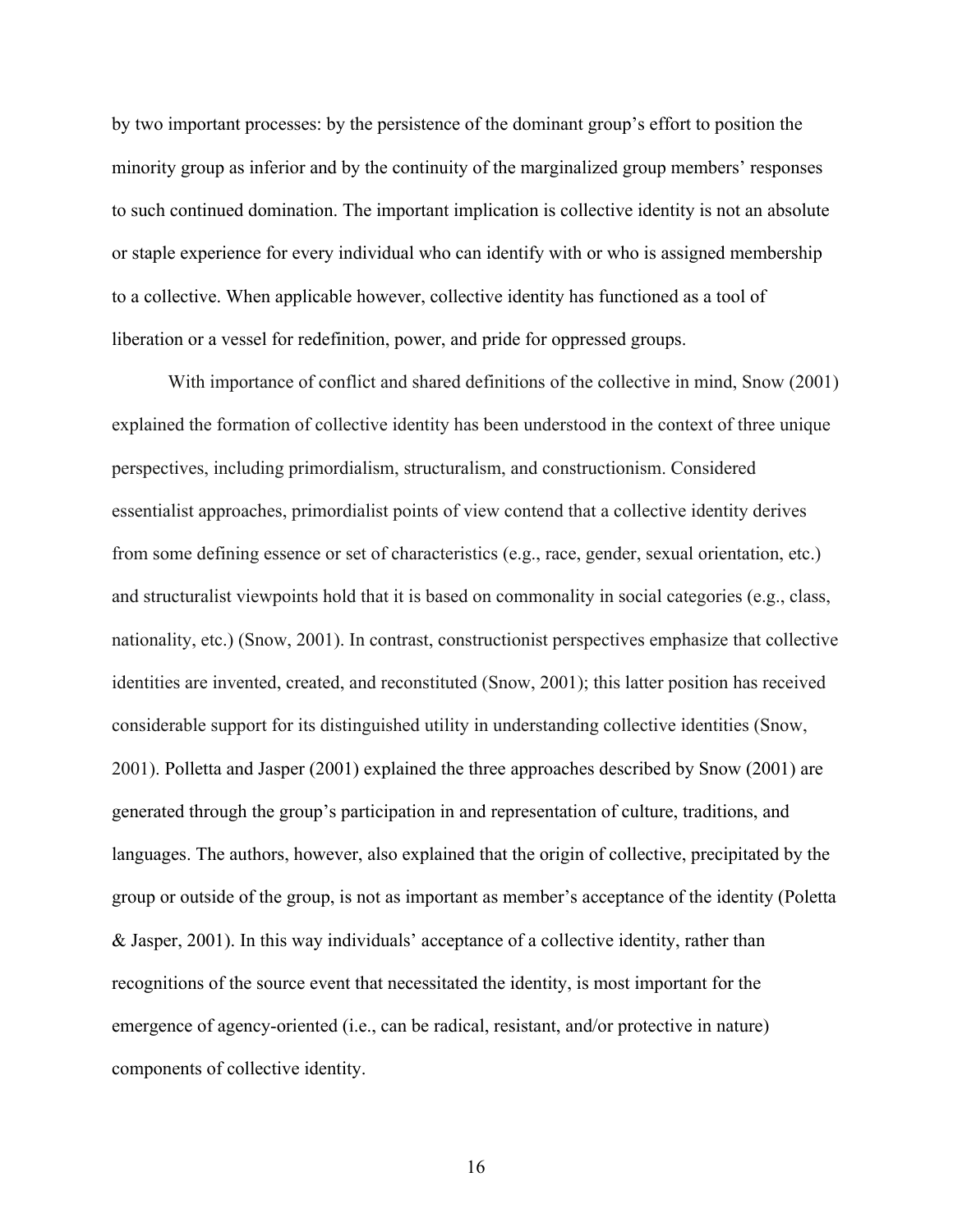by two important processes: by the persistence of the dominant group's effort to position the minority group as inferior and by the continuity of the marginalized group members' responses to such continued domination. The important implication is collective identity is not an absolute or staple experience for every individual who can identify with or who is assigned membership to a collective. When applicable however, collective identity has functioned as a tool of liberation or a vessel for redefinition, power, and pride for oppressed groups.

With importance of conflict and shared definitions of the collective in mind, Snow (2001) explained the formation of collective identity has been understood in the context of three unique perspectives, including primordialism, structuralism, and constructionism. Considered essentialist approaches, primordialist points of view contend that a collective identity derives from some defining essence or set of characteristics (e.g., race, gender, sexual orientation, etc.) and structuralist viewpoints hold that it is based on commonality in social categories (e.g., class, nationality, etc.) (Snow, 2001). In contrast, constructionist perspectives emphasize that collective identities are invented, created, and reconstituted (Snow, 2001); this latter position has received considerable support for its distinguished utility in understanding collective identities (Snow, 2001). Polletta and Jasper (2001) explained the three approaches described by Snow (2001) are generated through the group's participation in and representation of culture, traditions, and languages. The authors, however, also explained that the origin of collective, precipitated by the group or outside of the group, is not as important as member's acceptance of the identity (Poletta & Jasper, 2001). In this way individuals' acceptance of a collective identity, rather than recognitions of the source event that necessitated the identity, is most important for the emergence of agency-oriented (i.e., can be radical, resistant, and/or protective in nature) components of collective identity.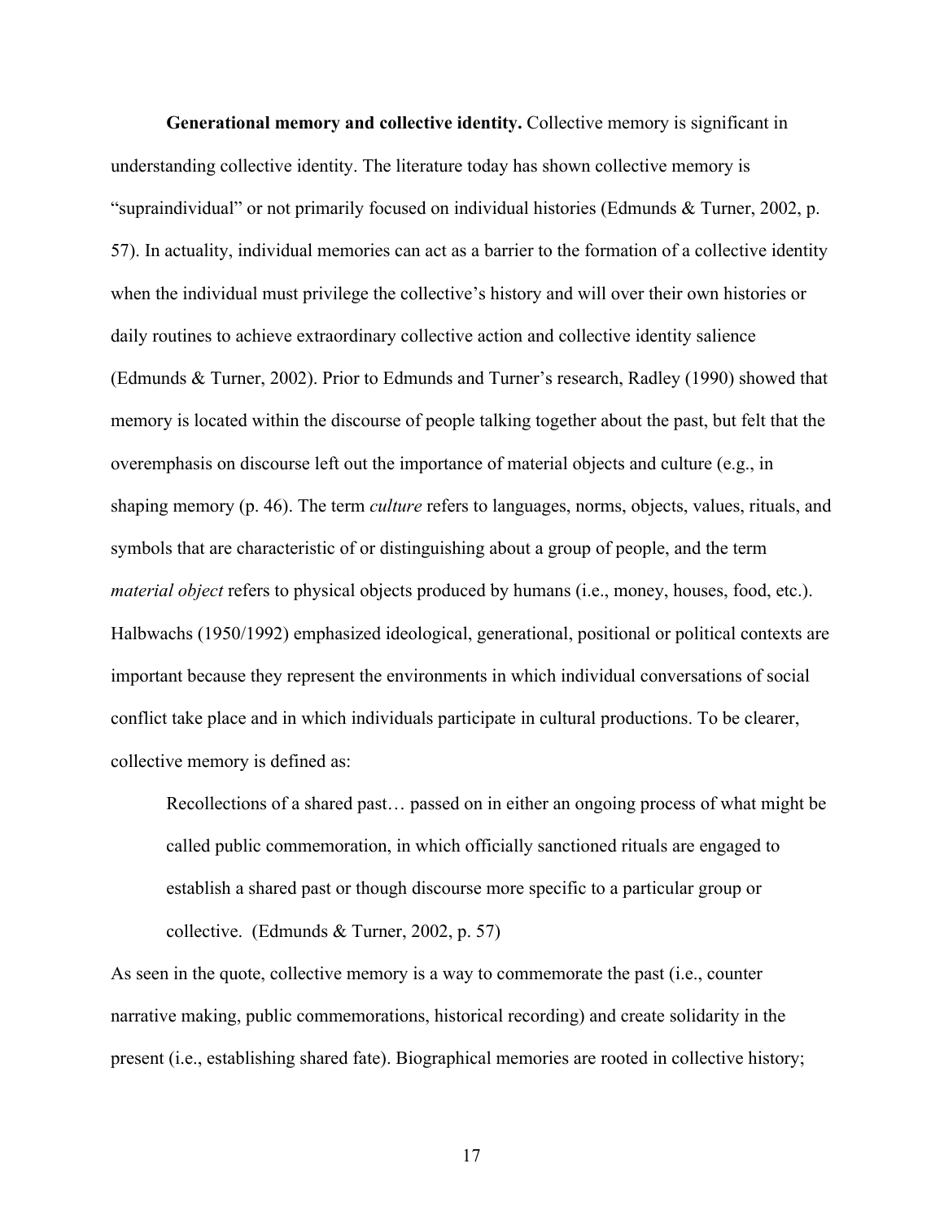**Generational memory and collective identity.** Collective memory is significant in understanding collective identity. The literature today has shown collective memory is "supraindividual" or not primarily focused on individual histories (Edmunds & Turner, 2002, p. 57). In actuality, individual memories can act as a barrier to the formation of a collective identity when the individual must privilege the collective's history and will over their own histories or daily routines to achieve extraordinary collective action and collective identity salience (Edmunds & Turner, 2002). Prior to Edmunds and Turner's research, Radley (1990) showed that memory is located within the discourse of people talking together about the past, but felt that the overemphasis on discourse left out the importance of material objects and culture (e.g., in shaping memory (p. 46). The term *culture* refers to languages, norms, objects, values, rituals, and symbols that are characteristic of or distinguishing about a group of people, and the term *material object* refers to physical objects produced by humans (i.e., money, houses, food, etc.). Halbwachs (1950/1992) emphasized ideological, generational, positional or political contexts are important because they represent the environments in which individual conversations of social conflict take place and in which individuals participate in cultural productions. To be clearer, collective memory is defined as:

> Recollections of a shared past… passed on in either an ongoing process of what might be called public commemoration, in which officially sanctioned rituals are engaged to establish a shared past or though discourse more specific to a particular group or collective. (Edmunds & Turner, 2002, p. 57)

As seen in the quote, collective memory is a way to commemorate the past (i.e., counter narrative making, public commemorations, historical recording) and create solidarity in the present (i.e., establishing shared fate). Biographical memories are rooted in collective history;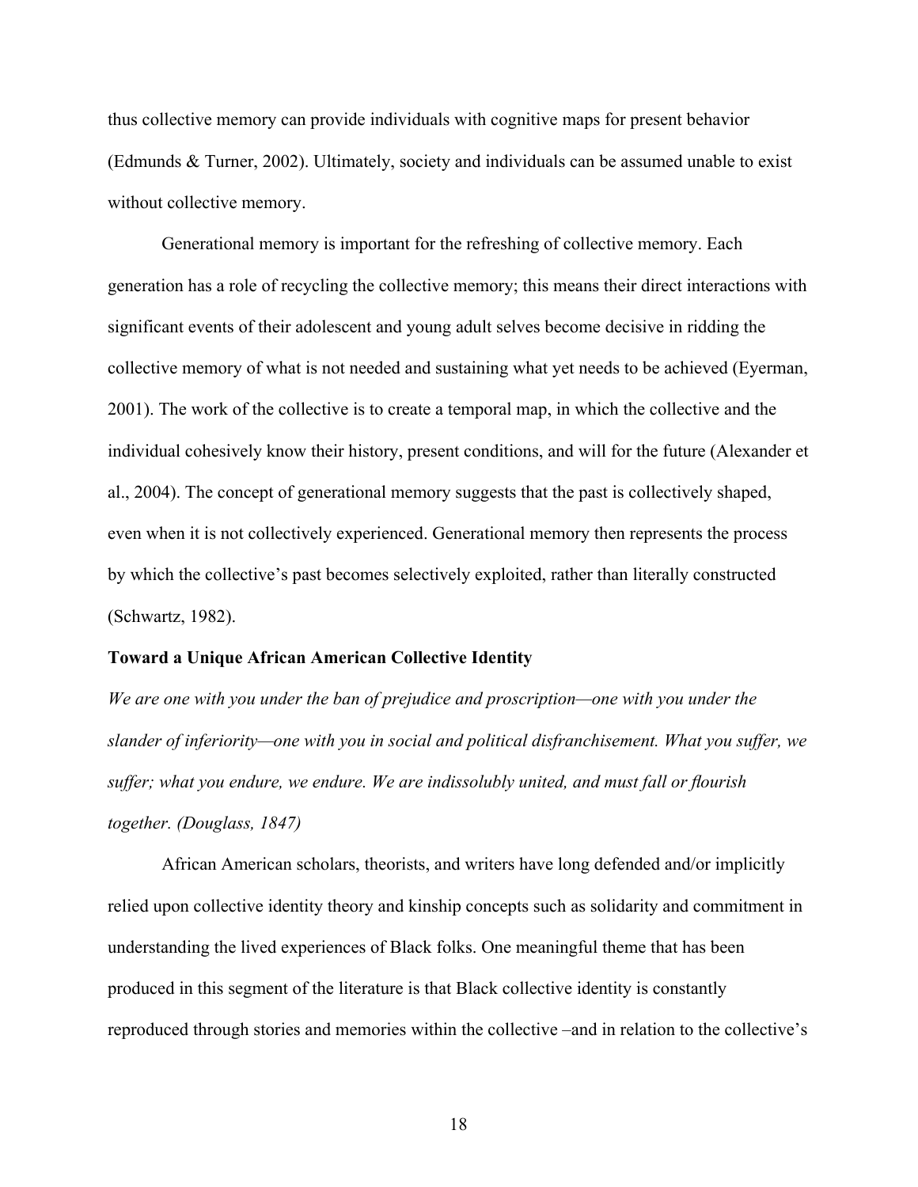thus collective memory can provide individuals with cognitive maps for present behavior (Edmunds & Turner, 2002). Ultimately, society and individuals can be assumed unable to exist without collective memory.

Generational memory is important for the refreshing of collective memory. Each generation has a role of recycling the collective memory; this means their direct interactions with significant events of their adolescent and young adult selves become decisive in ridding the collective memory of what is not needed and sustaining what yet needs to be achieved (Eyerman, 2001). The work of the collective is to create a temporal map, in which the collective and the individual cohesively know their history, present conditions, and will for the future (Alexander et al., 2004). The concept of generational memory suggests that the past is collectively shaped, even when it is not collectively experienced. Generational memory then represents the process by which the collective's past becomes selectively exploited, rather than literally constructed (Schwartz, 1982).

## Toward a Unique African American Collective Identity

*We are one with you under the ban of prejudice and proscription—one with you under the slander of inferiority—one with you in social and political disfranchisement. What you suffer, we suffer; what you endure, we endure. We are indissolubly united, and must fall or flourish together. (Douglass, 1847)*

African American scholars, theorists, and writers have long defended and/or implicitly relied upon collective identity theory and kinship concepts such as solidarity and commitment in understanding the lived experiences of Black folks. One meaningful theme that has been produced in this segment of the literature is that Black collective identity is constantly reproduced through stories and memories within the collective –and in relation to the collective's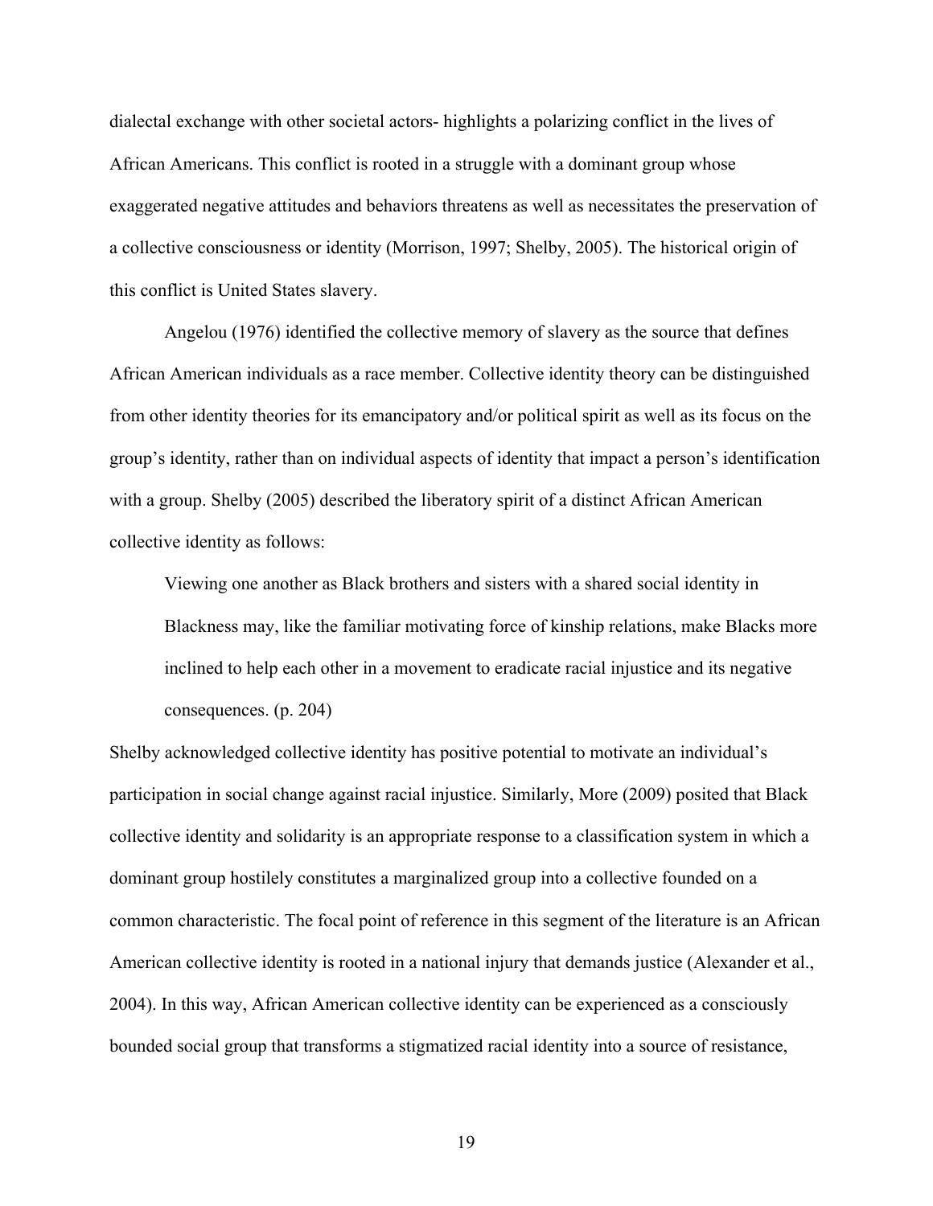dialectal exchange with other societal actors- highlights a polarizing conflict in the lives of African Americans. This conflict is rooted in a struggle with a dominant group whose exaggerated negative attitudes and behaviors threatens as well as necessitates the preservation of a collective consciousness or identity (Morrison, 1997; Shelby, 2005). The historical origin of this conflict is United States slavery.

Angelou (1976) identified the collective memory of slavery as the source that defines African American individuals as a race member. Collective identity theory can be distinguished from other identity theories for its emancipatory and/or political spirit as well as its focus on the group's identity, rather than on individual aspects of identity that impact a person's identification with a group. Shelby (2005) described the liberatory spirit of a distinct African American collective identity as follows:

> Viewing one another as Black brothers and sisters with a shared social identity in Blackness may, like the familiar motivating force of kinship relations, make Blacks more inclined to help each other in a movement to eradicate racial injustice and its negative consequences. (p. 204)

Shelby acknowledged collective identity has positive potential to motivate an individual's participation in social change against racial injustice. Similarly, More (2009) posited that Black collective identity and solidarity is an appropriate response to a classification system in which a dominant group hostilely constitutes a marginalized group into a collective founded on a common characteristic. The focal point of reference in this segment of the literature is an African American collective identity is rooted in a national injury that demands justice (Alexander et al., 2004). In this way, African American collective identity can be experienced as a consciously bounded social group that transforms a stigmatized racial identity into a source of resistance,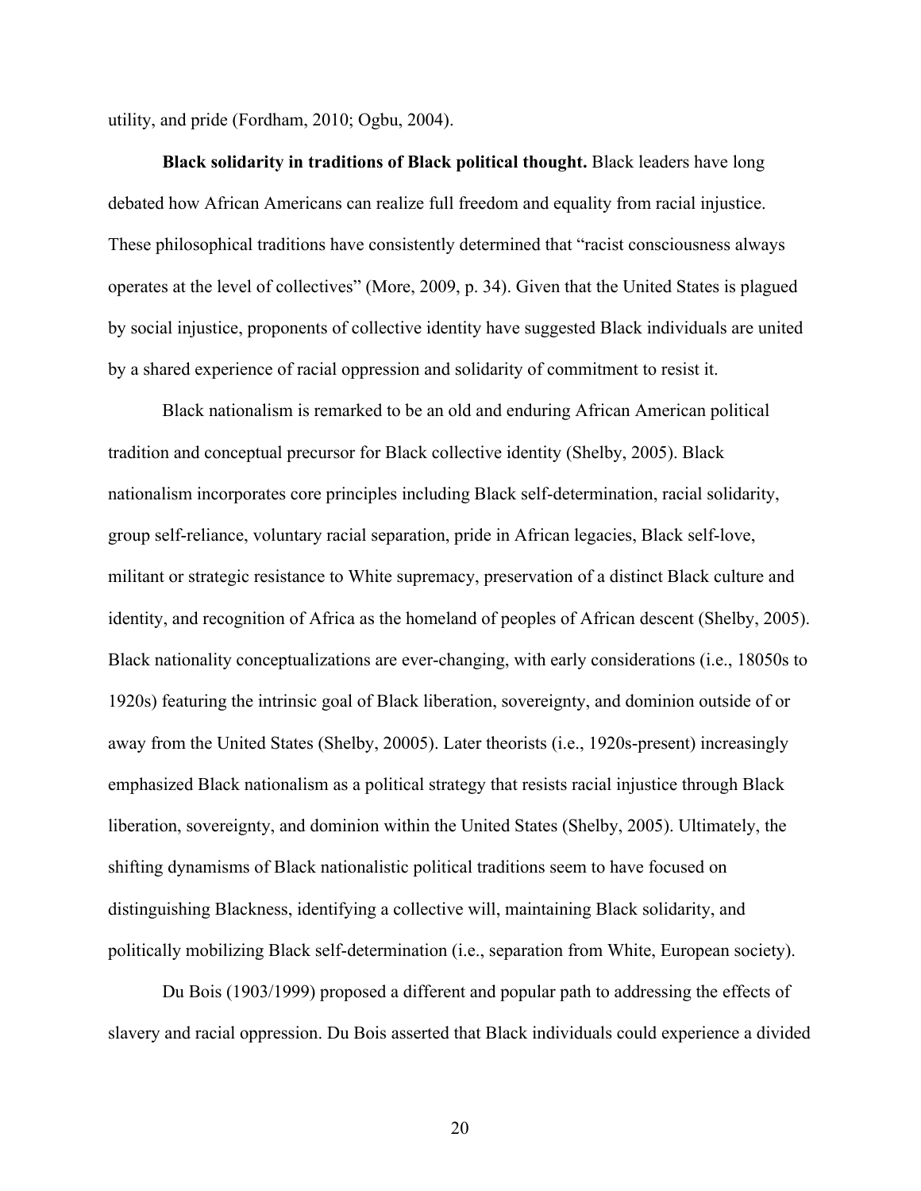utility, and pride (Fordham, 2010; Ogbu, 2004).

**Black solidarity in traditions of Black political thought.** Black leaders have long debated how African Americans can realize full freedom and equality from racial injustice. These philosophical traditions have consistently determined that "racist consciousness always operates at the level of collectives" (More, 2009, p. 34). Given that the United States is plagued by social injustice, proponents of collective identity have suggested Black individuals are united by a shared experience of racial oppression and solidarity of commitment to resist it.

Black nationalism is remarked to be an old and enduring African American political tradition and conceptual precursor for Black collective identity (Shelby, 2005). Black nationalism incorporates core principles including Black self-determination, racial solidarity, group self-reliance, voluntary racial separation, pride in African legacies, Black self-love, militant or strategic resistance to White supremacy, preservation of a distinct Black culture and identity, and recognition of Africa as the homeland of peoples of African descent (Shelby, 2005). Black nationality conceptualizations are ever-changing, with early considerations (i.e., 18050s to 1920s) featuring the intrinsic goal of Black liberation, sovereignty, and dominion outside of or away from the United States (Shelby, 20005). Later theorists (i.e., 1920s-present) increasingly emphasized Black nationalism as a political strategy that resists racial injustice through Black liberation, sovereignty, and dominion within the United States (Shelby, 2005). Ultimately, the shifting dynamisms of Black nationalistic political traditions seem to have focused on distinguishing Blackness, identifying a collective will, maintaining Black solidarity, and politically mobilizing Black self-determination (i.e., separation from White, European society).

Du Bois (1903/1999) proposed a different and popular path to addressing the effects of slavery and racial oppression. Du Bois asserted that Black individuals could experience a divided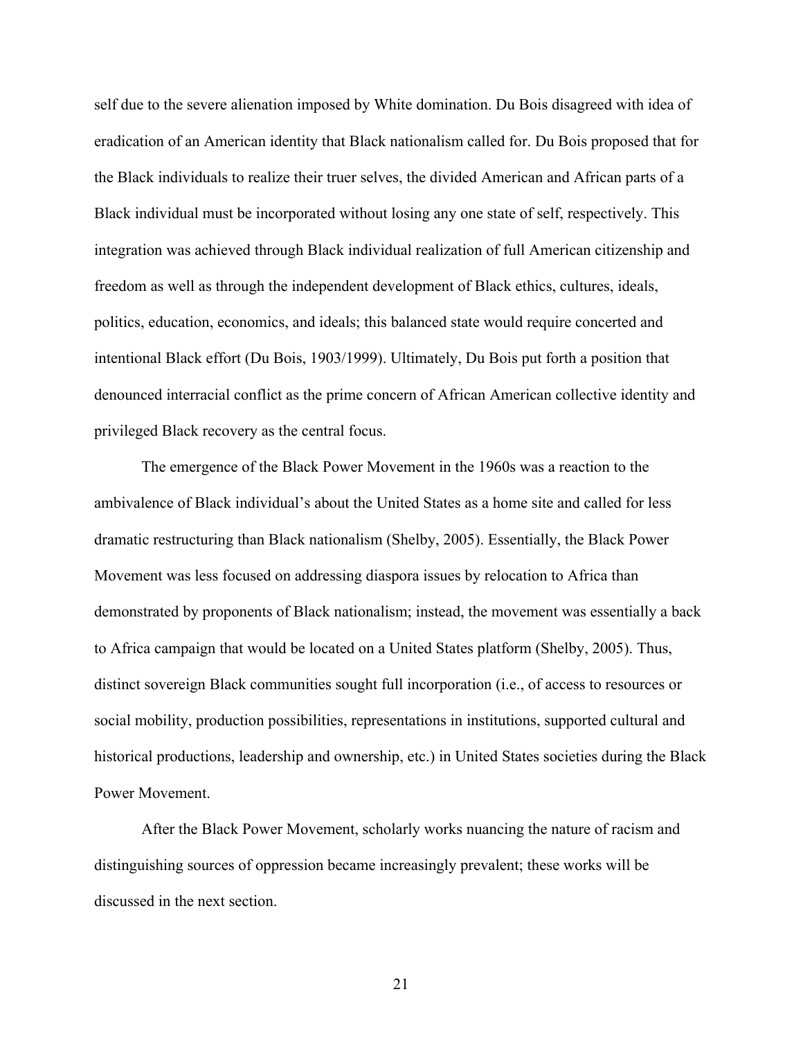self due to the severe alienation imposed by White domination. Du Bois disagreed with idea of eradication of an American identity that Black nationalism called for. Du Bois proposed that for the Black individuals to realize their truer selves, the divided American and African parts of a Black individual must be incorporated without losing any one state of self, respectively. This integration was achieved through Black individual realization of full American citizenship and freedom as well as through the independent development of Black ethics, cultures, ideals, politics, education, economics, and ideals; this balanced state would require concerted and intentional Black effort (Du Bois, 1903/1999). Ultimately, Du Bois put forth a position that denounced interracial conflict as the prime concern of African American collective identity and privileged Black recovery as the central focus.

The emergence of the Black Power Movement in the 1960s was a reaction to the ambivalence of Black individual's about the United States as a home site and called for less dramatic restructuring than Black nationalism (Shelby, 2005). Essentially, the Black Power Movement was less focused on addressing diaspora issues by relocation to Africa than demonstrated by proponents of Black nationalism; instead, the movement was essentially a back to Africa campaign that would be located on a United States platform (Shelby, 2005). Thus, distinct sovereign Black communities sought full incorporation (i.e., of access to resources or social mobility, production possibilities, representations in institutions, supported cultural and historical productions, leadership and ownership, etc.) in United States societies during the Black Power Movement.

After the Black Power Movement, scholarly works nuancing the nature of racism and distinguishing sources of oppression became increasingly prevalent; these works will be discussed in the next section.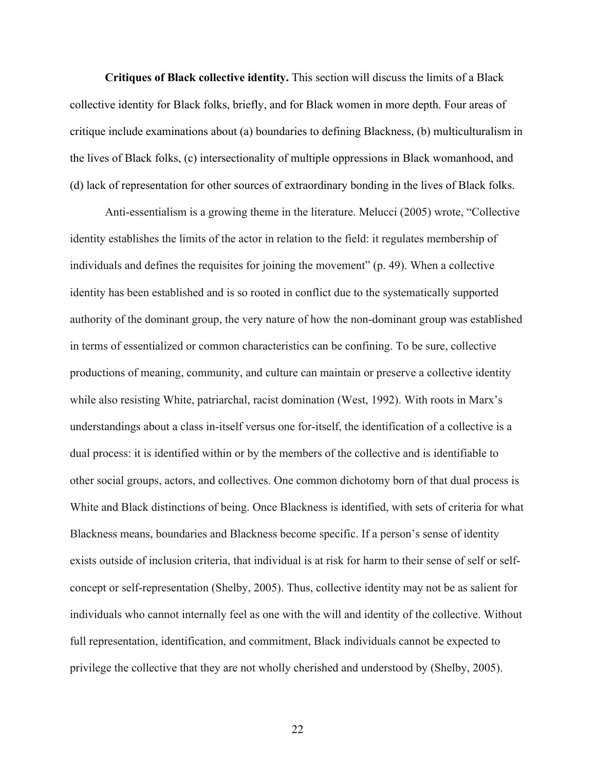**Critiques of Black collective identity.** This section will discuss the limits of a Black collective identity for Black folks, briefly, and for Black women in more depth. Four areas of critique include examinations about (a) boundaries to defining Blackness, (b) multiculturalism in the lives of Black folks, (c) intersectionality of multiple oppressions in Black womanhood, and (d) lack of representation for other sources of extraordinary bonding in the lives of Black folks.

Anti-essentialism is a growing theme in the literature. Melucci (2005) wrote, "Collective identity establishes the limits of the actor in relation to the field: it regulates membership of individuals and defines the requisites for joining the movement" (p. 49). When a collective identity has been established and is so rooted in conflict due to the systematically supported authority of the dominant group, the very nature of how the non-dominant group was established in terms of essentialized or common characteristics can be confining. To be sure, collective productions of meaning, community, and culture can maintain or preserve a collective identity while also resisting White, patriarchal, racist domination (West, 1992). With roots in Marx's understandings about a class in-itself versus one for-itself, the identification of a collective is a dual process: it is identified within or by the members of the collective and is identifiable to other social groups, actors, and collectives. One common dichotomy born of that dual process is White and Black distinctions of being. Once Blackness is identified, with sets of criteria for what Blackness means, boundaries and Blackness become specific. If a person's sense of identity exists outside of inclusion criteria, that individual is at risk for harm to their sense of self or self-concept or self-representation (Shelby, 2005). Thus, collective identity may not be as salient for individuals who cannot internally feel as one with the will and identity of the collective. Without full representation, identification, and commitment, Black individuals cannot be expected to privilege the collective that they are not wholly cherished and understood by (Shelby, 2005).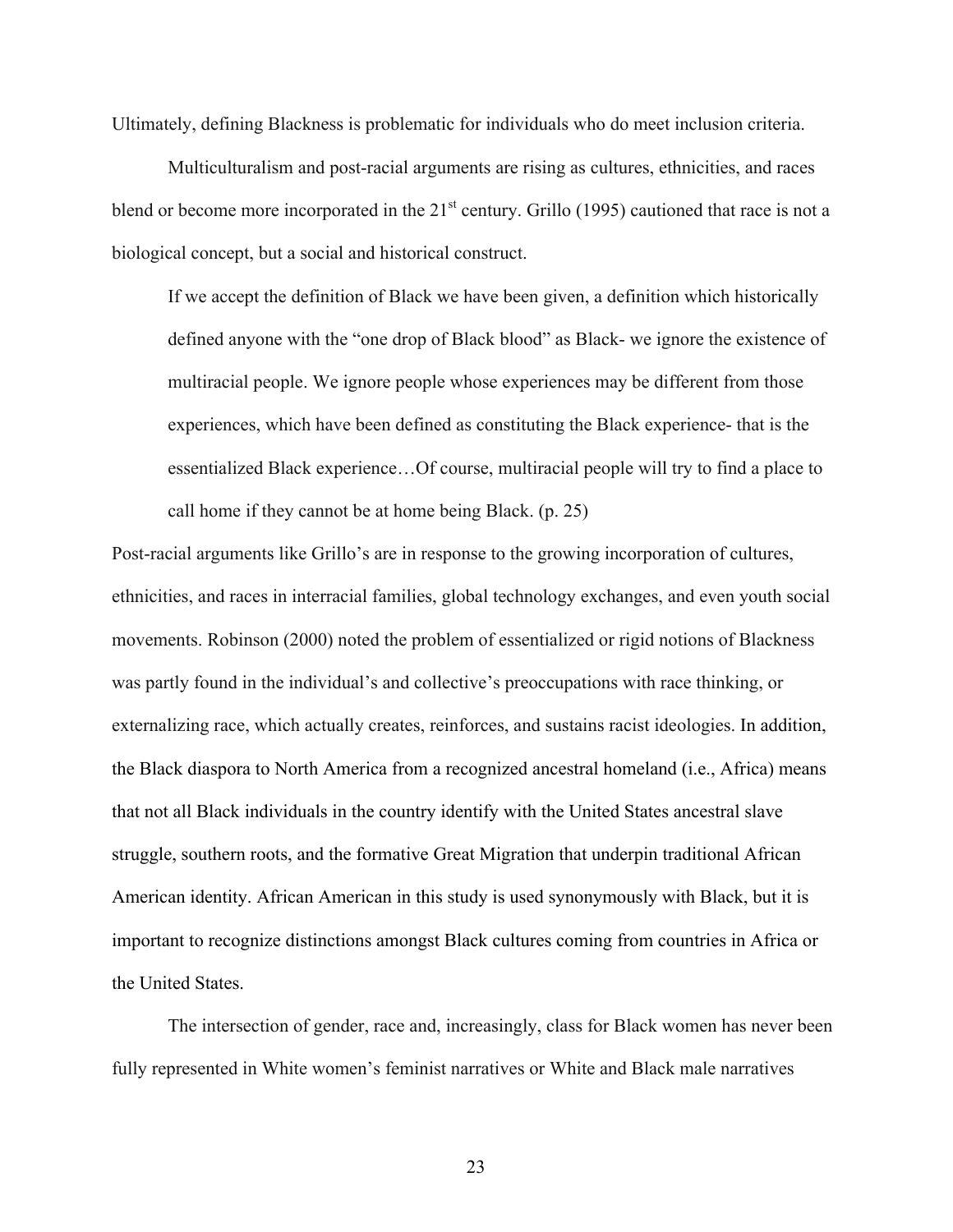Ultimately, defining Blackness is problematic for individuals who do meet inclusion criteria.

Multiculturalism and post-racial arguments are rising as cultures, ethnicities, and races blend or become more incorporated in the 21st century. Grillo (1995) cautioned that race is not a biological concept, but a social and historical construct.

> If we accept the definition of Black we have been given, a definition which historically defined anyone with the "one drop of Black blood" as Black- we ignore the existence of multiracial people. We ignore people whose experiences may be different from those experiences, which have been defined as constituting the Black experience- that is the essentialized Black experience…Of course, multiracial people will try to find a place to call home if they cannot be at home being Black. (p. 25)

Post-racial arguments like Grillo's are in response to the growing incorporation of cultures, ethnicities, and races in interracial families, global technology exchanges, and even youth social movements. Robinson (2000) noted the problem of essentialized or rigid notions of Blackness was partly found in the individual's and collective's preoccupations with race thinking, or externalizing race, which actually creates, reinforces, and sustains racist ideologies. In addition, the Black diaspora to North America from a recognized ancestral homeland (i.e., Africa) means that not all Black individuals in the country identify with the United States ancestral slave struggle, southern roots, and the formative Great Migration that underpin traditional African American identity. African American in this study is used synonymously with Black, but it is important to recognize distinctions amongst Black cultures coming from countries in Africa or the United States.

The intersection of gender, race and, increasingly, class for Black women has never been fully represented in White women's feminist narratives or White and Black male narratives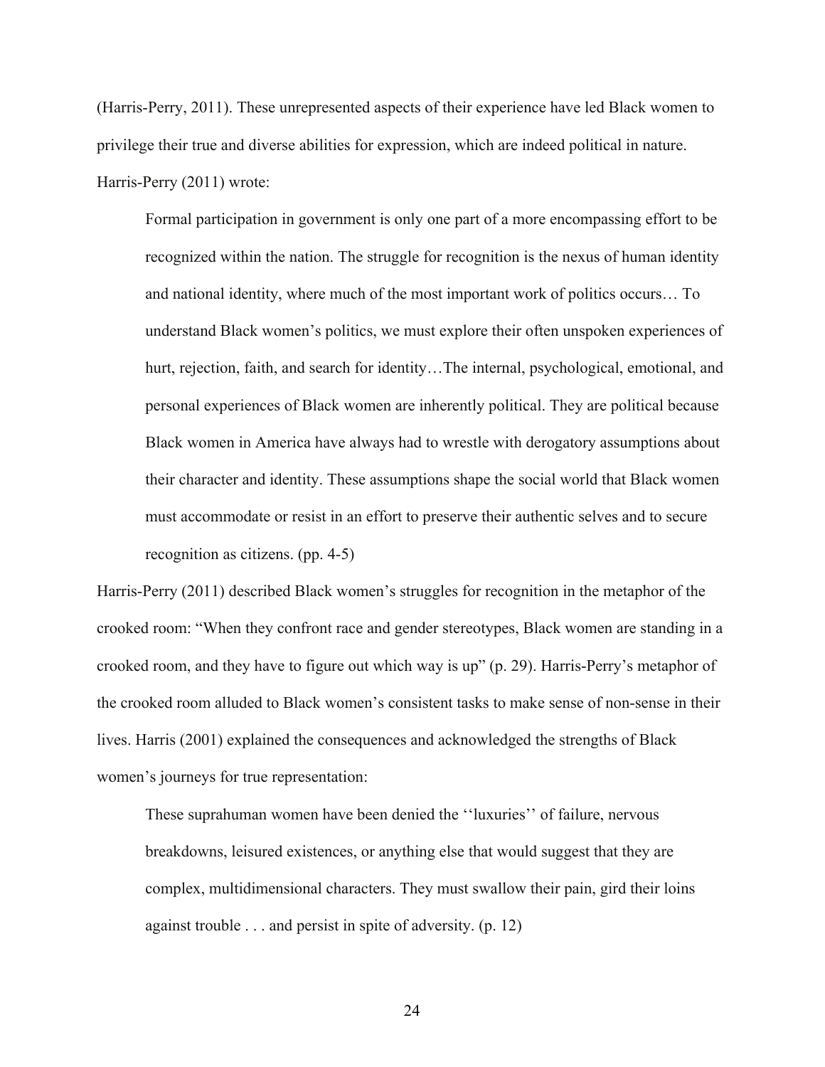(Harris-Perry, 2011). These unrepresented aspects of their experience have led Black women to privilege their true and diverse abilities for expression, which are indeed political in nature. Harris-Perry (2011) wrote:

> Formal participation in government is only one part of a more encompassing effort to be recognized within the nation. The struggle for recognition is the nexus of human identity and national identity, where much of the most important work of politics occurs… To understand Black women's politics, we must explore their often unspoken experiences of hurt, rejection, faith, and search for identity…The internal, psychological, emotional, and personal experiences of Black women are inherently political. They are political because Black women in America have always had to wrestle with derogatory assumptions about their character and identity. These assumptions shape the social world that Black women must accommodate or resist in an effort to preserve their authentic selves and to secure recognition as citizens. (pp. 4-5)

Harris-Perry (2011) described Black women's struggles for recognition in the metaphor of the crooked room: "When they confront race and gender stereotypes, Black women are standing in a crooked room, and they have to figure out which way is up" (p. 29). Harris-Perry's metaphor of the crooked room alluded to Black women's consistent tasks to make sense of non-sense in their lives. Harris (2001) explained the consequences and acknowledged the strengths of Black women's journeys for true representation:

> These suprahuman women have been denied the ''luxuries'' of failure, nervous breakdowns, leisured existences, or anything else that would suggest that they are complex, multidimensional characters. They must swallow their pain, gird their loins against trouble . . . and persist in spite of adversity. (p. 12)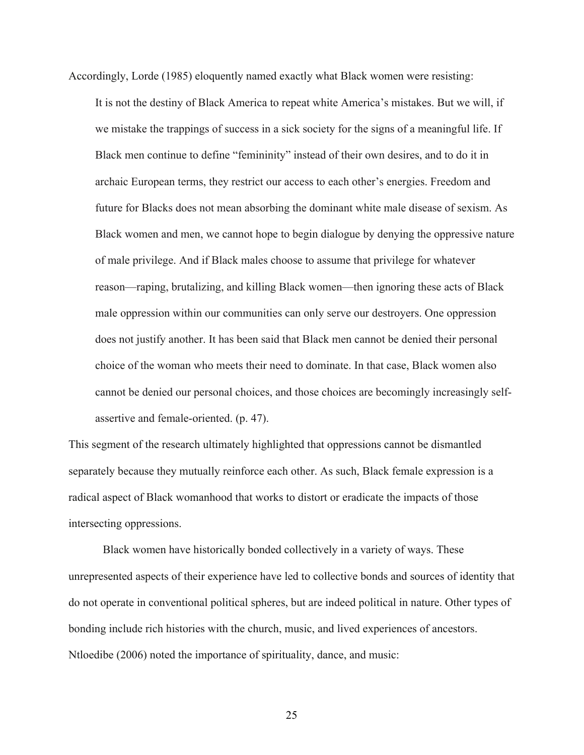Accordingly, Lorde (1985) eloquently named exactly what Black women were resisting:

> It is not the destiny of Black America to repeat white America's mistakes. But we will, if we mistake the trappings of success in a sick society for the signs of a meaningful life. If Black men continue to define "femininity" instead of their own desires, and to do it in archaic European terms, they restrict our access to each other's energies. Freedom and future for Blacks does not mean absorbing the dominant white male disease of sexism. As Black women and men, we cannot hope to begin dialogue by denying the oppressive nature of male privilege. And if Black males choose to assume that privilege for whatever reason—raping, brutalizing, and killing Black women—then ignoring these acts of Black male oppression within our communities can only serve our destroyers. One oppression does not justify another. It has been said that Black men cannot be denied their personal choice of the woman who meets their need to dominate. In that case, Black women also cannot be denied our personal choices, and those choices are becomingly increasingly self-assertive and female-oriented. (p. 47).

This segment of the research ultimately highlighted that oppressions cannot be dismantled separately because they mutually reinforce each other. As such, Black female expression is a radical aspect of Black womanhood that works to distort or eradicate the impacts of those intersecting oppressions.

Black women have historically bonded collectively in a variety of ways. These unrepresented aspects of their experience have led to collective bonds and sources of identity that do not operate in conventional political spheres, but are indeed political in nature. Other types of bonding include rich histories with the church, music, and lived experiences of ancestors. Ntloedibe (2006) noted the importance of spirituality, dance, and music: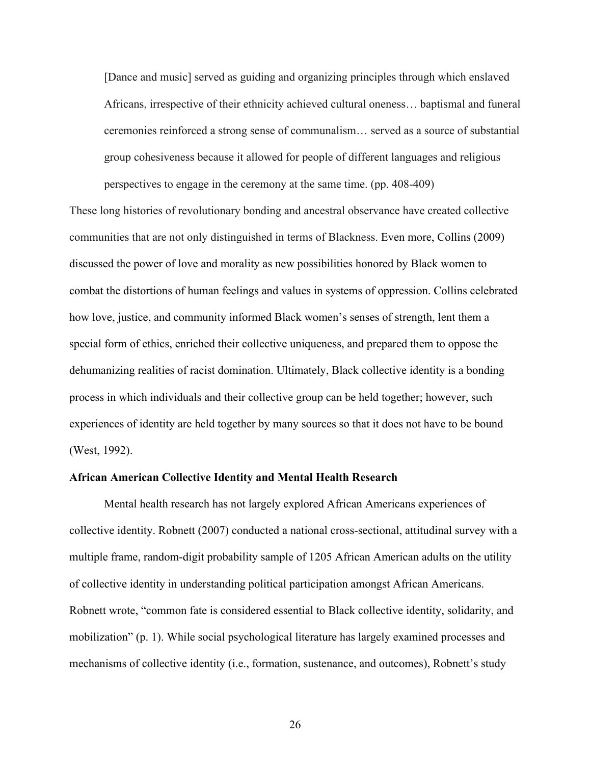> [Dance and music] served as guiding and organizing principles through which enslaved Africans, irrespective of their ethnicity achieved cultural oneness… baptismal and funeral ceremonies reinforced a strong sense of communalism… served as a source of substantial group cohesiveness because it allowed for people of different languages and religious perspectives to engage in the ceremony at the same time. (pp. 408-409)

These long histories of revolutionary bonding and ancestral observance have created collective communities that are not only distinguished in terms of Blackness. Even more, Collins (2009) discussed the power of love and morality as new possibilities honored by Black women to combat the distortions of human feelings and values in systems of oppression. Collins celebrated how love, justice, and community informed Black women's senses of strength, lent them a special form of ethics, enriched their collective uniqueness, and prepared them to oppose the dehumanizing realities of racist domination. Ultimately, Black collective identity is a bonding process in which individuals and their collective group can be held together; however, such experiences of identity are held together by many sources so that it does not have to be bound (West, 1992).

**African American Collective Identity and Mental Health Research**

Mental health research has not largely explored African Americans experiences of collective identity. Robnett (2007) conducted a national cross-sectional, attitudinal survey with a multiple frame, random-digit probability sample of 1205 African American adults on the utility of collective identity in understanding political participation amongst African Americans. Robnett wrote, "common fate is considered essential to Black collective identity, solidarity, and mobilization" (p. 1). While social psychological literature has largely examined processes and mechanisms of collective identity (i.e., formation, sustenance, and outcomes), Robnett's study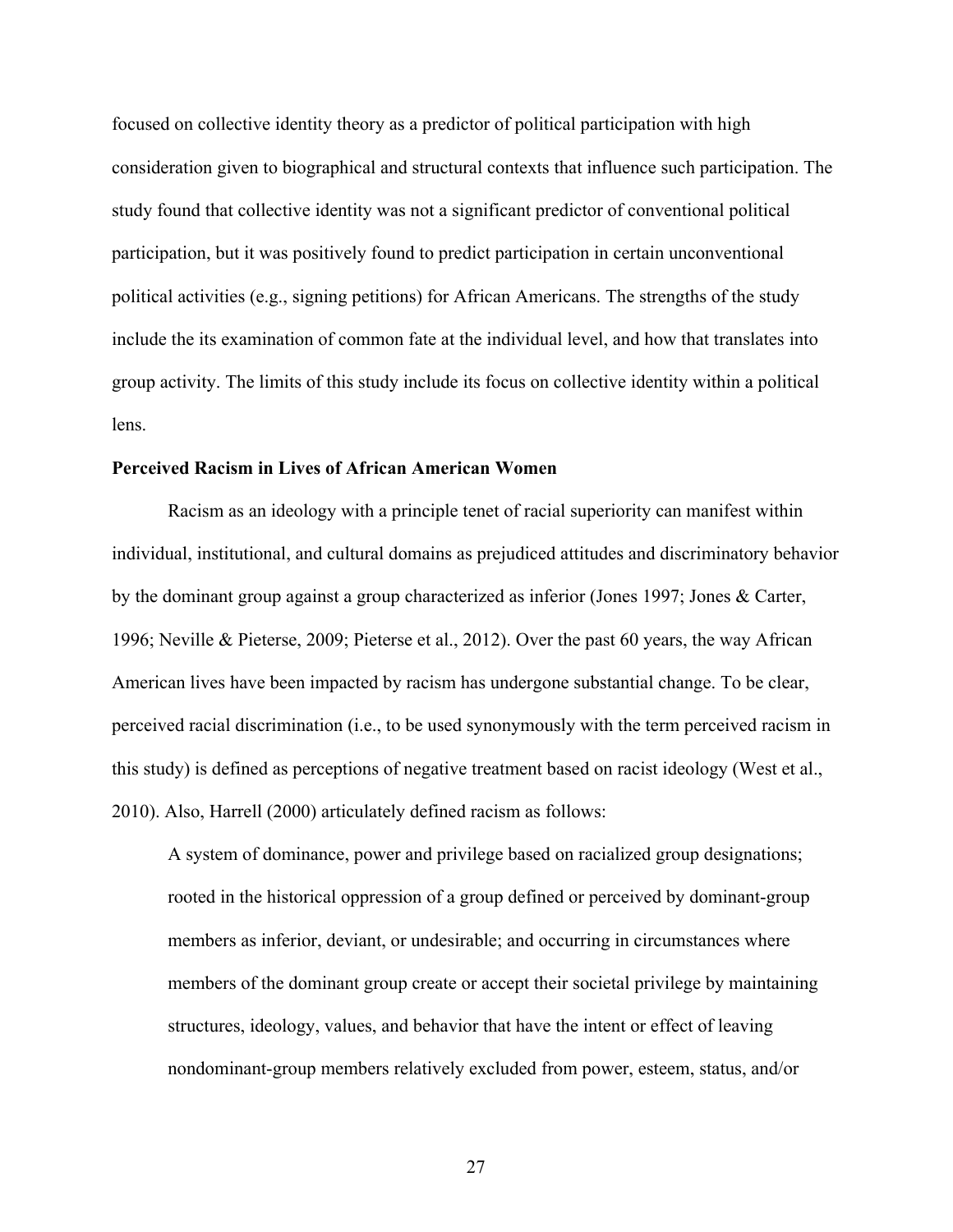focused on collective identity theory as a predictor of political participation with high consideration given to biographical and structural contexts that influence such participation. The study found that collective identity was not a significant predictor of conventional political participation, but it was positively found to predict participation in certain unconventional political activities (e.g., signing petitions) for African Americans. The strengths of the study include the its examination of common fate at the individual level, and how that translates into group activity. The limits of this study include its focus on collective identity within a political lens.

**Perceived Racism in Lives of African American Women**

Racism as an ideology with a principle tenet of racial superiority can manifest within individual, institutional, and cultural domains as prejudiced attitudes and discriminatory behavior by the dominant group against a group characterized as inferior (Jones 1997; Jones & Carter, 1996; Neville & Pieterse, 2009; Pieterse et al., 2012). Over the past 60 years, the way African American lives have been impacted by racism has undergone substantial change. To be clear, perceived racial discrimination (i.e., to be used synonymously with the term perceived racism in this study) is defined as perceptions of negative treatment based on racist ideology (West et al., 2010). Also, Harrell (2000) articulately defined racism as follows:

> A system of dominance, power and privilege based on racialized group designations; rooted in the historical oppression of a group defined or perceived by dominant-group members as inferior, deviant, or undesirable; and occurring in circumstances where members of the dominant group create or accept their societal privilege by maintaining structures, ideology, values, and behavior that have the intent or effect of leaving nondominant-group members relatively excluded from power, esteem, status, and/or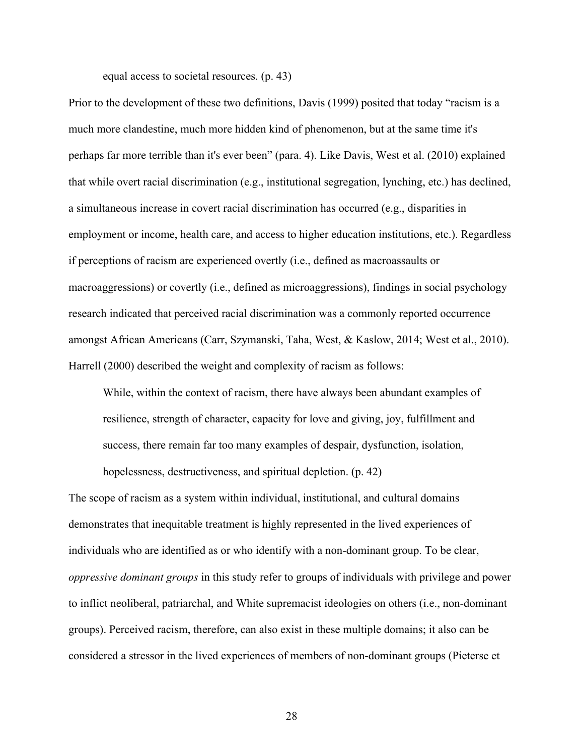equal access to societal resources. (p. 43)

Prior to the development of these two definitions, Davis (1999) posited that today "racism is a much more clandestine, much more hidden kind of phenomenon, but at the same time it's perhaps far more terrible than it's ever been" (para. 4). Like Davis, West et al. (2010) explained that while overt racial discrimination (e.g., institutional segregation, lynching, etc.) has declined, a simultaneous increase in covert racial discrimination has occurred (e.g., disparities in employment or income, health care, and access to higher education institutions, etc.). Regardless if perceptions of racism are experienced overtly (i.e., defined as macroassaults or macroaggressions) or covertly (i.e., defined as microaggressions), findings in social psychology research indicated that perceived racial discrimination was a commonly reported occurrence amongst African Americans (Carr, Szymanski, Taha, West, & Kaslow, 2014; West et al., 2010). Harrell (2000) described the weight and complexity of racism as follows:

> While, within the context of racism, there have always been abundant examples of resilience, strength of character, capacity for love and giving, joy, fulfillment and success, there remain far too many examples of despair, dysfunction, isolation, hopelessness, destructiveness, and spiritual depletion. (p. 42)

The scope of racism as a system within individual, institutional, and cultural domains demonstrates that inequitable treatment is highly represented in the lived experiences of individuals who are identified as or who identify with a non-dominant group. To be clear, *oppressive dominant groups* in this study refer to groups of individuals with privilege and power to inflict neoliberal, patriarchal, and White supremacist ideologies on others (i.e., non-dominant groups). Perceived racism, therefore, can also exist in these multiple domains; it also can be considered a stressor in the lived experiences of members of non-dominant groups (Pieterse et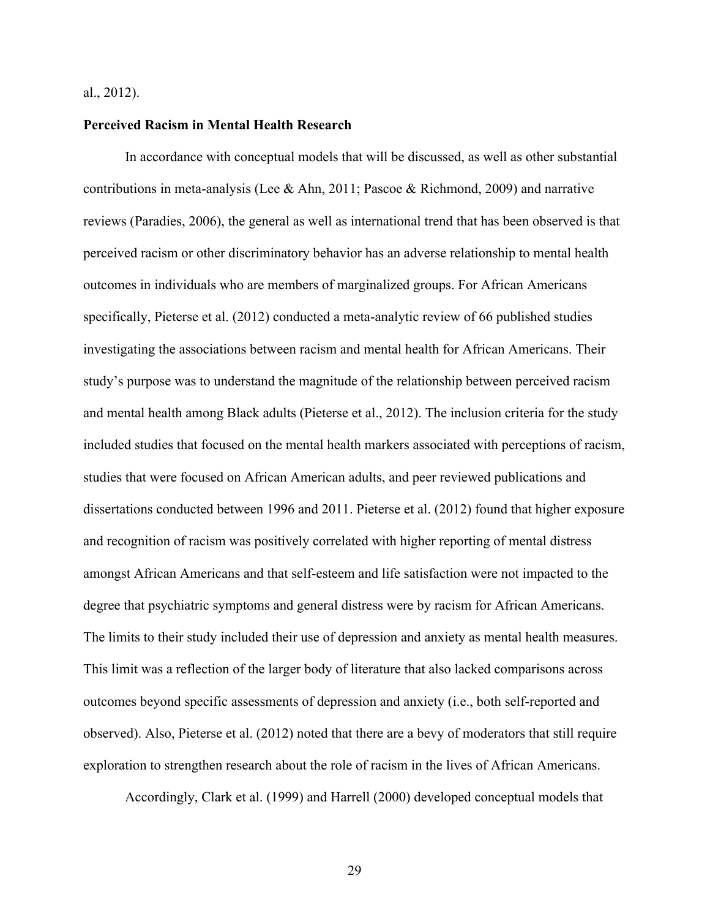al., 2012).

**Perceived Racism in Mental Health Research**

In accordance with conceptual models that will be discussed, as well as other substantial contributions in meta-analysis (Lee & Ahn, 2011; Pascoe & Richmond, 2009) and narrative reviews (Paradies, 2006), the general as well as international trend that has been observed is that perceived racism or other discriminatory behavior has an adverse relationship to mental health outcomes in individuals who are members of marginalized groups. For African Americans specifically, Pieterse et al. (2012) conducted a meta-analytic review of 66 published studies investigating the associations between racism and mental health for African Americans. Their study's purpose was to understand the magnitude of the relationship between perceived racism and mental health among Black adults (Pieterse et al., 2012). The inclusion criteria for the study included studies that focused on the mental health markers associated with perceptions of racism, studies that were focused on African American adults, and peer reviewed publications and dissertations conducted between 1996 and 2011. Pieterse et al. (2012) found that higher exposure and recognition of racism was positively correlated with higher reporting of mental distress amongst African Americans and that self-esteem and life satisfaction were not impacted to the degree that psychiatric symptoms and general distress were by racism for African Americans. The limits to their study included their use of depression and anxiety as mental health measures. This limit was a reflection of the larger body of literature that also lacked comparisons across outcomes beyond specific assessments of depression and anxiety (i.e., both self-reported and observed). Also, Pieterse et al. (2012) noted that there are a bevy of moderators that still require exploration to strengthen research about the role of racism in the lives of African Americans.

Accordingly, Clark et al. (1999) and Harrell (2000) developed conceptual models that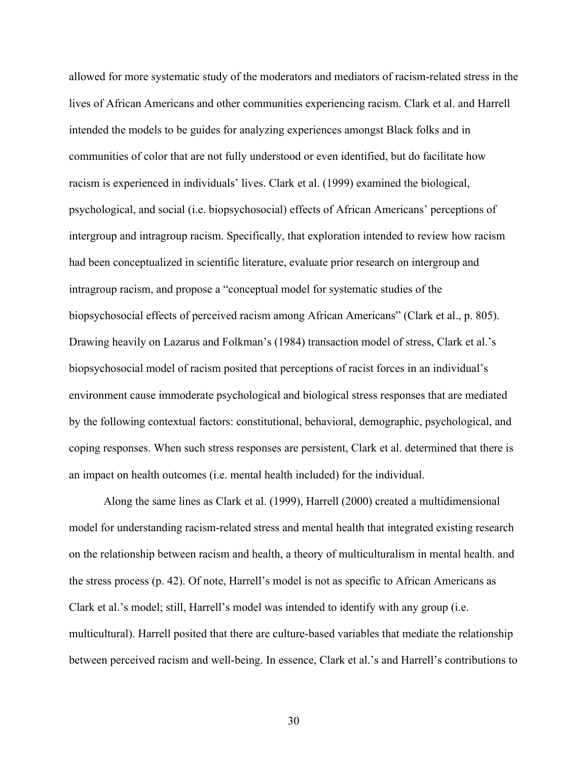allowed for more systematic study of the moderators and mediators of racism-related stress in the lives of African Americans and other communities experiencing racism. Clark et al. and Harrell intended the models to be guides for analyzing experiences amongst Black folks and in communities of color that are not fully understood or even identified, but do facilitate how racism is experienced in individuals' lives. Clark et al. (1999) examined the biological, psychological, and social (i.e. biopsychosocial) effects of African Americans' perceptions of intergroup and intragroup racism. Specifically, that exploration intended to review how racism had been conceptualized in scientific literature, evaluate prior research on intergroup and intragroup racism, and propose a "conceptual model for systematic studies of the biopsychosocial effects of perceived racism among African Americans" (Clark et al., p. 805). Drawing heavily on Lazarus and Folkman's (1984) transaction model of stress, Clark et al.'s biopsychosocial model of racism posited that perceptions of racist forces in an individual's environment cause immoderate psychological and biological stress responses that are mediated by the following contextual factors: constitutional, behavioral, demographic, psychological, and coping responses. When such stress responses are persistent, Clark et al. determined that there is an impact on health outcomes (i.e. mental health included) for the individual.

Along the same lines as Clark et al. (1999), Harrell (2000) created a multidimensional model for understanding racism-related stress and mental health that integrated existing research on the relationship between racism and health, a theory of multiculturalism in mental health. and the stress process (p. 42). Of note, Harrell's model is not as specific to African Americans as Clark et al.'s model; still, Harrell's model was intended to identify with any group (i.e. multicultural). Harrell posited that there are culture-based variables that mediate the relationship between perceived racism and well-being. In essence, Clark et al.'s and Harrell's contributions to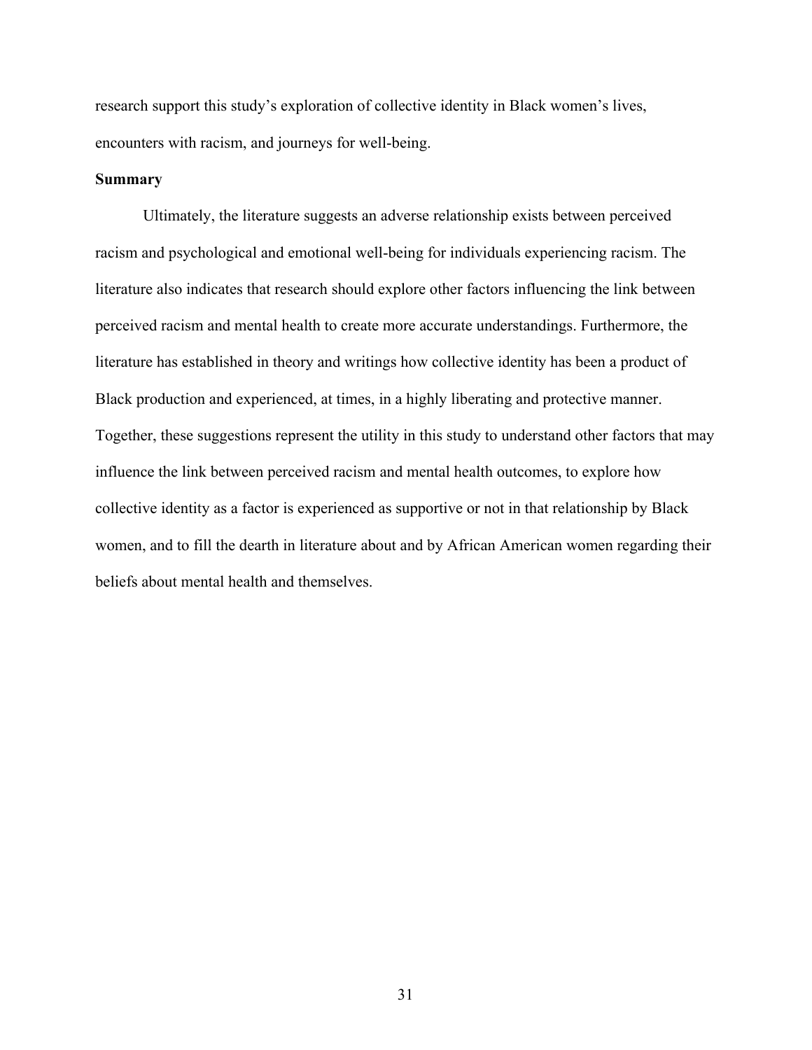research support this study's exploration of collective identity in Black women's lives, encounters with racism, and journeys for well-being.

### Summary

Ultimately, the literature suggests an adverse relationship exists between perceived racism and psychological and emotional well-being for individuals experiencing racism. The literature also indicates that research should explore other factors influencing the link between perceived racism and mental health to create more accurate understandings. Furthermore, the literature has established in theory and writings how collective identity has been a product of Black production and experienced, at times, in a highly liberating and protective manner. Together, these suggestions represent the utility in this study to understand other factors that may influence the link between perceived racism and mental health outcomes, to explore how collective identity as a factor is experienced as supportive or not in that relationship by Black women, and to fill the dearth in literature about and by African American women regarding their beliefs about mental health and themselves.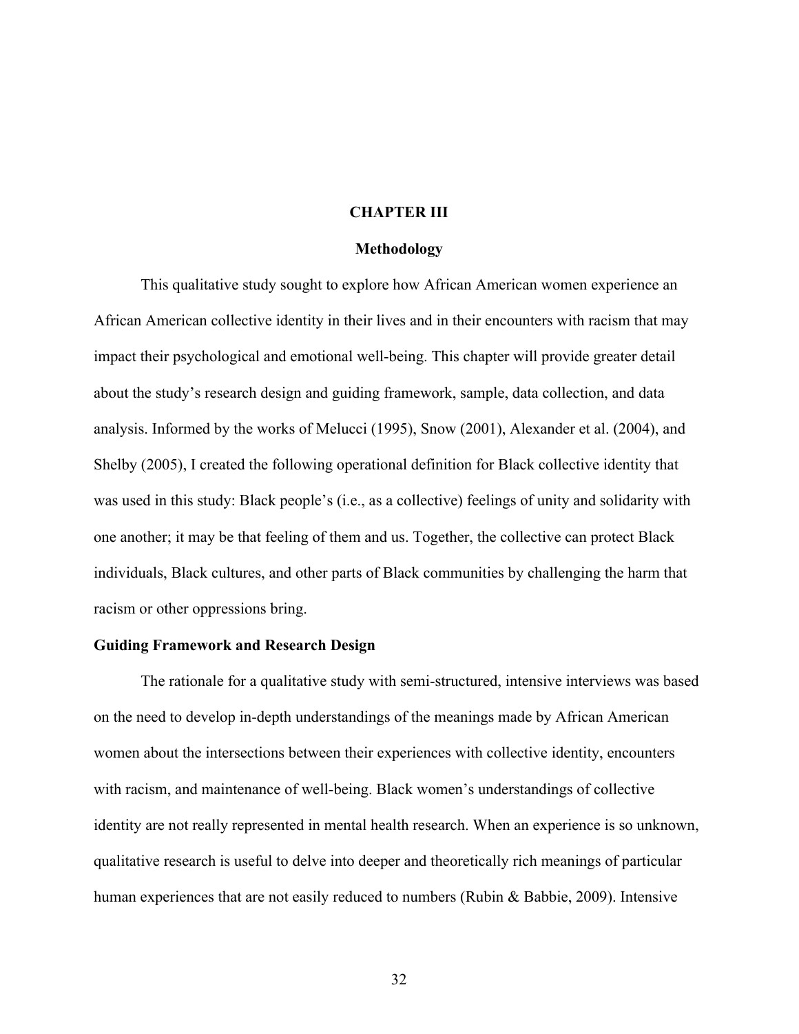# CHAPTER III

## Methodology

This qualitative study sought to explore how African American women experience an African American collective identity in their lives and in their encounters with racism that may impact their psychological and emotional well-being. This chapter will provide greater detail about the study's research design and guiding framework, sample, data collection, and data analysis. Informed by the works of Melucci (1995), Snow (2001), Alexander et al. (2004), and Shelby (2005), I created the following operational definition for Black collective identity that was used in this study: Black people's (i.e., as a collective) feelings of unity and solidarity with one another; it may be that feeling of them and us. Together, the collective can protect Black individuals, Black cultures, and other parts of Black communities by challenging the harm that racism or other oppressions bring.

### Guiding Framework and Research Design

The rationale for a qualitative study with semi-structured, intensive interviews was based on the need to develop in-depth understandings of the meanings made by African American women about the intersections between their experiences with collective identity, encounters with racism, and maintenance of well-being. Black women's understandings of collective identity are not really represented in mental health research. When an experience is so unknown, qualitative research is useful to delve into deeper and theoretically rich meanings of particular human experiences that are not easily reduced to numbers (Rubin & Babbie, 2009). Intensive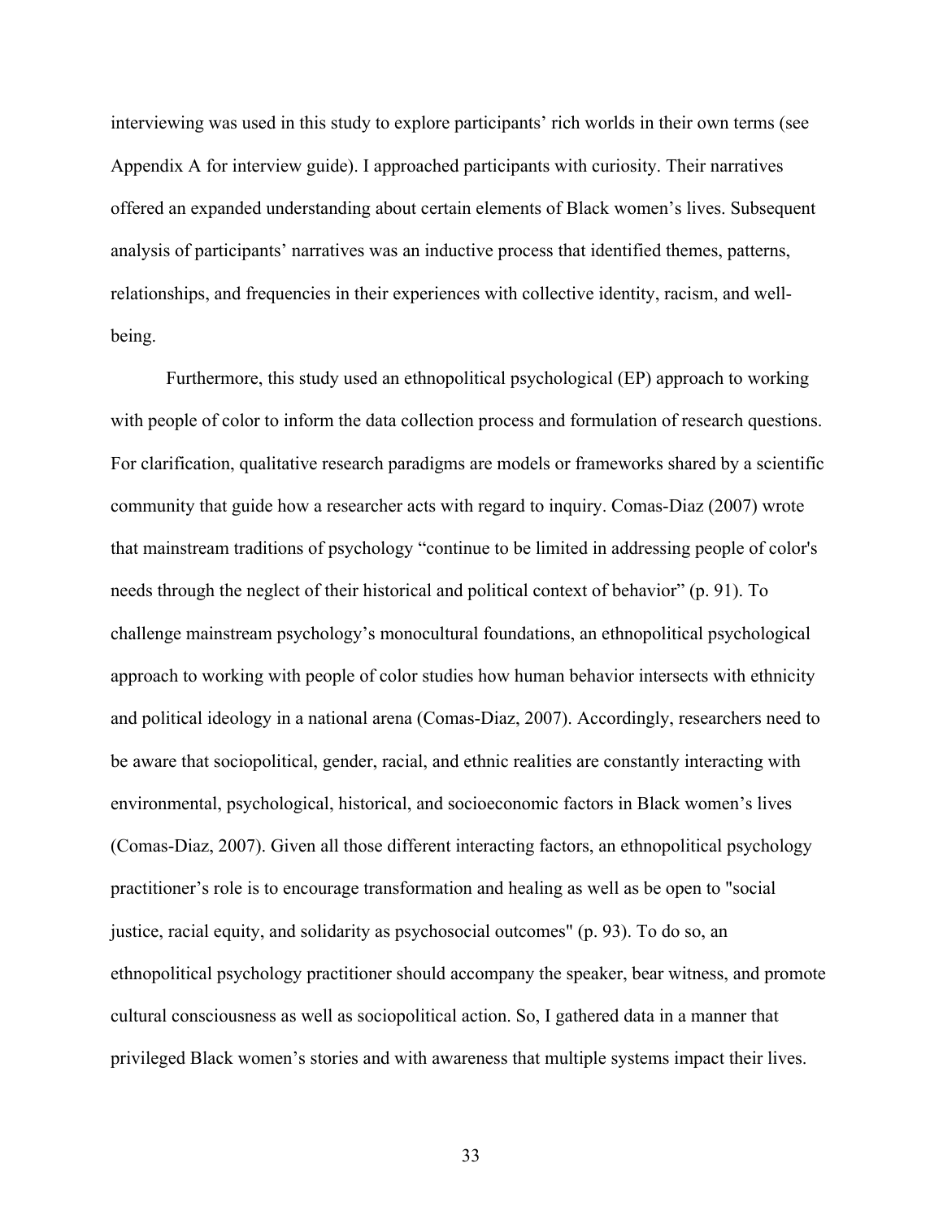interviewing was used in this study to explore participants' rich worlds in their own terms (see Appendix A for interview guide). I approached participants with curiosity. Their narratives offered an expanded understanding about certain elements of Black women's lives. Subsequent analysis of participants' narratives was an inductive process that identified themes, patterns, relationships, and frequencies in their experiences with collective identity, racism, and well-being.

Furthermore, this study used an ethnopolitical psychological (EP) approach to working with people of color to inform the data collection process and formulation of research questions. For clarification, qualitative research paradigms are models or frameworks shared by a scientific community that guide how a researcher acts with regard to inquiry. Comas-Diaz (2007) wrote that mainstream traditions of psychology "continue to be limited in addressing people of color's needs through the neglect of their historical and political context of behavior" (p. 91). To challenge mainstream psychology's monocultural foundations, an ethnopolitical psychological approach to working with people of color studies how human behavior intersects with ethnicity and political ideology in a national arena (Comas-Diaz, 2007). Accordingly, researchers need to be aware that sociopolitical, gender, racial, and ethnic realities are constantly interacting with environmental, psychological, historical, and socioeconomic factors in Black women's lives (Comas-Diaz, 2007). Given all those different interacting factors, an ethnopolitical psychology practitioner's role is to encourage transformation and healing as well as be open to "social justice, racial equity, and solidarity as psychosocial outcomes" (p. 93). To do so, an ethnopolitical psychology practitioner should accompany the speaker, bear witness, and promote cultural consciousness as well as sociopolitical action. So, I gathered data in a manner that privileged Black women's stories and with awareness that multiple systems impact their lives.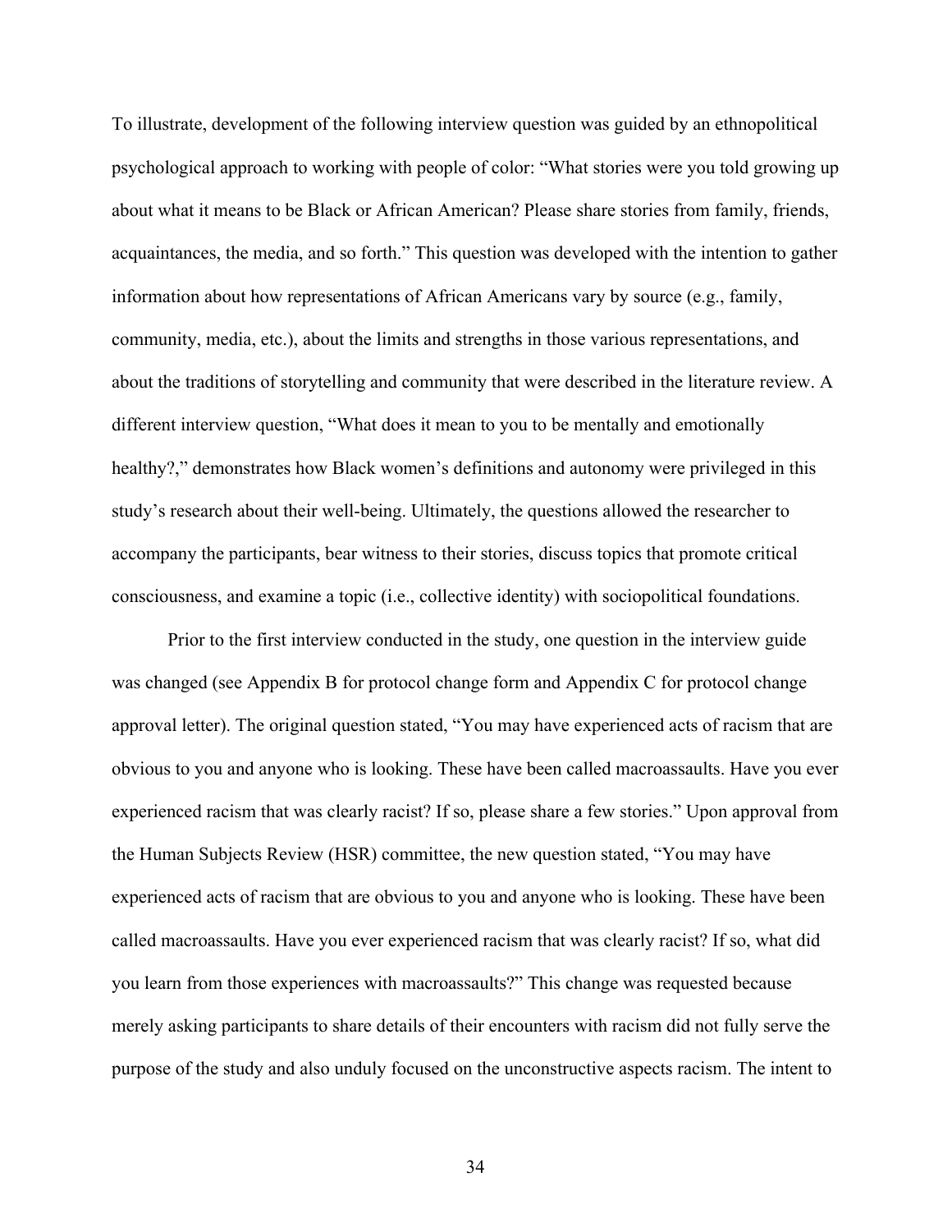To illustrate, development of the following interview question was guided by an ethnopolitical psychological approach to working with people of color: "What stories were you told growing up about what it means to be Black or African American? Please share stories from family, friends, acquaintances, the media, and so forth." This question was developed with the intention to gather information about how representations of African Americans vary by source (e.g., family, community, media, etc.), about the limits and strengths in those various representations, and about the traditions of storytelling and community that were described in the literature review. A different interview question, "What does it mean to you to be mentally and emotionally healthy?," demonstrates how Black women's definitions and autonomy were privileged in this study's research about their well-being. Ultimately, the questions allowed the researcher to accompany the participants, bear witness to their stories, discuss topics that promote critical consciousness, and examine a topic (i.e., collective identity) with sociopolitical foundations.

Prior to the first interview conducted in the study, one question in the interview guide was changed (see Appendix B for protocol change form and Appendix C for protocol change approval letter). The original question stated, "You may have experienced acts of racism that are obvious to you and anyone who is looking. These have been called macroassaults. Have you ever experienced racism that was clearly racist? If so, please share a few stories." Upon approval from the Human Subjects Review (HSR) committee, the new question stated, "You may have experienced acts of racism that are obvious to you and anyone who is looking. These have been called macroassaults. Have you ever experienced racism that was clearly racist? If so, what did you learn from those experiences with macroassaults?" This change was requested because merely asking participants to share details of their encounters with racism did not fully serve the purpose of the study and also unduly focused on the unconstructive aspects racism. The intent to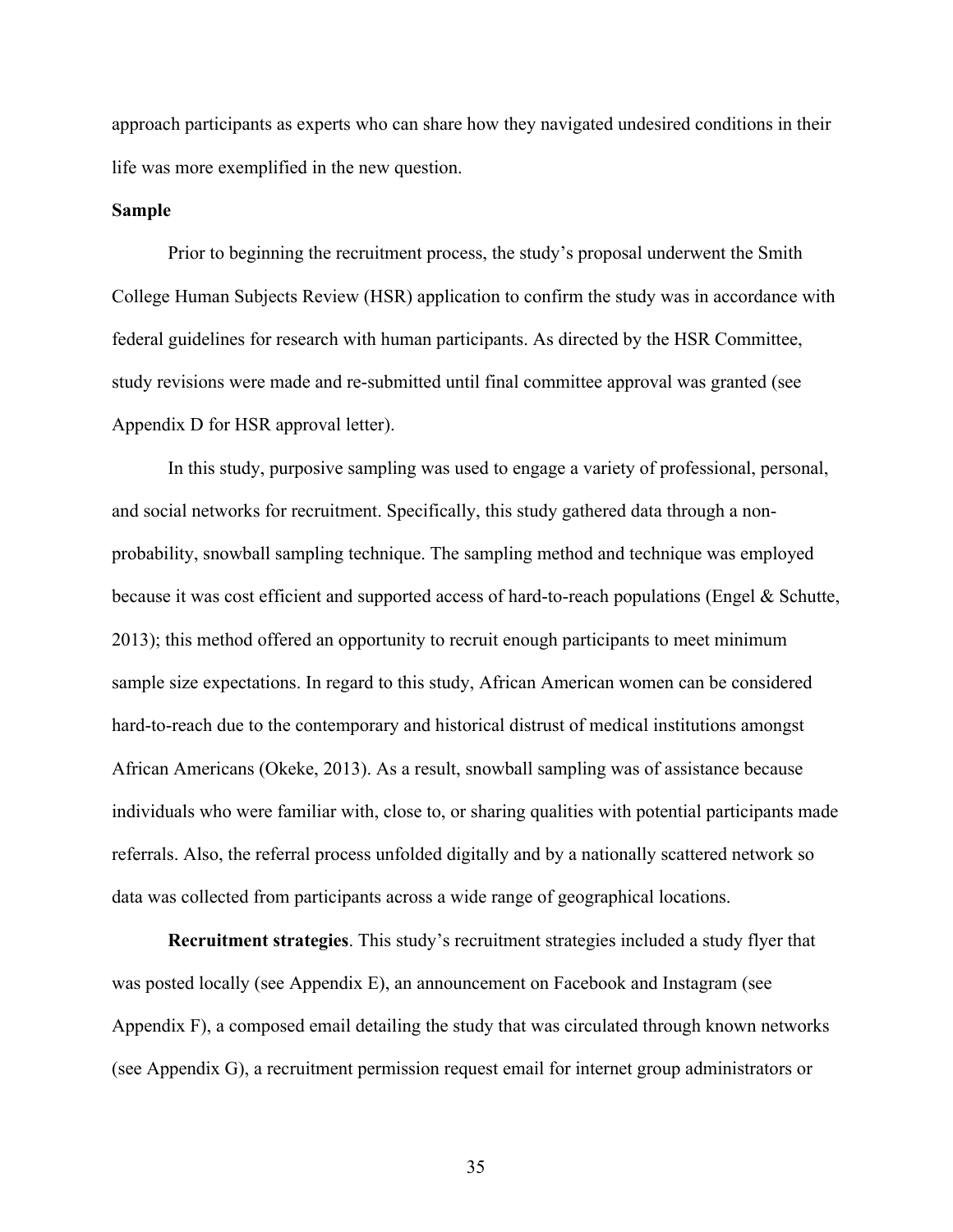approach participants as experts who can share how they navigated undesired conditions in their life was more exemplified in the new question.

## Sample

Prior to beginning the recruitment process, the study's proposal underwent the Smith College Human Subjects Review (HSR) application to confirm the study was in accordance with federal guidelines for research with human participants. As directed by the HSR Committee, study revisions were made and re-submitted until final committee approval was granted (see Appendix D for HSR approval letter).

In this study, purposive sampling was used to engage a variety of professional, personal, and social networks for recruitment. Specifically, this study gathered data through a non-probability, snowball sampling technique. The sampling method and technique was employed because it was cost efficient and supported access of hard-to-reach populations (Engel & Schutte, 2013); this method offered an opportunity to recruit enough participants to meet minimum sample size expectations. In regard to this study, African American women can be considered hard-to-reach due to the contemporary and historical distrust of medical institutions amongst African Americans (Okeke, 2013). As a result, snowball sampling was of assistance because individuals who were familiar with, close to, or sharing qualities with potential participants made referrals. Also, the referral process unfolded digitally and by a nationally scattered network so data was collected from participants across a wide range of geographical locations.

**Recruitment strategies**. This study's recruitment strategies included a study flyer that was posted locally (see Appendix E), an announcement on Facebook and Instagram (see Appendix F), a composed email detailing the study that was circulated through known networks (see Appendix G), a recruitment permission request email for internet group administrators or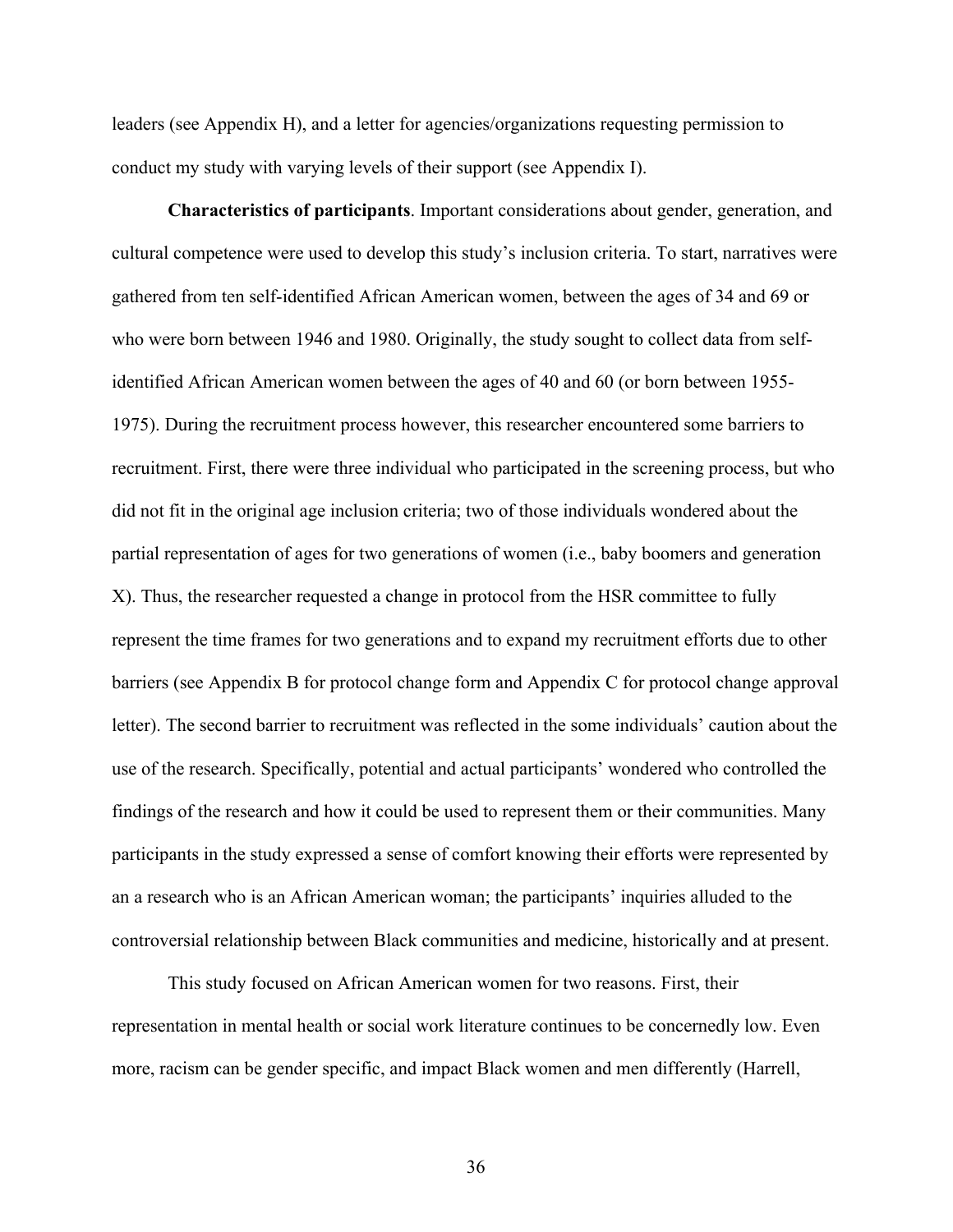leaders (see Appendix H), and a letter for agencies/organizations requesting permission to conduct my study with varying levels of their support (see Appendix I).

**Characteristics of participants**. Important considerations about gender, generation, and cultural competence were used to develop this study's inclusion criteria. To start, narratives were gathered from ten self-identified African American women, between the ages of 34 and 69 or who were born between 1946 and 1980. Originally, the study sought to collect data from self-identified African American women between the ages of 40 and 60 (or born between 1955-1975). During the recruitment process however, this researcher encountered some barriers to recruitment. First, there were three individual who participated in the screening process, but who did not fit in the original age inclusion criteria; two of those individuals wondered about the partial representation of ages for two generations of women (i.e., baby boomers and generation X). Thus, the researcher requested a change in protocol from the HSR committee to fully represent the time frames for two generations and to expand my recruitment efforts due to other barriers (see Appendix B for protocol change form and Appendix C for protocol change approval letter). The second barrier to recruitment was reflected in the some individuals' caution about the use of the research. Specifically, potential and actual participants' wondered who controlled the findings of the research and how it could be used to represent them or their communities. Many participants in the study expressed a sense of comfort knowing their efforts were represented by an a research who is an African American woman; the participants' inquiries alluded to the controversial relationship between Black communities and medicine, historically and at present.

This study focused on African American women for two reasons. First, their representation in mental health or social work literature continues to be concernedly low. Even more, racism can be gender specific, and impact Black women and men differently (Harrell,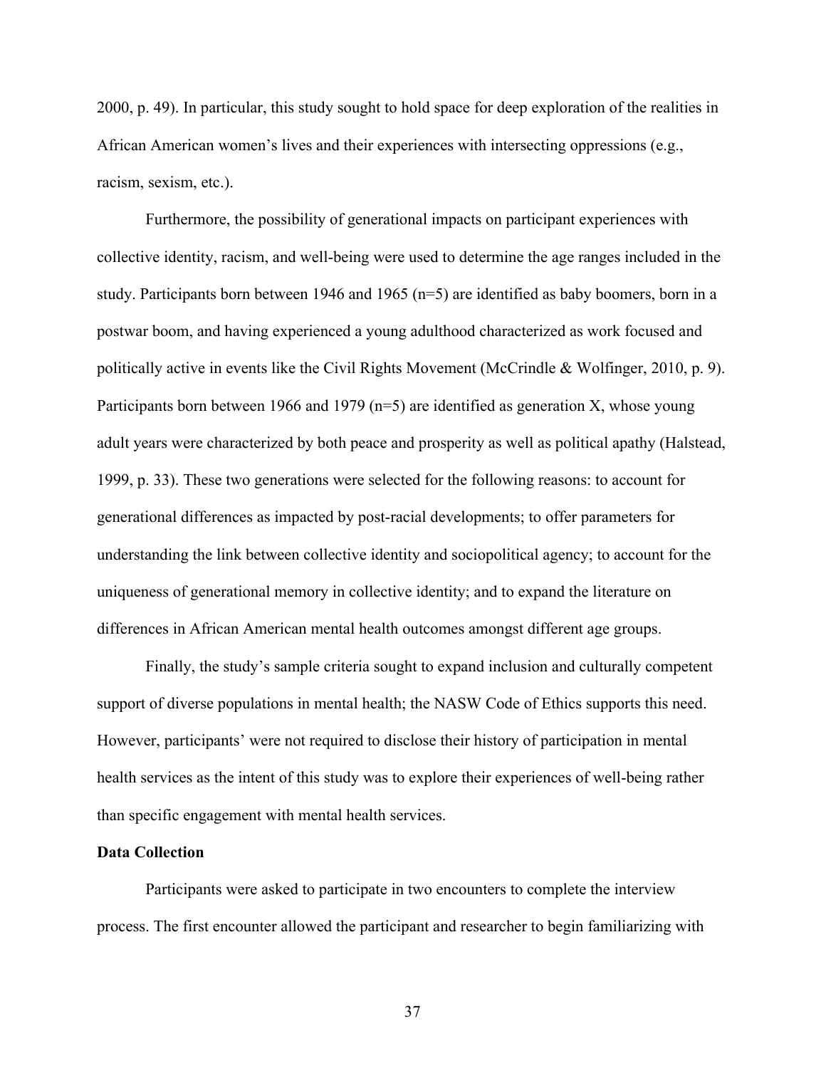2000, p. 49). In particular, this study sought to hold space for deep exploration of the realities in African American women's lives and their experiences with intersecting oppressions (e.g., racism, sexism, etc.).

Furthermore, the possibility of generational impacts on participant experiences with collective identity, racism, and well-being were used to determine the age ranges included in the study. Participants born between 1946 and 1965 (n=5) are identified as baby boomers, born in a postwar boom, and having experienced a young adulthood characterized as work focused and politically active in events like the Civil Rights Movement (McCrindle & Wolfinger, 2010, p. 9). Participants born between 1966 and 1979 (n=5) are identified as generation X, whose young adult years were characterized by both peace and prosperity as well as political apathy (Halstead, 1999, p. 33). These two generations were selected for the following reasons: to account for generational differences as impacted by post-racial developments; to offer parameters for understanding the link between collective identity and sociopolitical agency; to account for the uniqueness of generational memory in collective identity; and to expand the literature on differences in African American mental health outcomes amongst different age groups.

Finally, the study's sample criteria sought to expand inclusion and culturally competent support of diverse populations in mental health; the NASW Code of Ethics supports this need. However, participants' were not required to disclose their history of participation in mental health services as the intent of this study was to explore their experiences of well-being rather than specific engagement with mental health services.

**Data Collection**

Participants were asked to participate in two encounters to complete the interview process. The first encounter allowed the participant and researcher to begin familiarizing with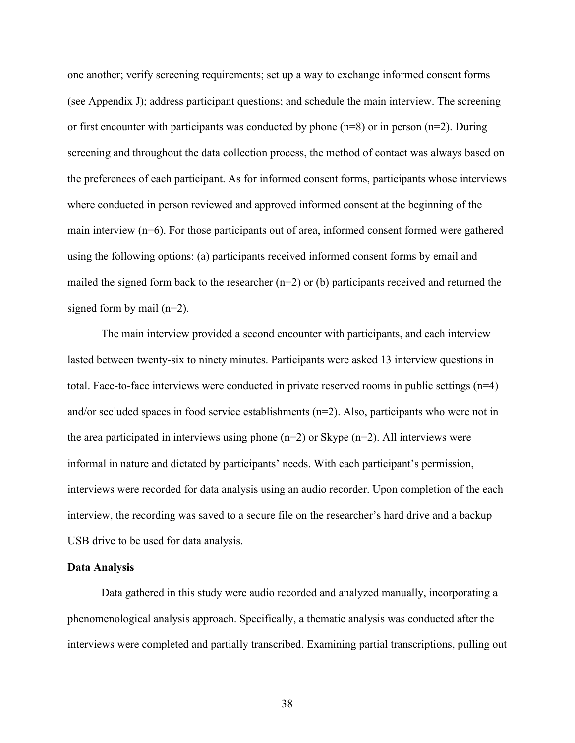one another; verify screening requirements; set up a way to exchange informed consent forms (see Appendix J); address participant questions; and schedule the main interview. The screening or first encounter with participants was conducted by phone (n=8) or in person (n=2). During screening and throughout the data collection process, the method of contact was always based on the preferences of each participant. As for informed consent forms, participants whose interviews where conducted in person reviewed and approved informed consent at the beginning of the main interview (n=6). For those participants out of area, informed consent formed were gathered using the following options: (a) participants received informed consent forms by email and mailed the signed form back to the researcher (n=2) or (b) participants received and returned the signed form by mail (n=2).

The main interview provided a second encounter with participants, and each interview lasted between twenty-six to ninety minutes. Participants were asked 13 interview questions in total. Face-to-face interviews were conducted in private reserved rooms in public settings (n=4) and/or secluded spaces in food service establishments (n=2). Also, participants who were not in the area participated in interviews using phone (n=2) or Skype (n=2). All interviews were informal in nature and dictated by participants' needs. With each participant's permission, interviews were recorded for data analysis using an audio recorder. Upon completion of the each interview, the recording was saved to a secure file on the researcher's hard drive and a backup USB drive to be used for data analysis.

**Data Analysis**

Data gathered in this study were audio recorded and analyzed manually, incorporating a phenomenological analysis approach. Specifically, a thematic analysis was conducted after the interviews were completed and partially transcribed. Examining partial transcriptions, pulling out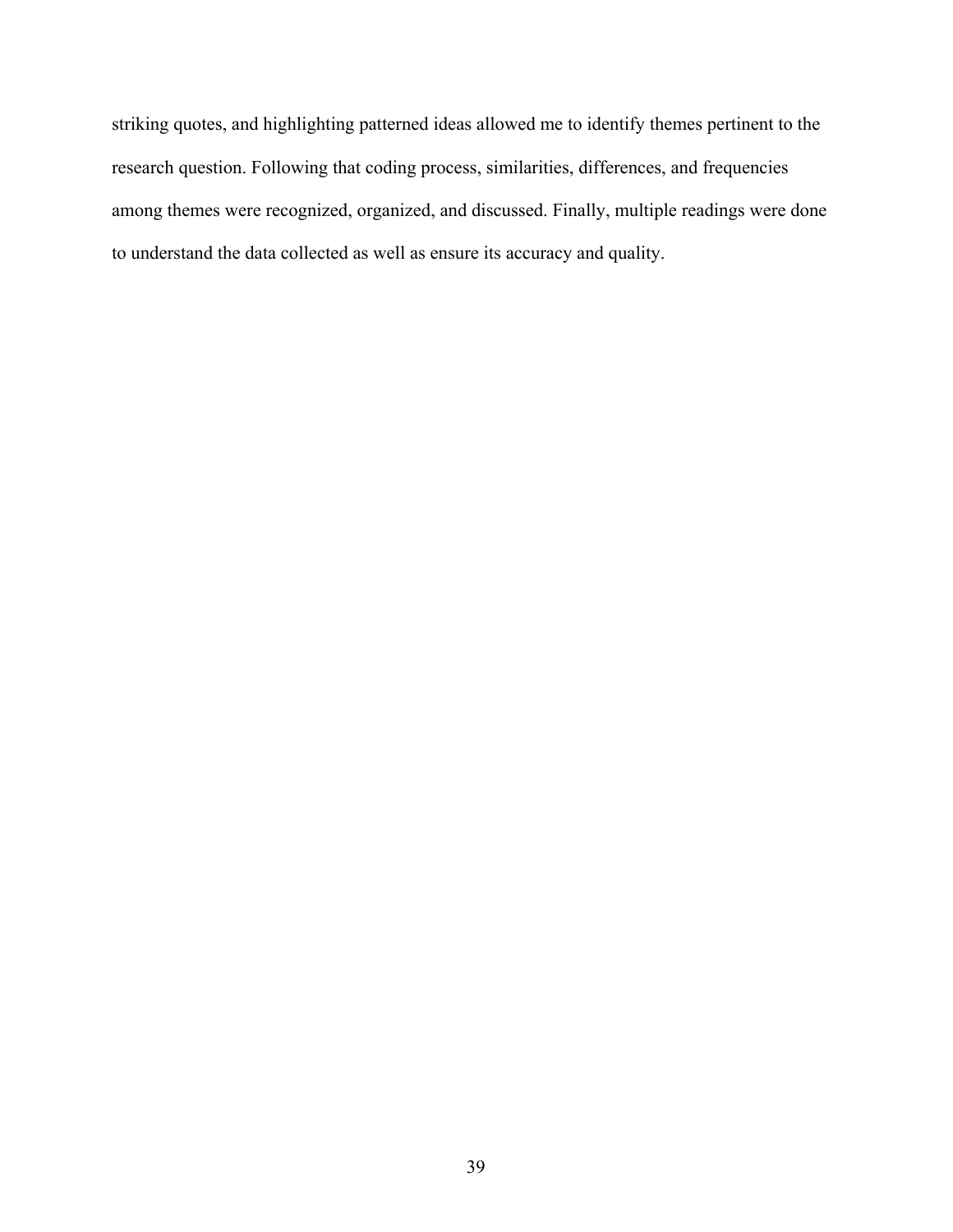striking quotes, and highlighting patterned ideas allowed me to identify themes pertinent to the research question. Following that coding process, similarities, differences, and frequencies among themes were recognized, organized, and discussed. Finally, multiple readings were done to understand the data collected as well as ensure its accuracy and quality.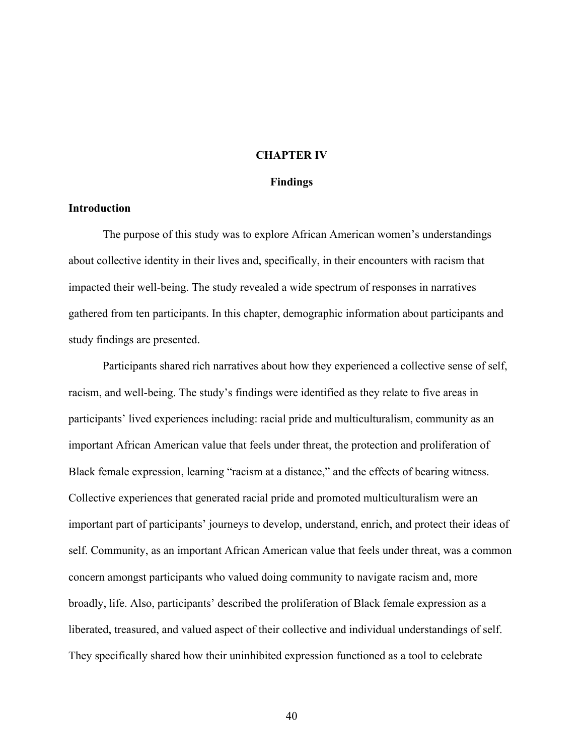# CHAPTER IV

## Findings

### Introduction

The purpose of this study was to explore African American women's understandings about collective identity in their lives and, specifically, in their encounters with racism that impacted their well-being. The study revealed a wide spectrum of responses in narratives gathered from ten participants. In this chapter, demographic information about participants and study findings are presented.

Participants shared rich narratives about how they experienced a collective sense of self, racism, and well-being. The study's findings were identified as they relate to five areas in participants' lived experiences including: racial pride and multiculturalism, community as an important African American value that feels under threat, the protection and proliferation of Black female expression, learning "racism at a distance," and the effects of bearing witness. Collective experiences that generated racial pride and promoted multiculturalism were an important part of participants' journeys to develop, understand, enrich, and protect their ideas of self. Community, as an important African American value that feels under threat, was a common concern amongst participants who valued doing community to navigate racism and, more broadly, life. Also, participants' described the proliferation of Black female expression as a liberated, treasured, and valued aspect of their collective and individual understandings of self. They specifically shared how their uninhibited expression functioned as a tool to celebrate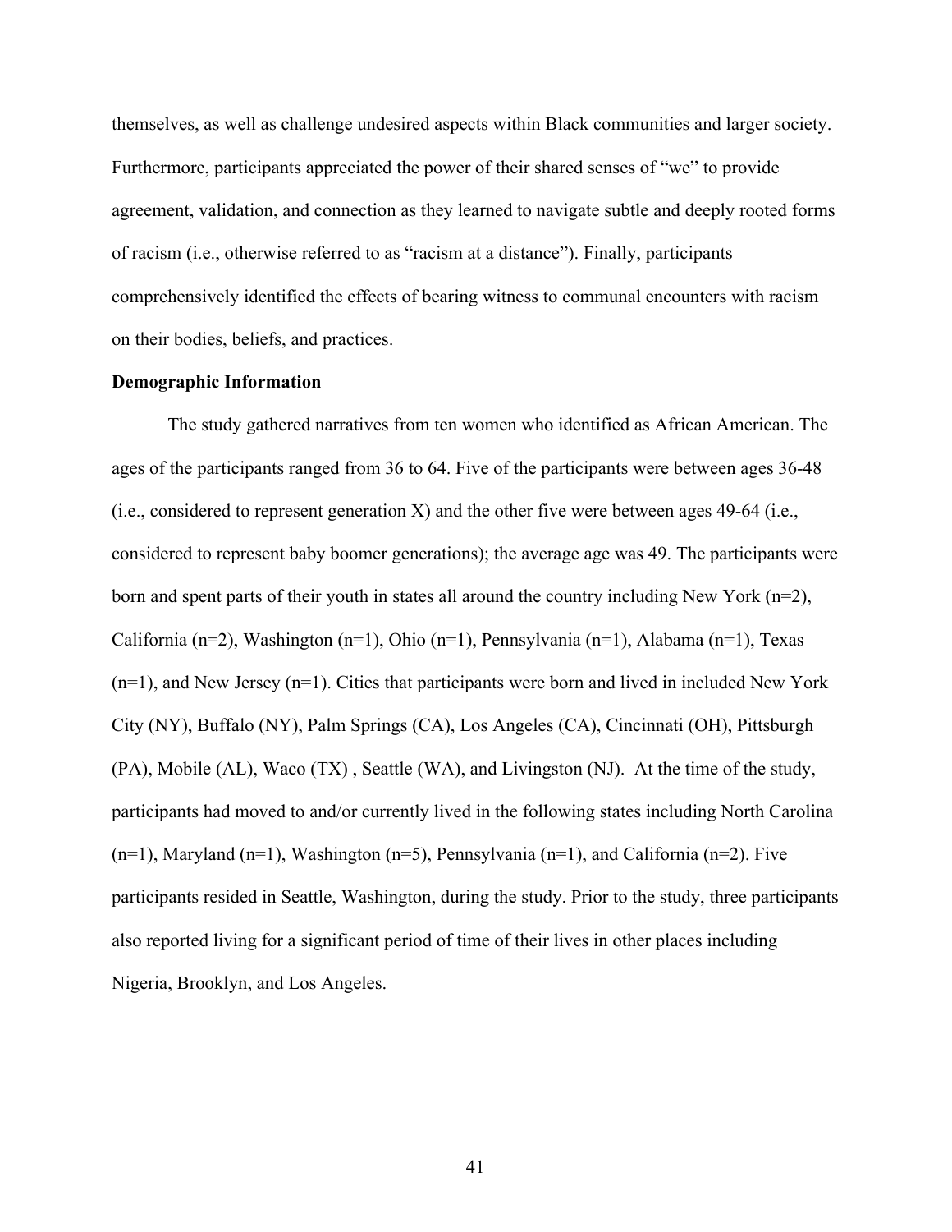themselves, as well as challenge undesired aspects within Black communities and larger society. Furthermore, participants appreciated the power of their shared senses of "we" to provide agreement, validation, and connection as they learned to navigate subtle and deeply rooted forms of racism (i.e., otherwise referred to as "racism at a distance"). Finally, participants comprehensively identified the effects of bearing witness to communal encounters with racism on their bodies, beliefs, and practices.

**Demographic Information**

The study gathered narratives from ten women who identified as African American. The ages of the participants ranged from 36 to 64. Five of the participants were between ages 36-48 (i.e., considered to represent generation X) and the other five were between ages 49-64 (i.e., considered to represent baby boomer generations); the average age was 49. The participants were born and spent parts of their youth in states all around the country including New York (n=2), California (n=2), Washington (n=1), Ohio (n=1), Pennsylvania (n=1), Alabama (n=1), Texas (n=1), and New Jersey (n=1). Cities that participants were born and lived in included New York City (NY), Buffalo (NY), Palm Springs (CA), Los Angeles (CA), Cincinnati (OH), Pittsburgh (PA), Mobile (AL), Waco (TX) , Seattle (WA), and Livingston (NJ). At the time of the study, participants had moved to and/or currently lived in the following states including North Carolina (n=1), Maryland (n=1), Washington (n=5), Pennsylvania (n=1), and California (n=2). Five participants resided in Seattle, Washington, during the study. Prior to the study, three participants also reported living for a significant period of time of their lives in other places including Nigeria, Brooklyn, and Los Angeles.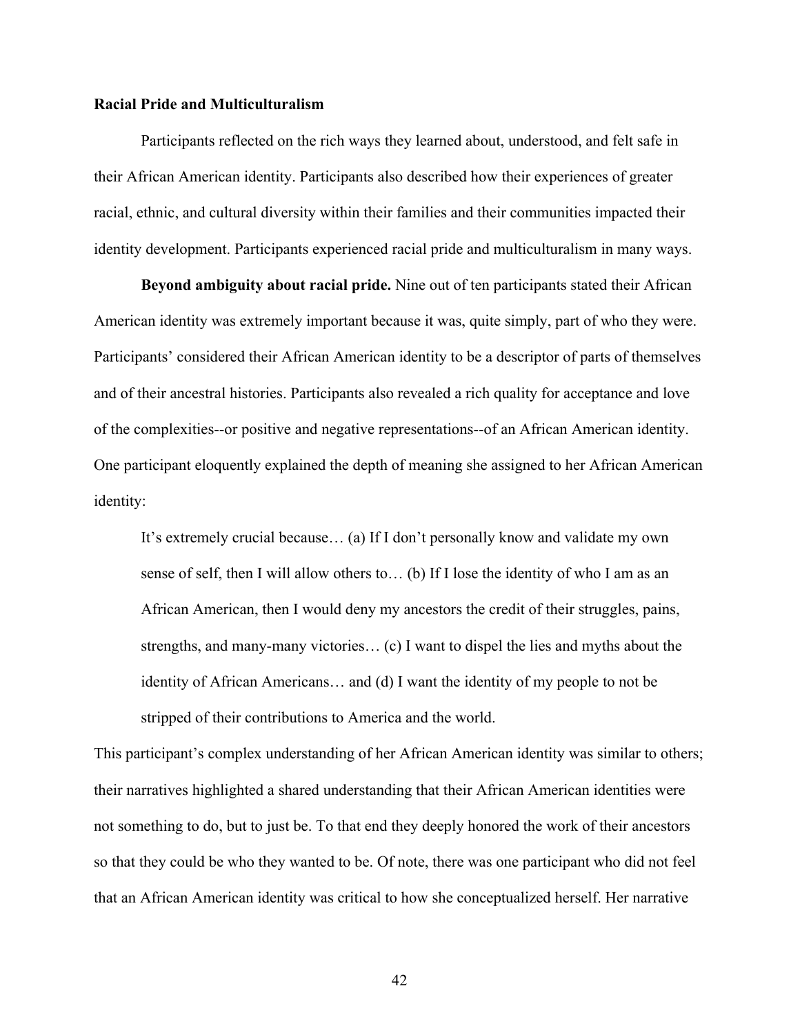**Racial Pride and Multiculturalism**

Participants reflected on the rich ways they learned about, understood, and felt safe in their African American identity. Participants also described how their experiences of greater racial, ethnic, and cultural diversity within their families and their communities impacted their identity development. Participants experienced racial pride and multiculturalism in many ways.

**Beyond ambiguity about racial pride.** Nine out of ten participants stated their African American identity was extremely important because it was, quite simply, part of who they were. Participants' considered their African American identity to be a descriptor of parts of themselves and of their ancestral histories. Participants also revealed a rich quality for acceptance and love of the complexities--or positive and negative representations--of an African American identity. One participant eloquently explained the depth of meaning she assigned to her African American identity:

> It's extremely crucial because… (a) If I don't personally know and validate my own sense of self, then I will allow others to… (b) If I lose the identity of who I am as an African American, then I would deny my ancestors the credit of their struggles, pains, strengths, and many-many victories… (c) I want to dispel the lies and myths about the identity of African Americans… and (d) I want the identity of my people to not be stripped of their contributions to America and the world.

This participant's complex understanding of her African American identity was similar to others; their narratives highlighted a shared understanding that their African American identities were not something to do, but to just be. To that end they deeply honored the work of their ancestors so that they could be who they wanted to be. Of note, there was one participant who did not feel that an African American identity was critical to how she conceptualized herself. Her narrative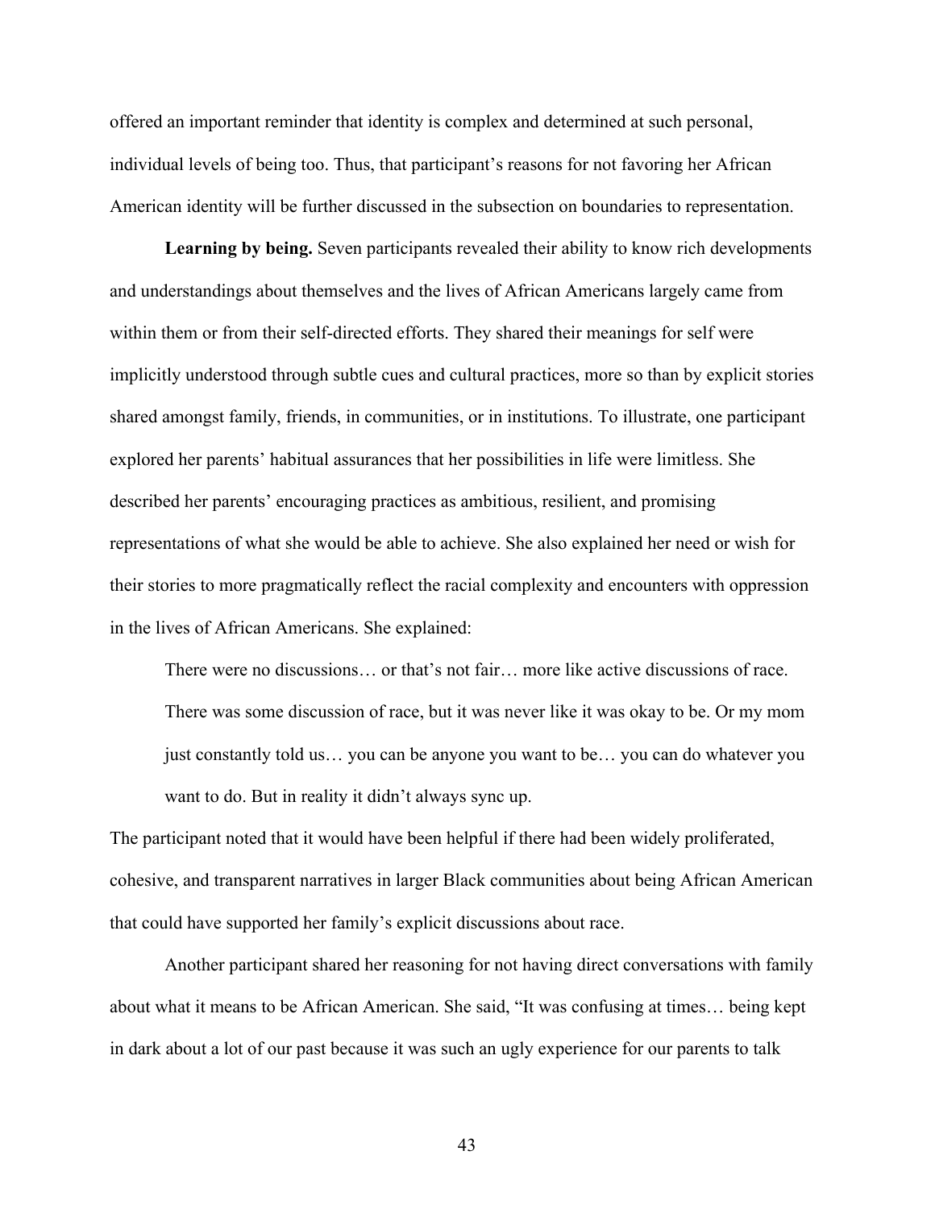offered an important reminder that identity is complex and determined at such personal, individual levels of being too. Thus, that participant's reasons for not favoring her African American identity will be further discussed in the subsection on boundaries to representation.

**Learning by being.** Seven participants revealed their ability to know rich developments and understandings about themselves and the lives of African Americans largely came from within them or from their self-directed efforts. They shared their meanings for self were implicitly understood through subtle cues and cultural practices, more so than by explicit stories shared amongst family, friends, in communities, or in institutions. To illustrate, one participant explored her parents' habitual assurances that her possibilities in life were limitless. She described her parents' encouraging practices as ambitious, resilient, and promising representations of what she would be able to achieve. She also explained her need or wish for their stories to more pragmatically reflect the racial complexity and encounters with oppression in the lives of African Americans. She explained:

> There were no discussions… or that's not fair… more like active discussions of race. There was some discussion of race, but it was never like it was okay to be. Or my mom just constantly told us… you can be anyone you want to be… you can do whatever you want to do. But in reality it didn't always sync up.

The participant noted that it would have been helpful if there had been widely proliferated, cohesive, and transparent narratives in larger Black communities about being African American that could have supported her family's explicit discussions about race.

Another participant shared her reasoning for not having direct conversations with family about what it means to be African American. She said, "It was confusing at times… being kept in dark about a lot of our past because it was such an ugly experience for our parents to talk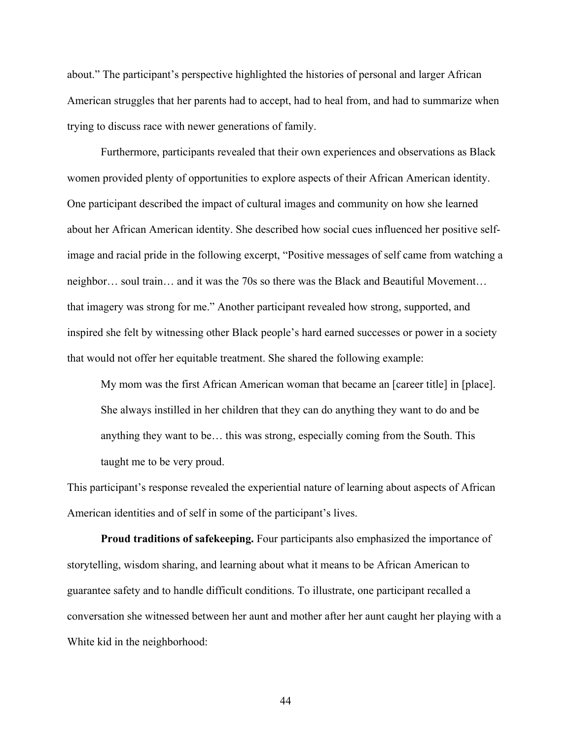about." The participant's perspective highlighted the histories of personal and larger African American struggles that her parents had to accept, had to heal from, and had to summarize when trying to discuss race with newer generations of family.

Furthermore, participants revealed that their own experiences and observations as Black women provided plenty of opportunities to explore aspects of their African American identity. One participant described the impact of cultural images and community on how she learned about her African American identity. She described how social cues influenced her positive self-image and racial pride in the following excerpt, "Positive messages of self came from watching a neighbor… soul train… and it was the 70s so there was the Black and Beautiful Movement… that imagery was strong for me." Another participant revealed how strong, supported, and inspired she felt by witnessing other Black people's hard earned successes or power in a society that would not offer her equitable treatment. She shared the following example:

> My mom was the first African American woman that became an [career title] in [place]. She always instilled in her children that they can do anything they want to do and be anything they want to be… this was strong, especially coming from the South. This taught me to be very proud.

This participant's response revealed the experiential nature of learning about aspects of African American identities and of self in some of the participant's lives.

**Proud traditions of safekeeping.** Four participants also emphasized the importance of storytelling, wisdom sharing, and learning about what it means to be African American to guarantee safety and to handle difficult conditions. To illustrate, one participant recalled a conversation she witnessed between her aunt and mother after her aunt caught her playing with a White kid in the neighborhood: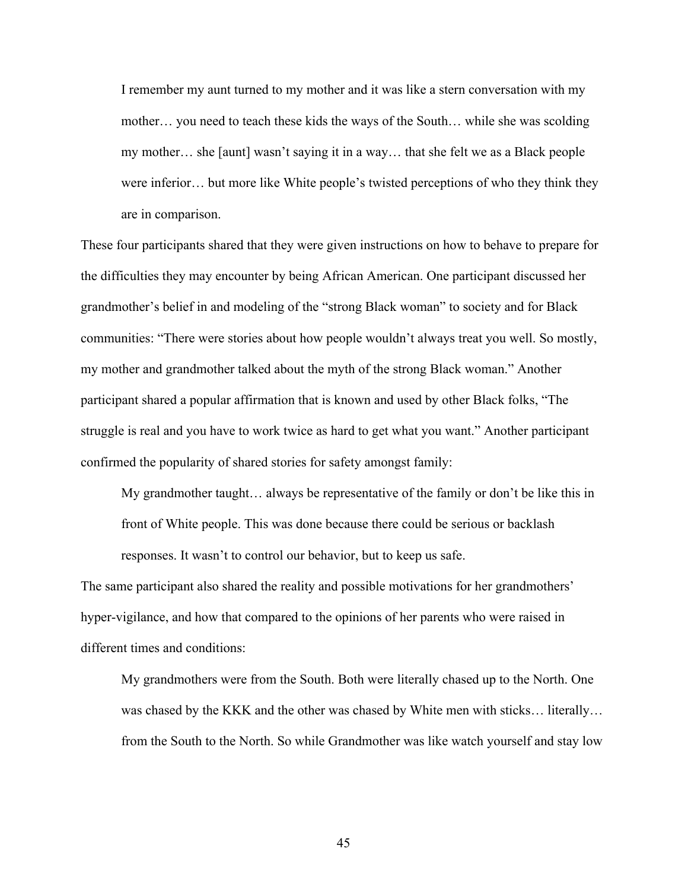> I remember my aunt turned to my mother and it was like a stern conversation with my mother… you need to teach these kids the ways of the South… while she was scolding my mother… she [aunt] wasn't saying it in a way… that she felt we as a Black people were inferior… but more like White people's twisted perceptions of who they think they are in comparison.

These four participants shared that they were given instructions on how to behave to prepare for the difficulties they may encounter by being African American. One participant discussed her grandmother's belief in and modeling of the "strong Black woman" to society and for Black communities: "There were stories about how people wouldn't always treat you well. So mostly, my mother and grandmother talked about the myth of the strong Black woman." Another participant shared a popular affirmation that is known and used by other Black folks, "The struggle is real and you have to work twice as hard to get what you want." Another participant confirmed the popularity of shared stories for safety amongst family:

> My grandmother taught… always be representative of the family or don't be like this in front of White people. This was done because there could be serious or backlash responses. It wasn't to control our behavior, but to keep us safe.

The same participant also shared the reality and possible motivations for her grandmothers' hyper-vigilance, and how that compared to the opinions of her parents who were raised in different times and conditions:

> My grandmothers were from the South. Both were literally chased up to the North. One was chased by the KKK and the other was chased by White men with sticks… literally… from the South to the North. So while Grandmother was like watch yourself and stay low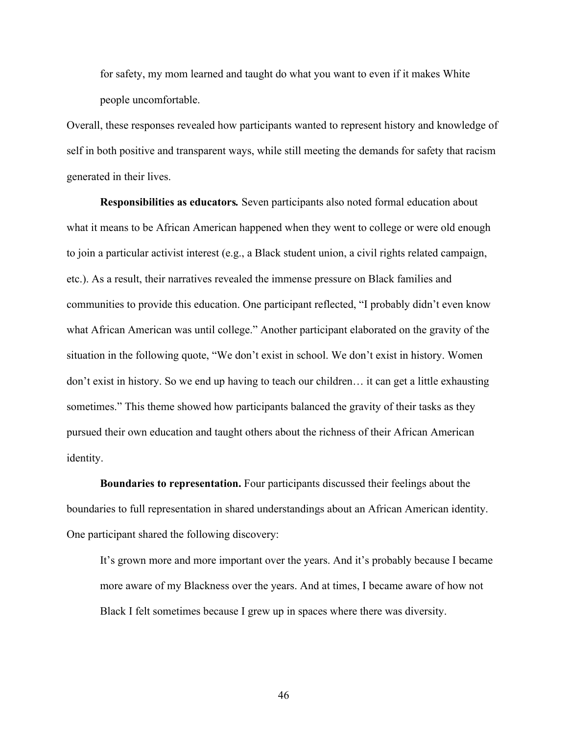> for safety, my mom learned and taught do what you want to even if it makes White people uncomfortable.

Overall, these responses revealed how participants wanted to represent history and knowledge of self in both positive and transparent ways, while still meeting the demands for safety that racism generated in their lives.

**Responsibilities as educators.** Seven participants also noted formal education about what it means to be African American happened when they went to college or were old enough to join a particular activist interest (e.g., a Black student union, a civil rights related campaign, etc.). As a result, their narratives revealed the immense pressure on Black families and communities to provide this education. One participant reflected, "I probably didn't even know what African American was until college." Another participant elaborated on the gravity of the situation in the following quote, "We don't exist in school. We don't exist in history. Women don't exist in history. So we end up having to teach our children… it can get a little exhausting sometimes." This theme showed how participants balanced the gravity of their tasks as they pursued their own education and taught others about the richness of their African American identity.

**Boundaries to representation.** Four participants discussed their feelings about the boundaries to full representation in shared understandings about an African American identity. One participant shared the following discovery:

> It's grown more and more important over the years. And it's probably because I became more aware of my Blackness over the years. And at times, I became aware of how not Black I felt sometimes because I grew up in spaces where there was diversity.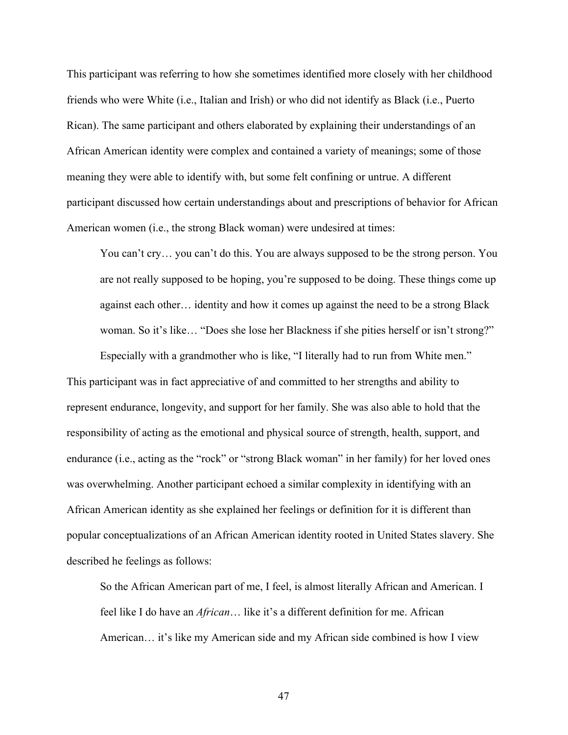This participant was referring to how she sometimes identified more closely with her childhood friends who were White (i.e., Italian and Irish) or who did not identify as Black (i.e., Puerto Rican). The same participant and others elaborated by explaining their understandings of an African American identity were complex and contained a variety of meanings; some of those meaning they were able to identify with, but some felt confining or untrue. A different participant discussed how certain understandings about and prescriptions of behavior for African American women (i.e., the strong Black woman) were undesired at times:

> You can't cry… you can't do this. You are always supposed to be the strong person. You are not really supposed to be hoping, you're supposed to be doing. These things come up against each other… identity and how it comes up against the need to be a strong Black woman. So it's like… "Does she lose her Blackness if she pities herself or isn't strong?"
>
> Especially with a grandmother who is like, "I literally had to run from White men."

This participant was in fact appreciative of and committed to her strengths and ability to represent endurance, longevity, and support for her family. She was also able to hold that the responsibility of acting as the emotional and physical source of strength, health, support, and endurance (i.e., acting as the "rock" or "strong Black woman" in her family) for her loved ones was overwhelming. Another participant echoed a similar complexity in identifying with an African American identity as she explained her feelings or definition for it is different than popular conceptualizations of an African American identity rooted in United States slavery. She described he feelings as follows:

> So the African American part of me, I feel, is almost literally African and American. I feel like I do have an *African*… like it's a different definition for me. African American… it's like my American side and my African side combined is how I view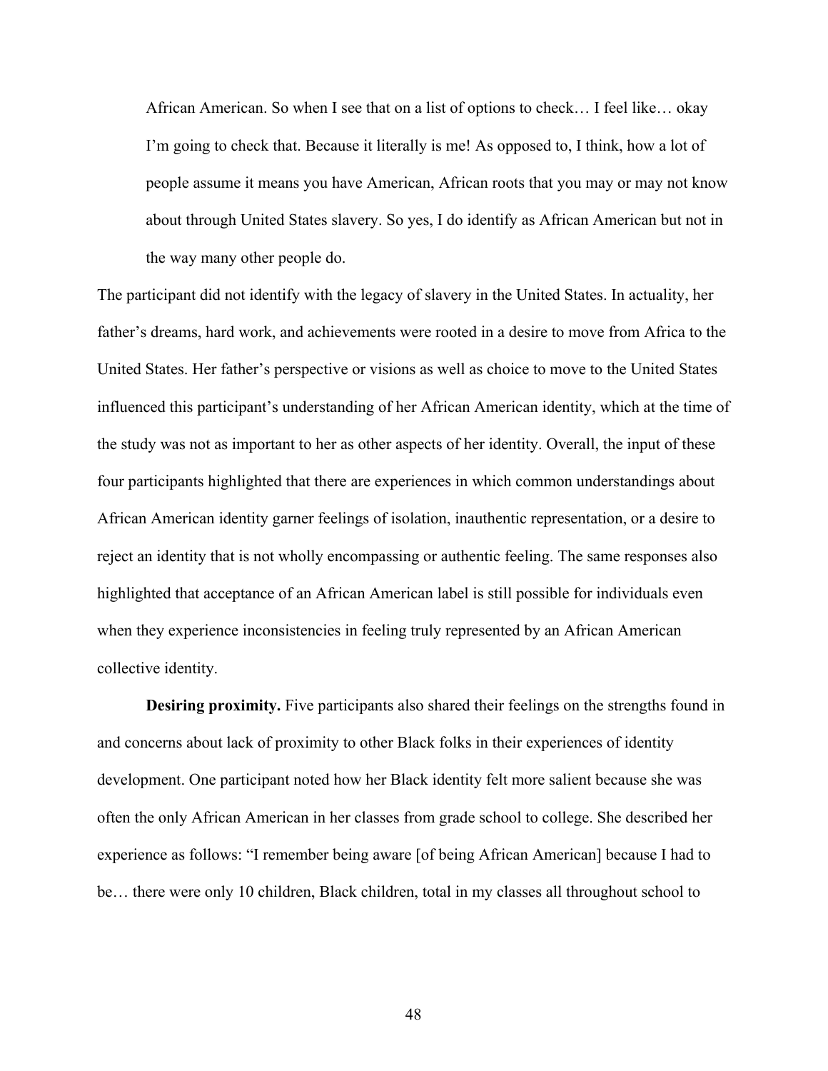> African American. So when I see that on a list of options to check… I feel like… okay I'm going to check that. Because it literally is me! As opposed to, I think, how a lot of people assume it means you have American, African roots that you may or may not know about through United States slavery. So yes, I do identify as African American but not in the way many other people do.

The participant did not identify with the legacy of slavery in the United States. In actuality, her father's dreams, hard work, and achievements were rooted in a desire to move from Africa to the United States. Her father's perspective or visions as well as choice to move to the United States influenced this participant's understanding of her African American identity, which at the time of the study was not as important to her as other aspects of her identity. Overall, the input of these four participants highlighted that there are experiences in which common understandings about African American identity garner feelings of isolation, inauthentic representation, or a desire to reject an identity that is not wholly encompassing or authentic feeling. The same responses also highlighted that acceptance of an African American label is still possible for individuals even when they experience inconsistencies in feeling truly represented by an African American collective identity.

**Desiring proximity.** Five participants also shared their feelings on the strengths found in and concerns about lack of proximity to other Black folks in their experiences of identity development. One participant noted how her Black identity felt more salient because she was often the only African American in her classes from grade school to college. She described her experience as follows: "I remember being aware [of being African American] because I had to be… there were only 10 children, Black children, total in my classes all throughout school to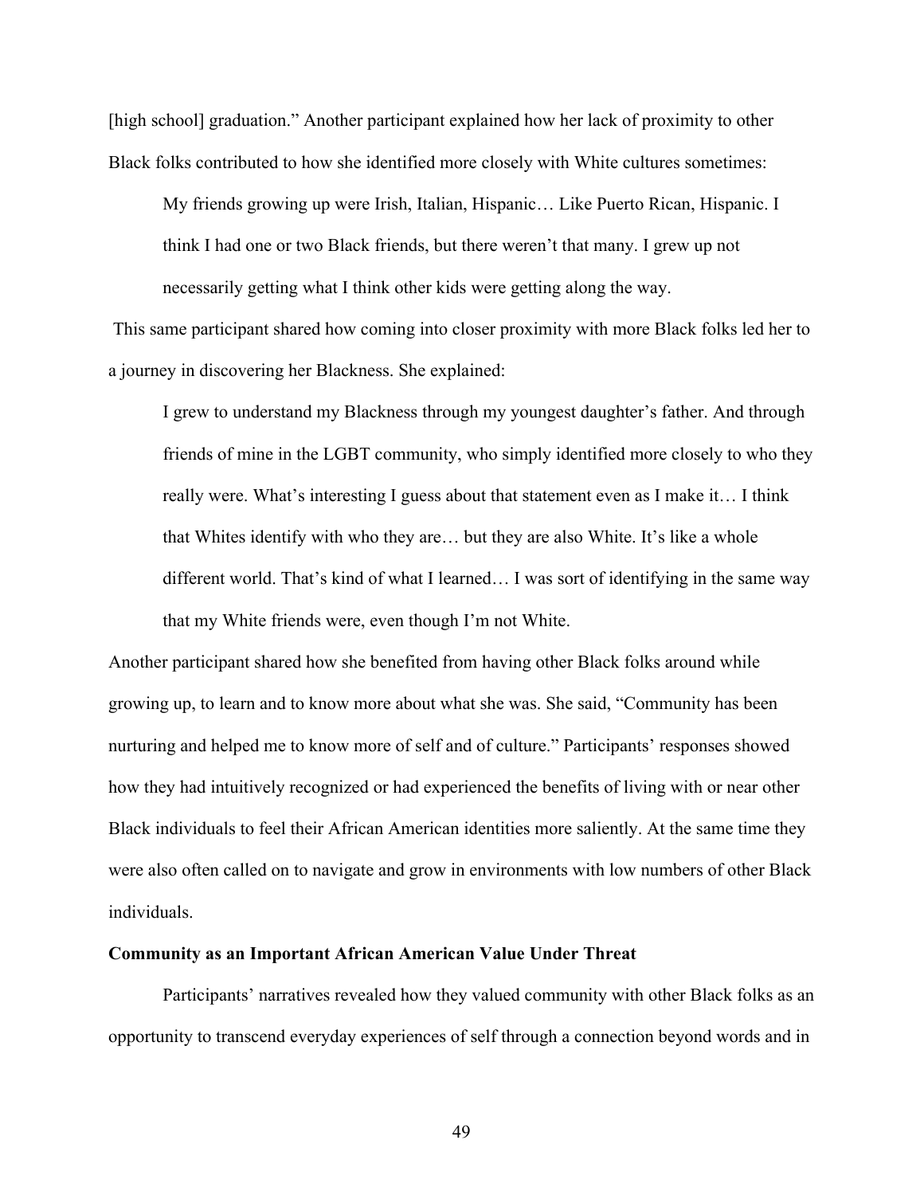[high school] graduation." Another participant explained how her lack of proximity to other Black folks contributed to how she identified more closely with White cultures sometimes:

> My friends growing up were Irish, Italian, Hispanic… Like Puerto Rican, Hispanic. I think I had one or two Black friends, but there weren't that many. I grew up not necessarily getting what I think other kids were getting along the way.

This same participant shared how coming into closer proximity with more Black folks led her to a journey in discovering her Blackness. She explained:

> I grew to understand my Blackness through my youngest daughter's father. And through friends of mine in the LGBT community, who simply identified more closely to who they really were. What's interesting I guess about that statement even as I make it… I think that Whites identify with who they are… but they are also White. It's like a whole different world. That's kind of what I learned… I was sort of identifying in the same way that my White friends were, even though I'm not White.

Another participant shared how she benefited from having other Black folks around while growing up, to learn and to know more about what she was. She said, "Community has been nurturing and helped me to know more of self and of culture." Participants' responses showed how they had intuitively recognized or had experienced the benefits of living with or near other Black individuals to feel their African American identities more saliently. At the same time they were also often called on to navigate and grow in environments with low numbers of other Black individuals.

**Community as an Important African American Value Under Threat**

Participants' narratives revealed how they valued community with other Black folks as an opportunity to transcend everyday experiences of self through a connection beyond words and in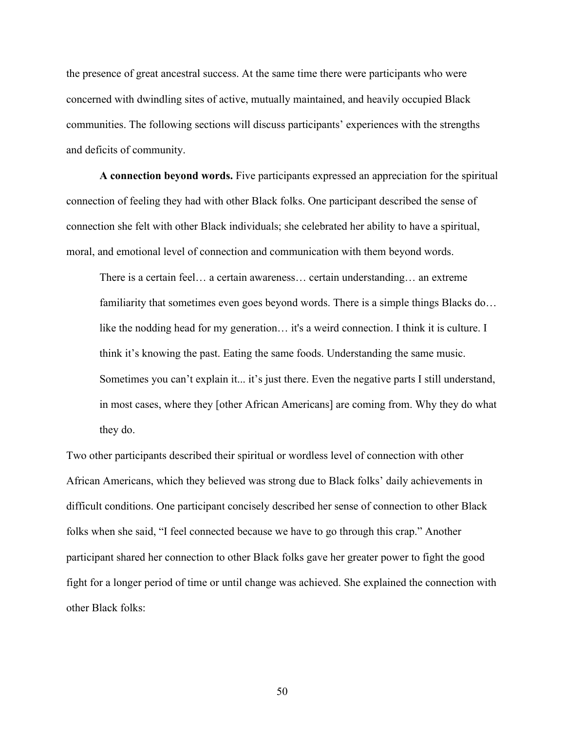the presence of great ancestral success. At the same time there were participants who were concerned with dwindling sites of active, mutually maintained, and heavily occupied Black communities. The following sections will discuss participants' experiences with the strengths and deficits of community.

**A connection beyond words.** Five participants expressed an appreciation for the spiritual connection of feeling they had with other Black folks. One participant described the sense of connection she felt with other Black individuals; she celebrated her ability to have a spiritual, moral, and emotional level of connection and communication with them beyond words.

> There is a certain feel… a certain awareness… certain understanding… an extreme familiarity that sometimes even goes beyond words. There is a simple things Blacks do… like the nodding head for my generation… it's a weird connection. I think it is culture. I think it's knowing the past. Eating the same foods. Understanding the same music. Sometimes you can't explain it... it's just there. Even the negative parts I still understand, in most cases, where they [other African Americans] are coming from. Why they do what they do.

Two other participants described their spiritual or wordless level of connection with other African Americans, which they believed was strong due to Black folks' daily achievements in difficult conditions. One participant concisely described her sense of connection to other Black folks when she said, "I feel connected because we have to go through this crap." Another participant shared her connection to other Black folks gave her greater power to fight the good fight for a longer period of time or until change was achieved. She explained the connection with other Black folks: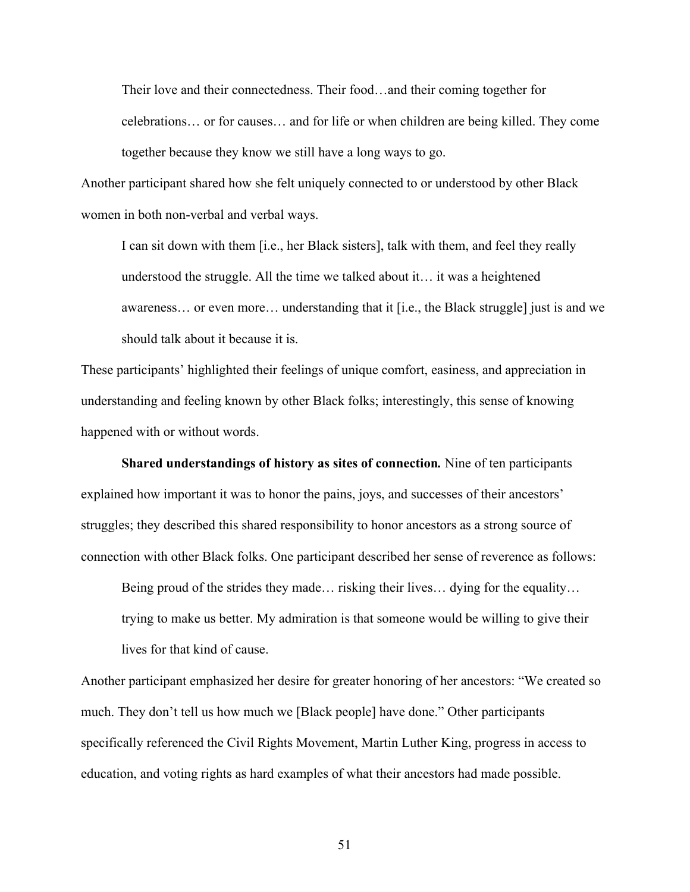> Their love and their connectedness. Their food…and their coming together for celebrations… or for causes… and for life or when children are being killed. They come together because they know we still have a long ways to go.

Another participant shared how she felt uniquely connected to or understood by other Black women in both non-verbal and verbal ways.

> I can sit down with them [i.e., her Black sisters], talk with them, and feel they really understood the struggle. All the time we talked about it… it was a heightened awareness… or even more… understanding that it [i.e., the Black struggle] just is and we should talk about it because it is.

These participants' highlighted their feelings of unique comfort, easiness, and appreciation in understanding and feeling known by other Black folks; interestingly, this sense of knowing happened with or without words.

**Shared understandings of history as sites of connection.** Nine of ten participants explained how important it was to honor the pains, joys, and successes of their ancestors' struggles; they described this shared responsibility to honor ancestors as a strong source of connection with other Black folks. One participant described her sense of reverence as follows:

> Being proud of the strides they made… risking their lives… dying for the equality… trying to make us better. My admiration is that someone would be willing to give their lives for that kind of cause.

Another participant emphasized her desire for greater honoring of her ancestors: "We created so much. They don't tell us how much we [Black people] have done." Other participants specifically referenced the Civil Rights Movement, Martin Luther King, progress in access to education, and voting rights as hard examples of what their ancestors had made possible.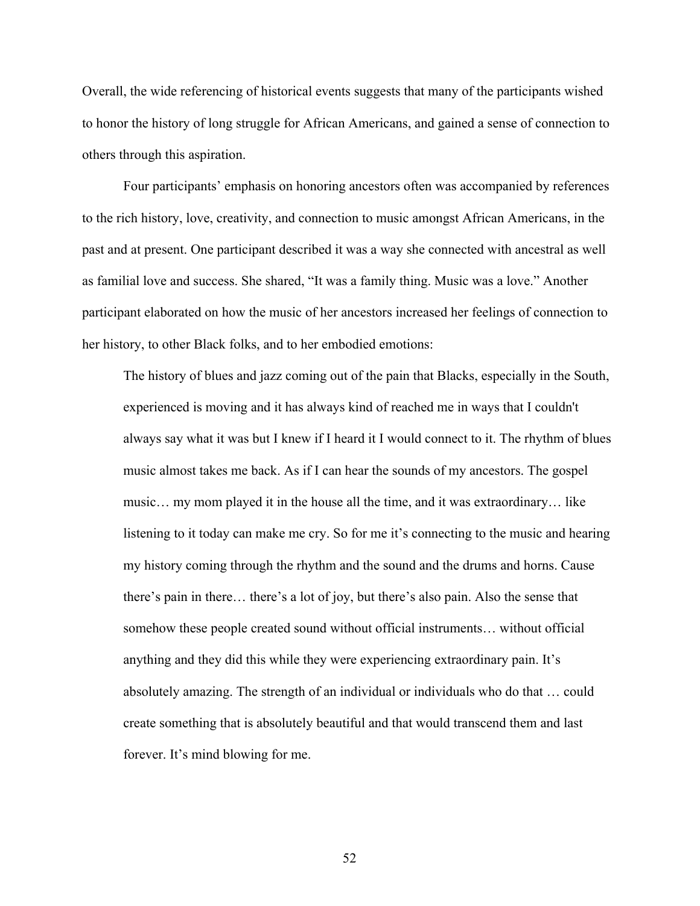Overall, the wide referencing of historical events suggests that many of the participants wished to honor the history of long struggle for African Americans, and gained a sense of connection to others through this aspiration.

Four participants' emphasis on honoring ancestors often was accompanied by references to the rich history, love, creativity, and connection to music amongst African Americans, in the past and at present. One participant described it was a way she connected with ancestral as well as familial love and success. She shared, "It was a family thing. Music was a love." Another participant elaborated on how the music of her ancestors increased her feelings of connection to her history, to other Black folks, and to her embodied emotions:

> The history of blues and jazz coming out of the pain that Blacks, especially in the South, experienced is moving and it has always kind of reached me in ways that I couldn't always say what it was but I knew if I heard it I would connect to it. The rhythm of blues music almost takes me back. As if I can hear the sounds of my ancestors. The gospel music… my mom played it in the house all the time, and it was extraordinary… like listening to it today can make me cry. So for me it's connecting to the music and hearing my history coming through the rhythm and the sound and the drums and horns. Cause there's pain in there… there's a lot of joy, but there's also pain. Also the sense that somehow these people created sound without official instruments… without official anything and they did this while they were experiencing extraordinary pain. It's absolutely amazing. The strength of an individual or individuals who do that … could create something that is absolutely beautiful and that would transcend them and last forever. It's mind blowing for me.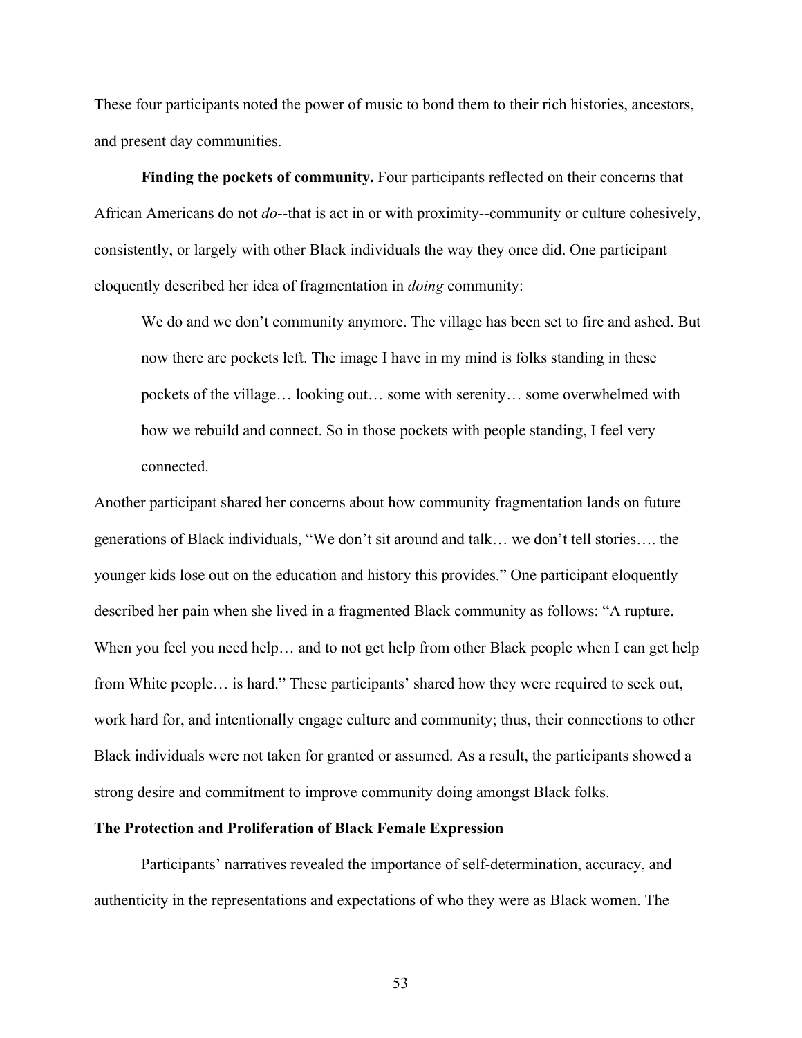These four participants noted the power of music to bond them to their rich histories, ancestors, and present day communities.

**Finding the pockets of community.** Four participants reflected on their concerns that African Americans do not *do*--that is act in or with proximity--community or culture cohesively, consistently, or largely with other Black individuals the way they once did. One participant eloquently described her idea of fragmentation in *doing* community:

> We do and we don't community anymore. The village has been set to fire and ashed. But now there are pockets left. The image I have in my mind is folks standing in these pockets of the village… looking out… some with serenity… some overwhelmed with how we rebuild and connect. So in those pockets with people standing, I feel very connected.

Another participant shared her concerns about how community fragmentation lands on future generations of Black individuals, "We don't sit around and talk… we don't tell stories…. the younger kids lose out on the education and history this provides." One participant eloquently described her pain when she lived in a fragmented Black community as follows: "A rupture. When you feel you need help… and to not get help from other Black people when I can get help from White people… is hard." These participants' shared how they were required to seek out, work hard for, and intentionally engage culture and community; thus, their connections to other Black individuals were not taken for granted or assumed. As a result, the participants showed a strong desire and commitment to improve community doing amongst Black folks.

### The Protection and Proliferation of Black Female Expression

Participants' narratives revealed the importance of self-determination, accuracy, and authenticity in the representations and expectations of who they were as Black women. The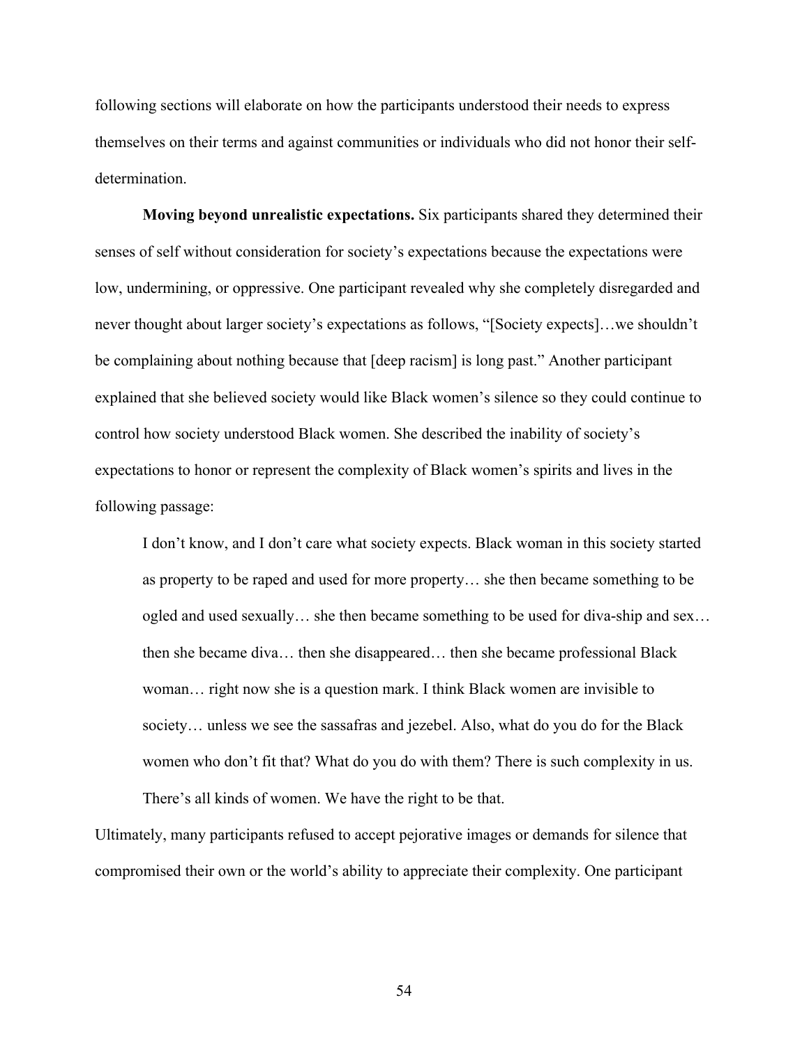following sections will elaborate on how the participants understood their needs to express themselves on their terms and against communities or individuals who did not honor their self-determination.

**Moving beyond unrealistic expectations.** Six participants shared they determined their senses of self without consideration for society's expectations because the expectations were low, undermining, or oppressive. One participant revealed why she completely disregarded and never thought about larger society's expectations as follows, "[Society expects]…we shouldn't be complaining about nothing because that [deep racism] is long past." Another participant explained that she believed society would like Black women's silence so they could continue to control how society understood Black women. She described the inability of society's expectations to honor or represent the complexity of Black women's spirits and lives in the following passage:

> I don't know, and I don't care what society expects. Black woman in this society started as property to be raped and used for more property… she then became something to be ogled and used sexually… she then became something to be used for diva-ship and sex… then she became diva… then she disappeared… then she became professional Black woman… right now she is a question mark. I think Black women are invisible to society… unless we see the sassafras and jezebel. Also, what do you do for the Black women who don't fit that? What do you do with them? There is such complexity in us. There's all kinds of women. We have the right to be that.

Ultimately, many participants refused to accept pejorative images or demands for silence that compromised their own or the world's ability to appreciate their complexity. One participant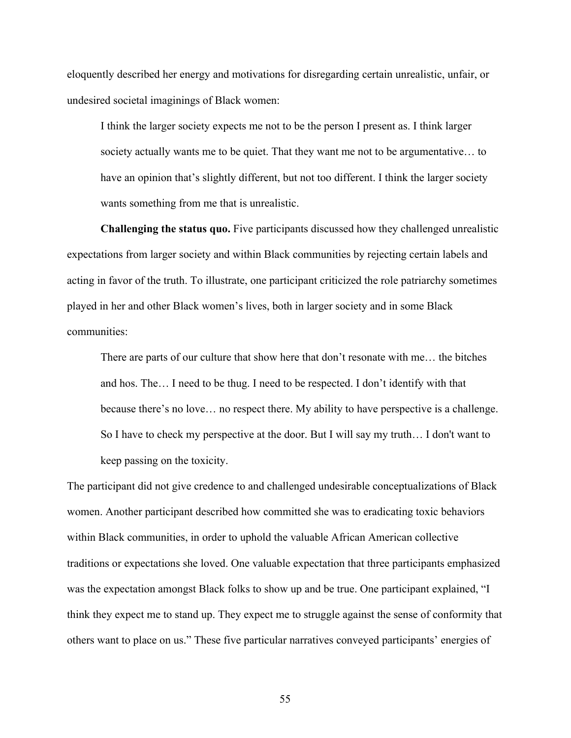eloquently described her energy and motivations for disregarding certain unrealistic, unfair, or undesired societal imaginings of Black women:

> I think the larger society expects me not to be the person I present as. I think larger society actually wants me to be quiet. That they want me not to be argumentative… to have an opinion that's slightly different, but not too different. I think the larger society wants something from me that is unrealistic.

**Challenging the status quo.** Five participants discussed how they challenged unrealistic expectations from larger society and within Black communities by rejecting certain labels and acting in favor of the truth. To illustrate, one participant criticized the role patriarchy sometimes played in her and other Black women's lives, both in larger society and in some Black communities:

> There are parts of our culture that show here that don't resonate with me… the bitches and hos. The… I need to be thug. I need to be respected. I don't identify with that because there's no love… no respect there. My ability to have perspective is a challenge. So I have to check my perspective at the door. But I will say my truth… I don't want to keep passing on the toxicity.

The participant did not give credence to and challenged undesirable conceptualizations of Black women. Another participant described how committed she was to eradicating toxic behaviors within Black communities, in order to uphold the valuable African American collective traditions or expectations she loved. One valuable expectation that three participants emphasized was the expectation amongst Black folks to show up and be true. One participant explained, "I think they expect me to stand up. They expect me to struggle against the sense of conformity that others want to place on us." These five particular narratives conveyed participants' energies of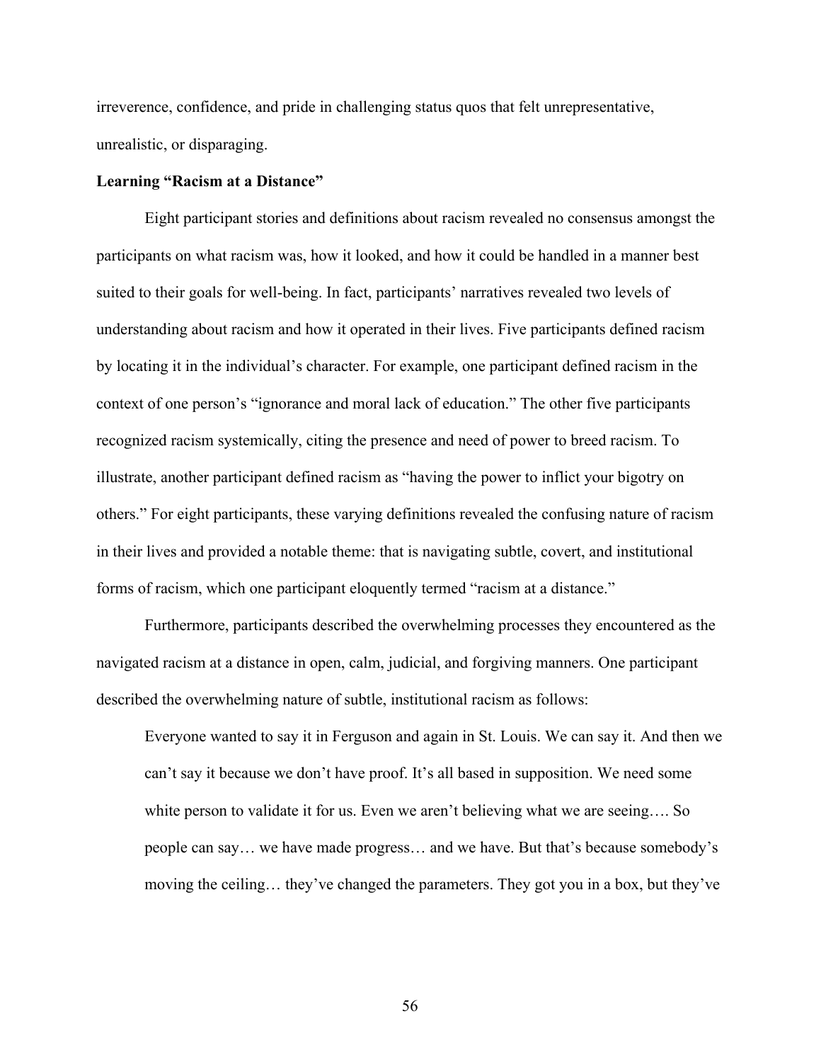irreverence, confidence, and pride in challenging status quos that felt unrepresentative, unrealistic, or disparaging.

**Learning "Racism at a Distance"**

Eight participant stories and definitions about racism revealed no consensus amongst the participants on what racism was, how it looked, and how it could be handled in a manner best suited to their goals for well-being. In fact, participants' narratives revealed two levels of understanding about racism and how it operated in their lives. Five participants defined racism by locating it in the individual's character. For example, one participant defined racism in the context of one person's "ignorance and moral lack of education." The other five participants recognized racism systemically, citing the presence and need of power to breed racism. To illustrate, another participant defined racism as "having the power to inflict your bigotry on others." For eight participants, these varying definitions revealed the confusing nature of racism in their lives and provided a notable theme: that is navigating subtle, covert, and institutional forms of racism, which one participant eloquently termed "racism at a distance."

Furthermore, participants described the overwhelming processes they encountered as the navigated racism at a distance in open, calm, judicial, and forgiving manners. One participant described the overwhelming nature of subtle, institutional racism as follows:

> Everyone wanted to say it in Ferguson and again in St. Louis. We can say it. And then we can't say it because we don't have proof. It's all based in supposition. We need some white person to validate it for us. Even we aren't believing what we are seeing…. So people can say… we have made progress… and we have. But that's because somebody's moving the ceiling… they've changed the parameters. They got you in a box, but they've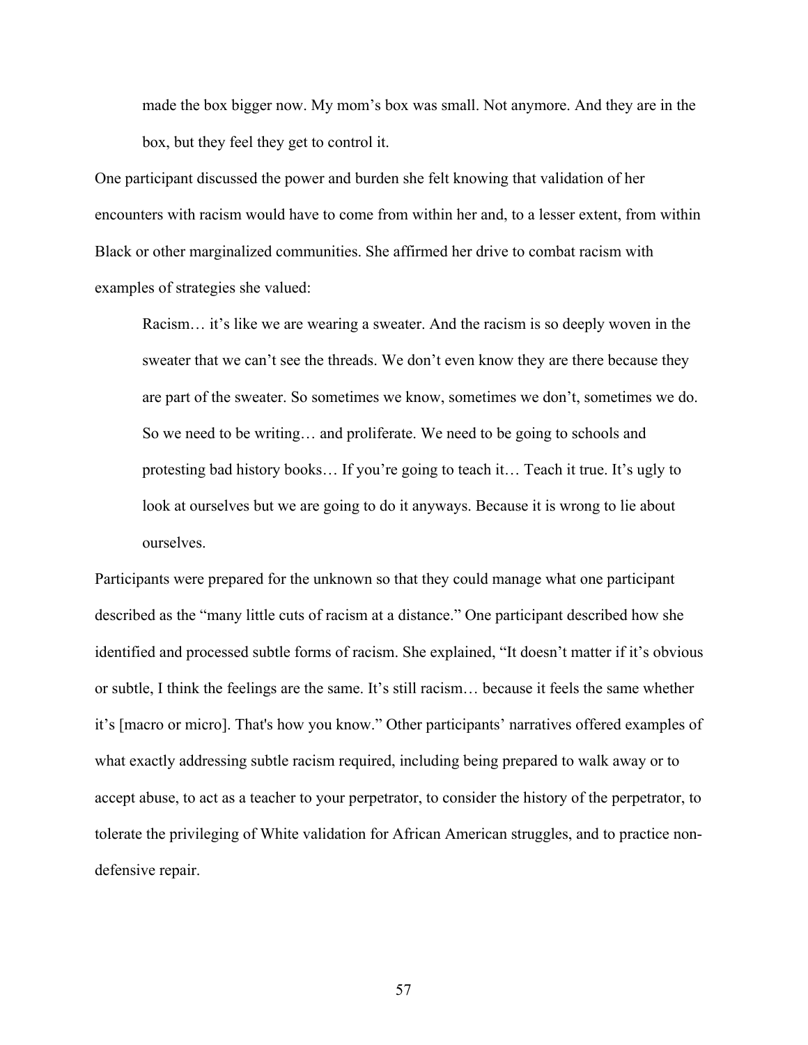> made the box bigger now. My mom's box was small. Not anymore. And they are in the box, but they feel they get to control it.

One participant discussed the power and burden she felt knowing that validation of her encounters with racism would have to come from within her and, to a lesser extent, from within Black or other marginalized communities. She affirmed her drive to combat racism with examples of strategies she valued:

> Racism… it's like we are wearing a sweater. And the racism is so deeply woven in the sweater that we can't see the threads. We don't even know they are there because they are part of the sweater. So sometimes we know, sometimes we don't, sometimes we do. So we need to be writing… and proliferate. We need to be going to schools and protesting bad history books… If you're going to teach it… Teach it true. It's ugly to look at ourselves but we are going to do it anyways. Because it is wrong to lie about ourselves.

Participants were prepared for the unknown so that they could manage what one participant described as the "many little cuts of racism at a distance." One participant described how she identified and processed subtle forms of racism. She explained, "It doesn't matter if it's obvious or subtle, I think the feelings are the same. It's still racism… because it feels the same whether it's [macro or micro]. That's how you know." Other participants' narratives offered examples of what exactly addressing subtle racism required, including being prepared to walk away or to accept abuse, to act as a teacher to your perpetrator, to consider the history of the perpetrator, to tolerate the privileging of White validation for African American struggles, and to practice non-defensive repair.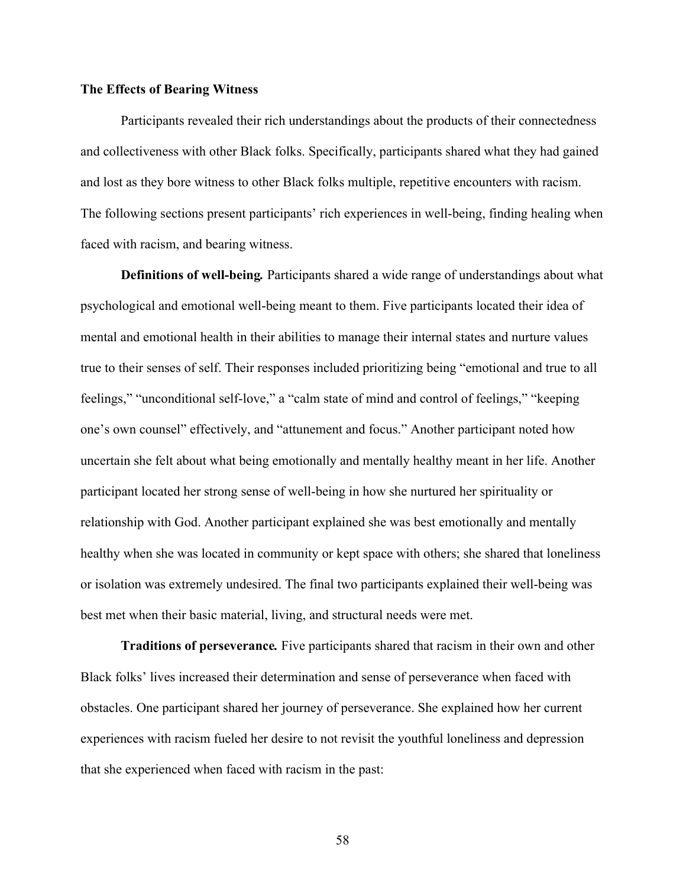### The Effects of Bearing Witness

Participants revealed their rich understandings about the products of their connectedness and collectiveness with other Black folks. Specifically, participants shared what they had gained and lost as they bore witness to other Black folks multiple, repetitive encounters with racism. The following sections present participants' rich experiences in well-being, finding healing when faced with racism, and bearing witness.

**Definitions of well-being.** Participants shared a wide range of understandings about what psychological and emotional well-being meant to them. Five participants located their idea of mental and emotional health in their abilities to manage their internal states and nurture values true to their senses of self. Their responses included prioritizing being "emotional and true to all feelings," "unconditional self-love," a "calm state of mind and control of feelings," "keeping one's own counsel" effectively, and "attunement and focus." Another participant noted how uncertain she felt about what being emotionally and mentally healthy meant in her life. Another participant located her strong sense of well-being in how she nurtured her spirituality or relationship with God. Another participant explained she was best emotionally and mentally healthy when she was located in community or kept space with others; she shared that loneliness or isolation was extremely undesired. The final two participants explained their well-being was best met when their basic material, living, and structural needs were met.

**Traditions of perseverance.** Five participants shared that racism in their own and other Black folks' lives increased their determination and sense of perseverance when faced with obstacles. One participant shared her journey of perseverance. She explained how her current experiences with racism fueled her desire to not revisit the youthful loneliness and depression that she experienced when faced with racism in the past: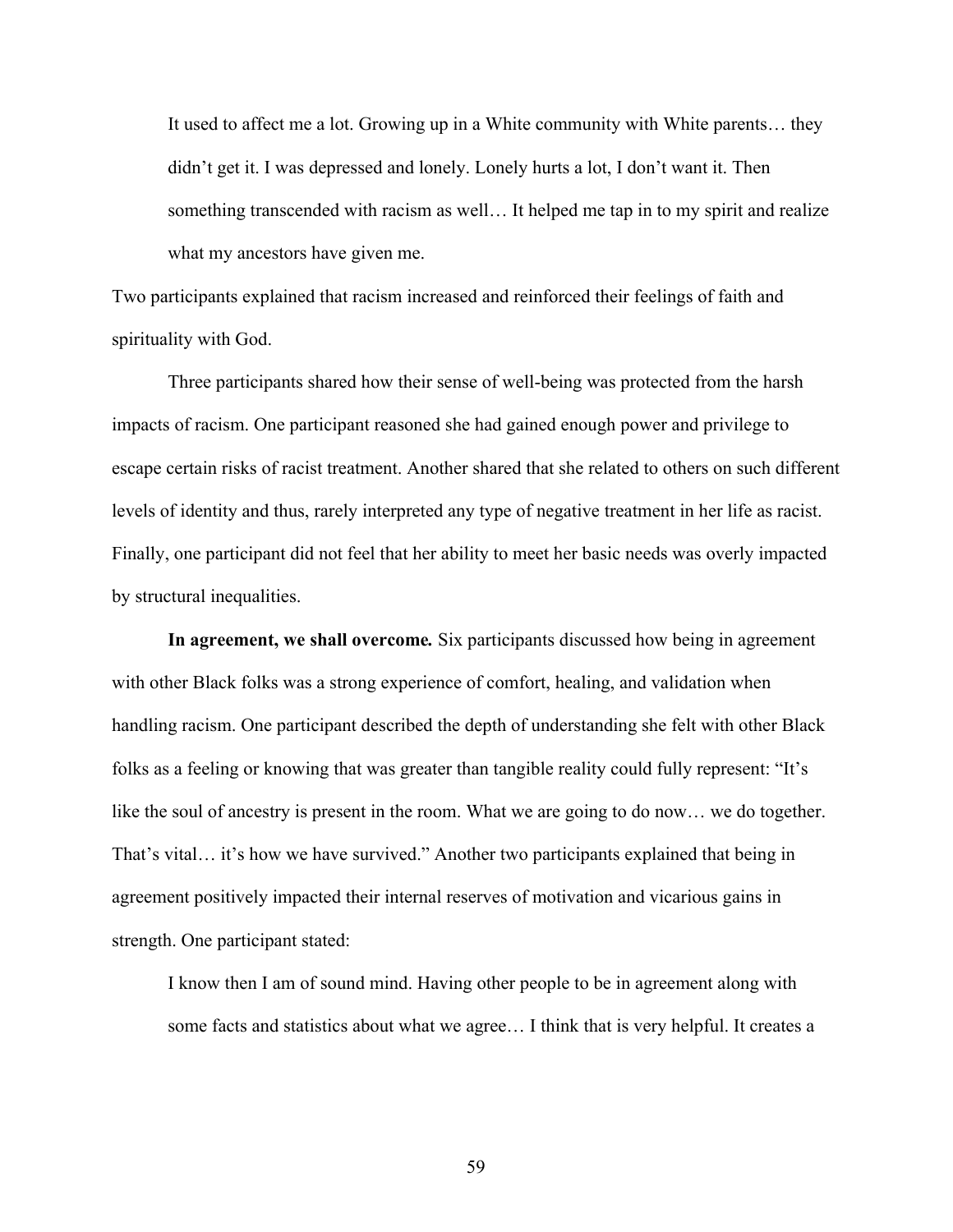> It used to affect me a lot. Growing up in a White community with White parents… they didn't get it. I was depressed and lonely. Lonely hurts a lot, I don't want it. Then something transcended with racism as well… It helped me tap in to my spirit and realize what my ancestors have given me.

Two participants explained that racism increased and reinforced their feelings of faith and spirituality with God.

Three participants shared how their sense of well-being was protected from the harsh impacts of racism. One participant reasoned she had gained enough power and privilege to escape certain risks of racist treatment. Another shared that she related to others on such different levels of identity and thus, rarely interpreted any type of negative treatment in her life as racist. Finally, one participant did not feel that her ability to meet her basic needs was overly impacted by structural inequalities.

**In agreement, we shall overcome.** Six participants discussed how being in agreement with other Black folks was a strong experience of comfort, healing, and validation when handling racism. One participant described the depth of understanding she felt with other Black folks as a feeling or knowing that was greater than tangible reality could fully represent: "It's like the soul of ancestry is present in the room. What we are going to do now… we do together. That's vital… it's how we have survived." Another two participants explained that being in agreement positively impacted their internal reserves of motivation and vicarious gains in strength. One participant stated:

> I know then I am of sound mind. Having other people to be in agreement along with some facts and statistics about what we agree… I think that is very helpful. It creates a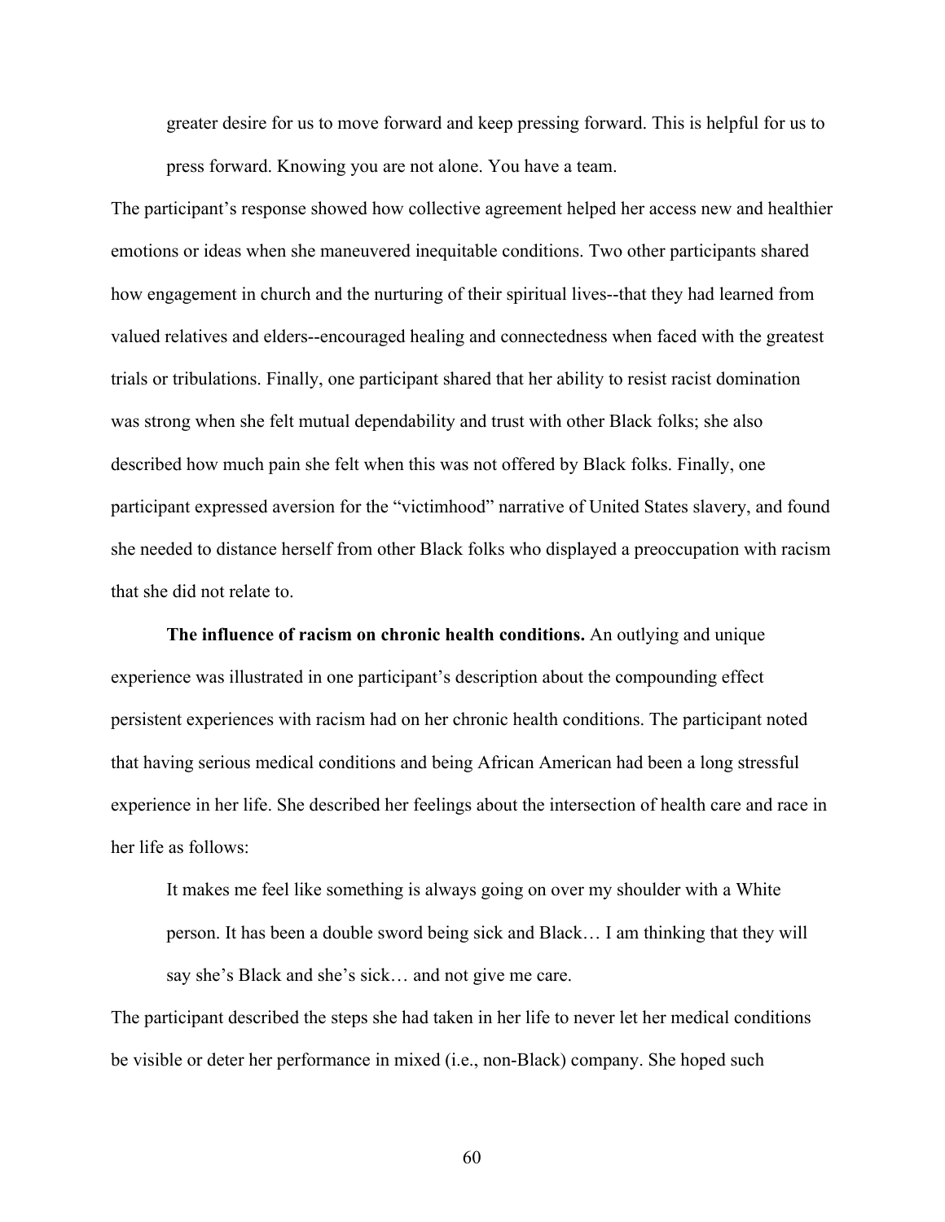> greater desire for us to move forward and keep pressing forward. This is helpful for us to press forward. Knowing you are not alone. You have a team.

The participant's response showed how collective agreement helped her access new and healthier emotions or ideas when she maneuvered inequitable conditions. Two other participants shared how engagement in church and the nurturing of their spiritual lives--that they had learned from valued relatives and elders--encouraged healing and connectedness when faced with the greatest trials or tribulations. Finally, one participant shared that her ability to resist racist domination was strong when she felt mutual dependability and trust with other Black folks; she also described how much pain she felt when this was not offered by Black folks. Finally, one participant expressed aversion for the "victimhood" narrative of United States slavery, and found she needed to distance herself from other Black folks who displayed a preoccupation with racism that she did not relate to.

**The influence of racism on chronic health conditions.** An outlying and unique experience was illustrated in one participant's description about the compounding effect persistent experiences with racism had on her chronic health conditions. The participant noted that having serious medical conditions and being African American had been a long stressful experience in her life. She described her feelings about the intersection of health care and race in her life as follows:

> It makes me feel like something is always going on over my shoulder with a White person. It has been a double sword being sick and Black… I am thinking that they will say she's Black and she's sick… and not give me care.

The participant described the steps she had taken in her life to never let her medical conditions be visible or deter her performance in mixed (i.e., non-Black) company. She hoped such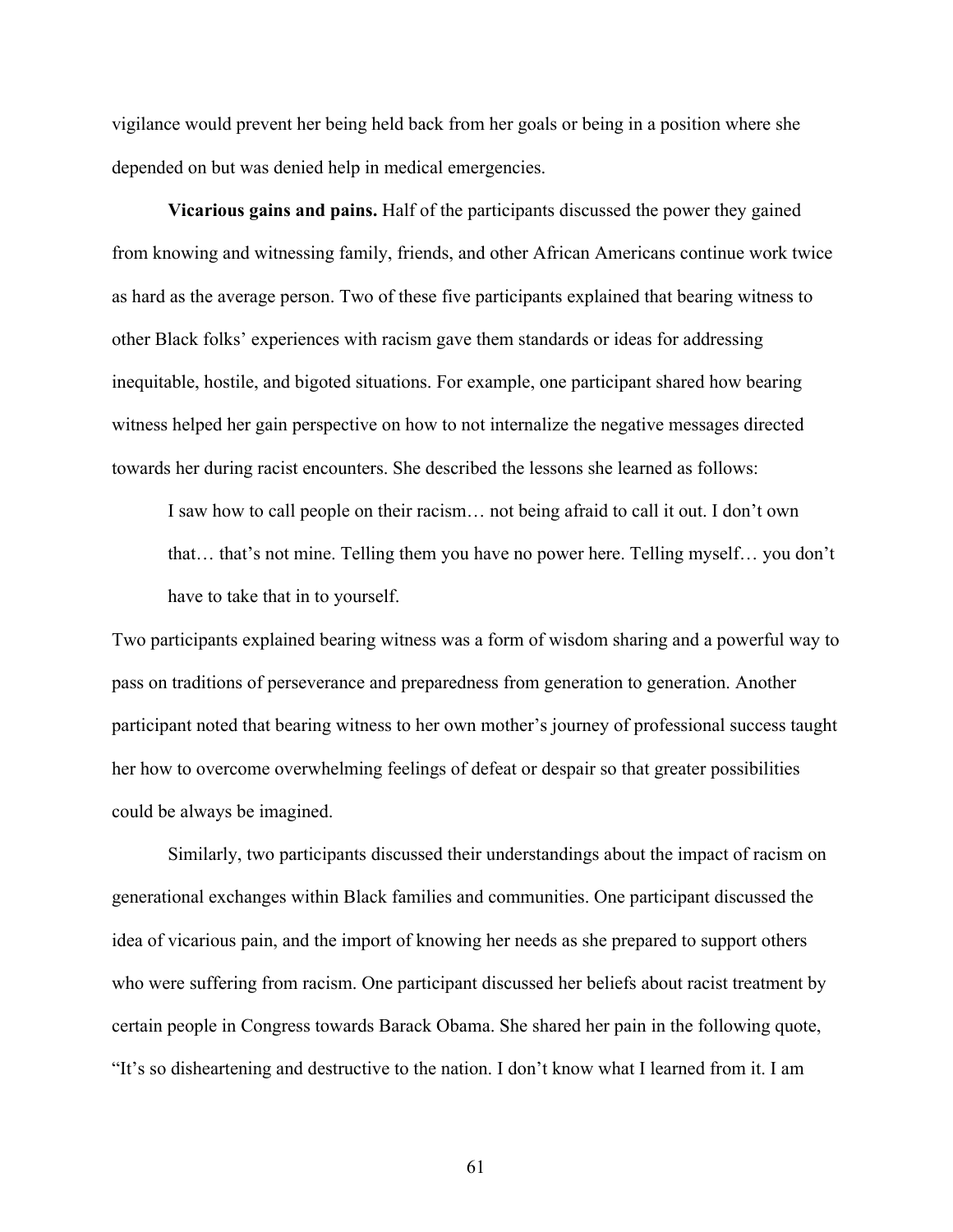vigilance would prevent her being held back from her goals or being in a position where she depended on but was denied help in medical emergencies.

**Vicarious gains and pains.** Half of the participants discussed the power they gained from knowing and witnessing family, friends, and other African Americans continue work twice as hard as the average person. Two of these five participants explained that bearing witness to other Black folks' experiences with racism gave them standards or ideas for addressing inequitable, hostile, and bigoted situations. For example, one participant shared how bearing witness helped her gain perspective on how to not internalize the negative messages directed towards her during racist encounters. She described the lessons she learned as follows:

> I saw how to call people on their racism… not being afraid to call it out. I don't own that… that's not mine. Telling them you have no power here. Telling myself… you don't have to take that in to yourself.

Two participants explained bearing witness was a form of wisdom sharing and a powerful way to pass on traditions of perseverance and preparedness from generation to generation. Another participant noted that bearing witness to her own mother's journey of professional success taught her how to overcome overwhelming feelings of defeat or despair so that greater possibilities could be always be imagined.

Similarly, two participants discussed their understandings about the impact of racism on generational exchanges within Black families and communities. One participant discussed the idea of vicarious pain, and the import of knowing her needs as she prepared to support others who were suffering from racism. One participant discussed her beliefs about racist treatment by certain people in Congress towards Barack Obama. She shared her pain in the following quote, "It's so disheartening and destructive to the nation. I don't know what I learned from it. I am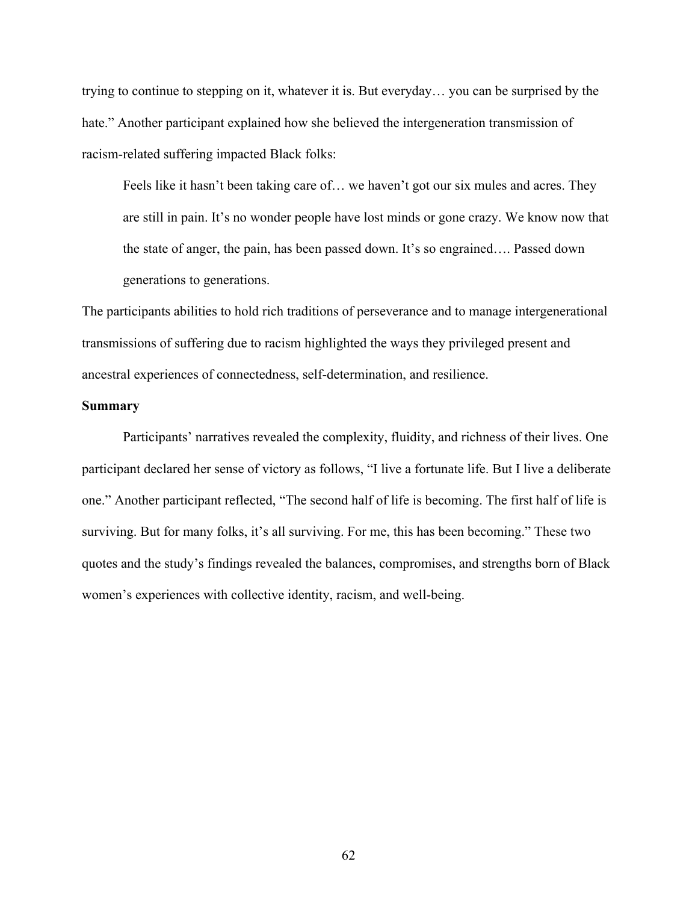trying to continue to stepping on it, whatever it is. But everyday… you can be surprised by the hate." Another participant explained how she believed the intergeneration transmission of racism-related suffering impacted Black folks:

> Feels like it hasn't been taking care of… we haven't got our six mules and acres. They are still in pain. It's no wonder people have lost minds or gone crazy. We know now that the state of anger, the pain, has been passed down. It's so engrained…. Passed down generations to generations.

The participants abilities to hold rich traditions of perseverance and to manage intergenerational transmissions of suffering due to racism highlighted the ways they privileged present and ancestral experiences of connectedness, self-determination, and resilience.

**Summary**

Participants' narratives revealed the complexity, fluidity, and richness of their lives. One participant declared her sense of victory as follows, "I live a fortunate life. But I live a deliberate one." Another participant reflected, "The second half of life is becoming. The first half of life is surviving. But for many folks, it's all surviving. For me, this has been becoming." These two quotes and the study's findings revealed the balances, compromises, and strengths born of Black women's experiences with collective identity, racism, and well-being.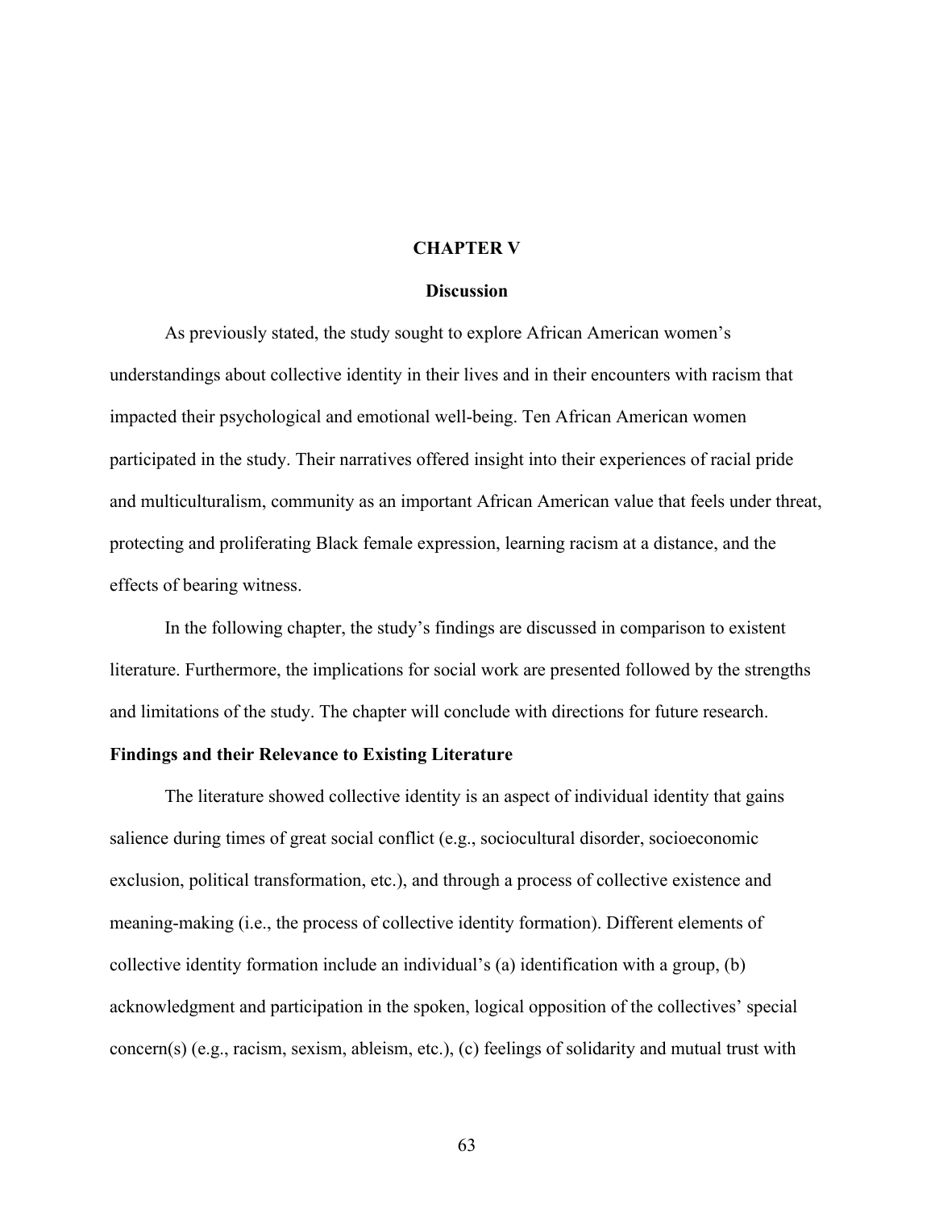# CHAPTER V

## Discussion

As previously stated, the study sought to explore African American women's understandings about collective identity in their lives and in their encounters with racism that impacted their psychological and emotional well-being. Ten African American women participated in the study. Their narratives offered insight into their experiences of racial pride and multiculturalism, community as an important African American value that feels under threat, protecting and proliferating Black female expression, learning racism at a distance, and the effects of bearing witness.

In the following chapter, the study's findings are discussed in comparison to existent literature. Furthermore, the implications for social work are presented followed by the strengths and limitations of the study. The chapter will conclude with directions for future research.

### Findings and their Relevance to Existing Literature

The literature showed collective identity is an aspect of individual identity that gains salience during times of great social conflict (e.g., sociocultural disorder, socioeconomic exclusion, political transformation, etc.), and through a process of collective existence and meaning-making (i.e., the process of collective identity formation). Different elements of collective identity formation include an individual's (a) identification with a group, (b) acknowledgment and participation in the spoken, logical opposition of the collectives' special concern(s) (e.g., racism, sexism, ableism, etc.), (c) feelings of solidarity and mutual trust with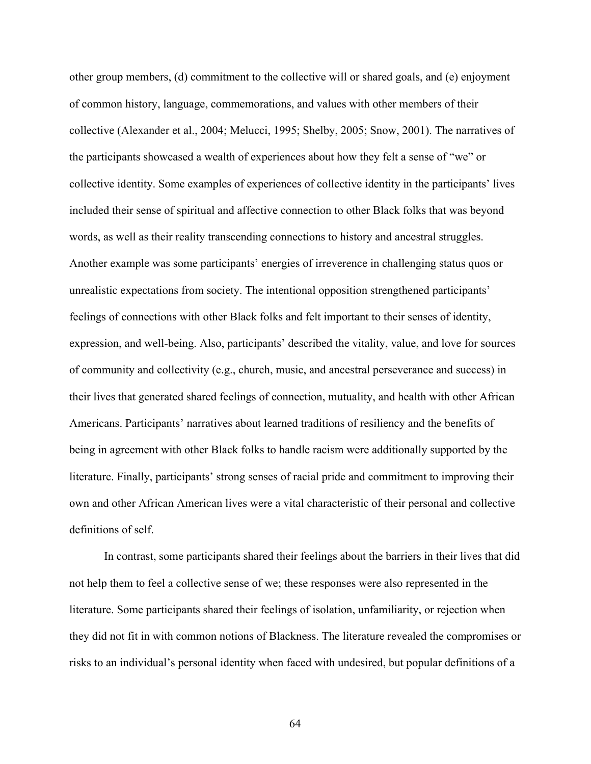other group members, (d) commitment to the collective will or shared goals, and (e) enjoyment of common history, language, commemorations, and values with other members of their collective (Alexander et al., 2004; Melucci, 1995; Shelby, 2005; Snow, 2001). The narratives of the participants showcased a wealth of experiences about how they felt a sense of "we" or collective identity. Some examples of experiences of collective identity in the participants' lives included their sense of spiritual and affective connection to other Black folks that was beyond words, as well as their reality transcending connections to history and ancestral struggles. Another example was some participants' energies of irreverence in challenging status quos or unrealistic expectations from society. The intentional opposition strengthened participants' feelings of connections with other Black folks and felt important to their senses of identity, expression, and well-being. Also, participants' described the vitality, value, and love for sources of community and collectivity (e.g., church, music, and ancestral perseverance and success) in their lives that generated shared feelings of connection, mutuality, and health with other African Americans. Participants' narratives about learned traditions of resiliency and the benefits of being in agreement with other Black folks to handle racism were additionally supported by the literature. Finally, participants' strong senses of racial pride and commitment to improving their own and other African American lives were a vital characteristic of their personal and collective definitions of self.

In contrast, some participants shared their feelings about the barriers in their lives that did not help them to feel a collective sense of we; these responses were also represented in the literature. Some participants shared their feelings of isolation, unfamiliarity, or rejection when they did not fit in with common notions of Blackness. The literature revealed the compromises or risks to an individual's personal identity when faced with undesired, but popular definitions of a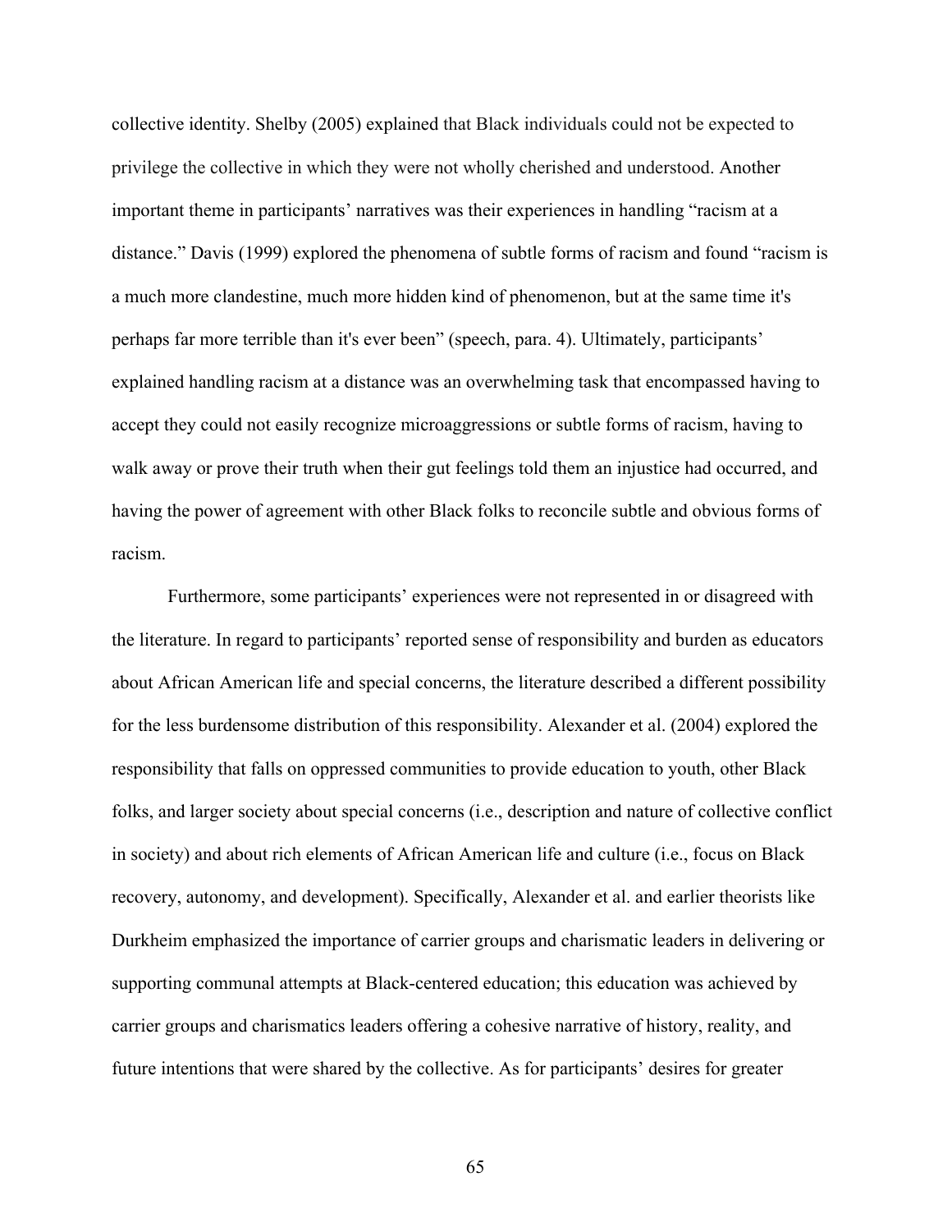collective identity. Shelby (2005) explained that Black individuals could not be expected to privilege the collective in which they were not wholly cherished and understood. Another important theme in participants' narratives was their experiences in handling "racism at a distance." Davis (1999) explored the phenomena of subtle forms of racism and found "racism is a much more clandestine, much more hidden kind of phenomenon, but at the same time it's perhaps far more terrible than it's ever been" (speech, para. 4). Ultimately, participants' explained handling racism at a distance was an overwhelming task that encompassed having to accept they could not easily recognize microaggressions or subtle forms of racism, having to walk away or prove their truth when their gut feelings told them an injustice had occurred, and having the power of agreement with other Black folks to reconcile subtle and obvious forms of racism.

Furthermore, some participants' experiences were not represented in or disagreed with the literature. In regard to participants' reported sense of responsibility and burden as educators about African American life and special concerns, the literature described a different possibility for the less burdensome distribution of this responsibility. Alexander et al. (2004) explored the responsibility that falls on oppressed communities to provide education to youth, other Black folks, and larger society about special concerns (i.e., description and nature of collective conflict in society) and about rich elements of African American life and culture (i.e., focus on Black recovery, autonomy, and development). Specifically, Alexander et al. and earlier theorists like Durkheim emphasized the importance of carrier groups and charismatic leaders in delivering or supporting communal attempts at Black-centered education; this education was achieved by carrier groups and charismatics leaders offering a cohesive narrative of history, reality, and future intentions that were shared by the collective. As for participants' desires for greater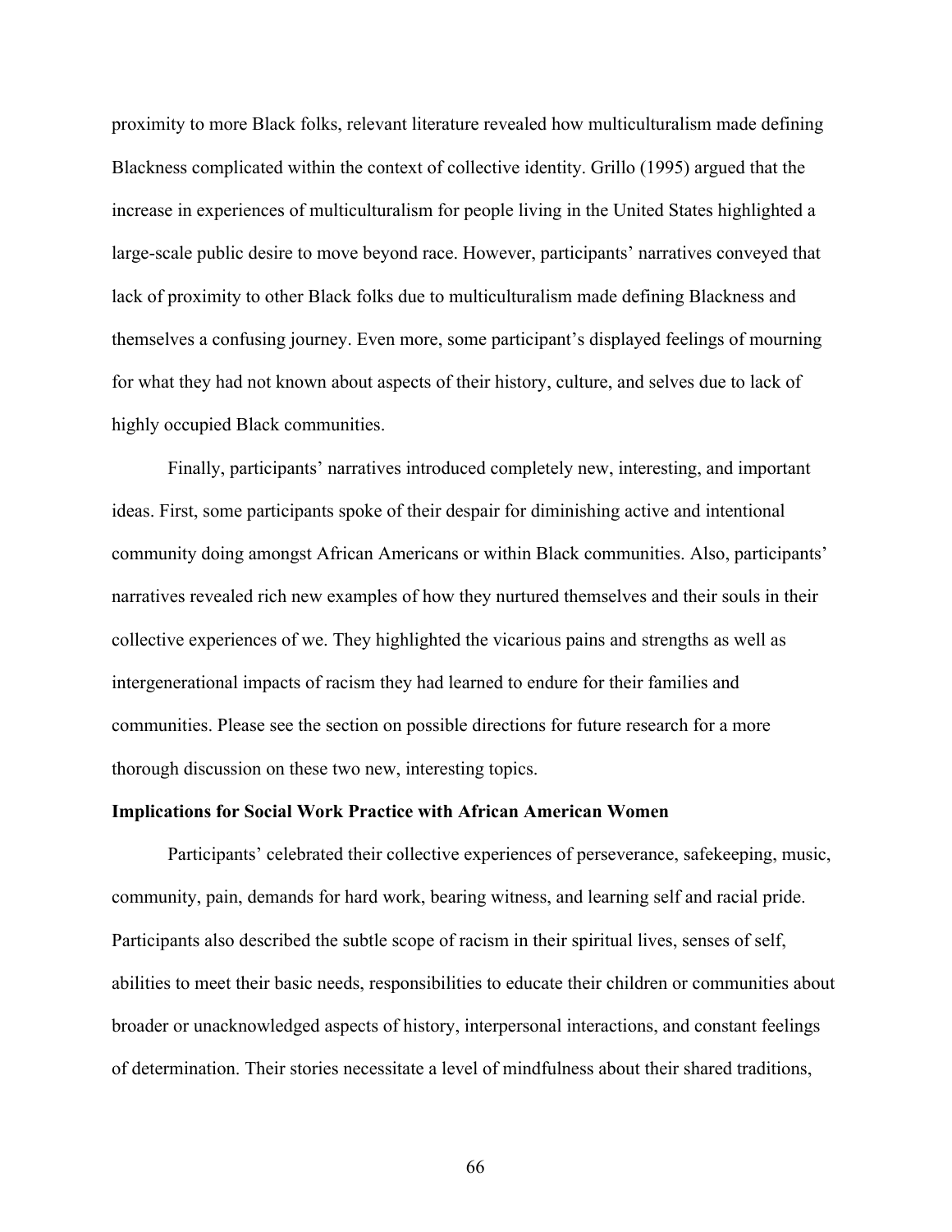proximity to more Black folks, relevant literature revealed how multiculturalism made defining Blackness complicated within the context of collective identity. Grillo (1995) argued that the increase in experiences of multiculturalism for people living in the United States highlighted a large-scale public desire to move beyond race. However, participants' narratives conveyed that lack of proximity to other Black folks due to multiculturalism made defining Blackness and themselves a confusing journey. Even more, some participant's displayed feelings of mourning for what they had not known about aspects of their history, culture, and selves due to lack of highly occupied Black communities.

Finally, participants' narratives introduced completely new, interesting, and important ideas. First, some participants spoke of their despair for diminishing active and intentional community doing amongst African Americans or within Black communities. Also, participants' narratives revealed rich new examples of how they nurtured themselves and their souls in their collective experiences of we. They highlighted the vicarious pains and strengths as well as intergenerational impacts of racism they had learned to endure for their families and communities. Please see the section on possible directions for future research for a more thorough discussion on these two new, interesting topics.

**Implications for Social Work Practice with African American Women**

Participants' celebrated their collective experiences of perseverance, safekeeping, music, community, pain, demands for hard work, bearing witness, and learning self and racial pride. Participants also described the subtle scope of racism in their spiritual lives, senses of self, abilities to meet their basic needs, responsibilities to educate their children or communities about broader or unacknowledged aspects of history, interpersonal interactions, and constant feelings of determination. Their stories necessitate a level of mindfulness about their shared traditions,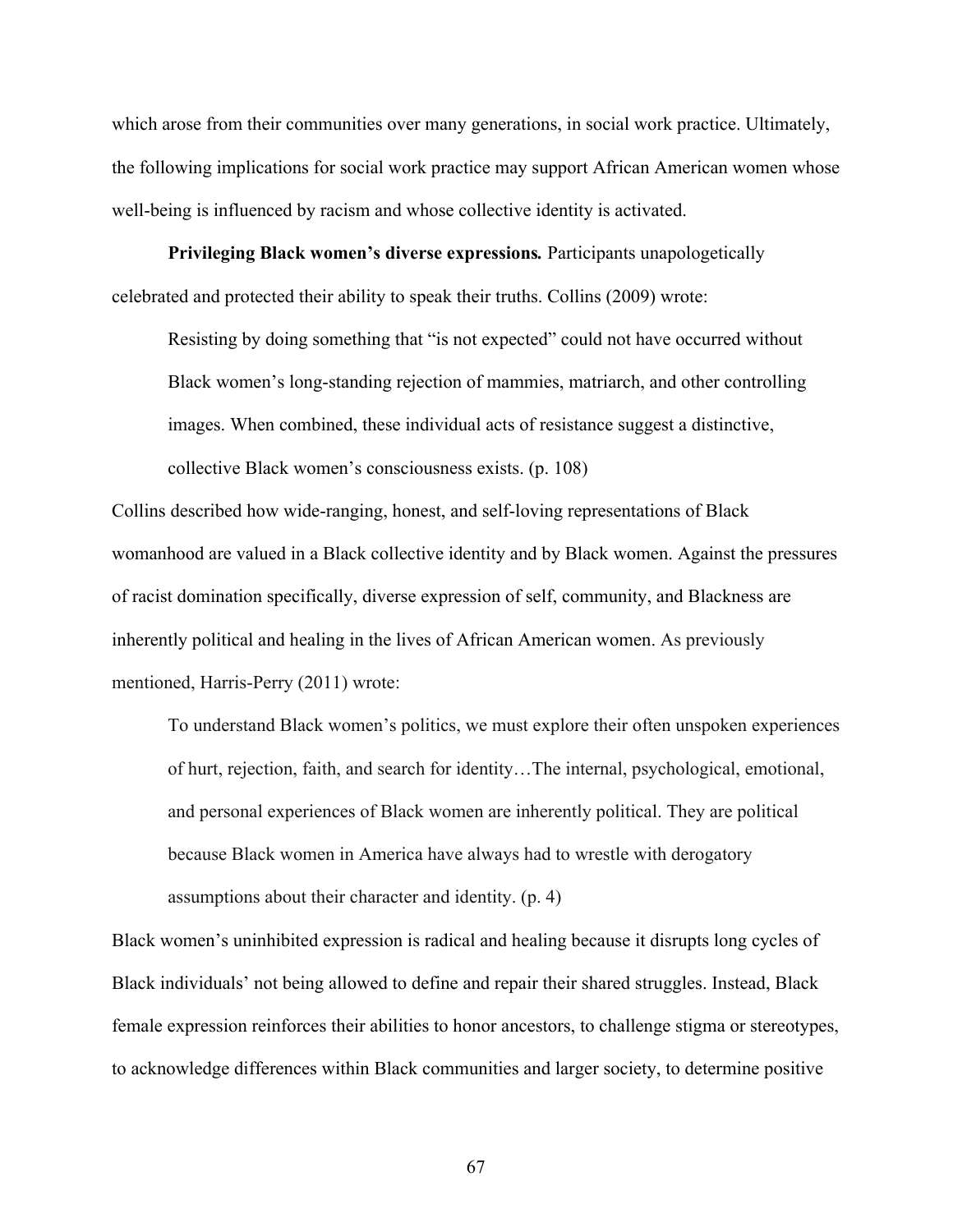which arose from their communities over many generations, in social work practice. Ultimately, the following implications for social work practice may support African American women whose well-being is influenced by racism and whose collective identity is activated.

**Privileging Black women's diverse expressions.** Participants unapologetically celebrated and protected their ability to speak their truths. Collins (2009) wrote:

> Resisting by doing something that "is not expected" could not have occurred without Black women's long-standing rejection of mammies, matriarch, and other controlling images. When combined, these individual acts of resistance suggest a distinctive, collective Black women's consciousness exists. (p. 108)

Collins described how wide-ranging, honest, and self-loving representations of Black womanhood are valued in a Black collective identity and by Black women. Against the pressures of racist domination specifically, diverse expression of self, community, and Blackness are inherently political and healing in the lives of African American women. As previously mentioned, Harris-Perry (2011) wrote:

> To understand Black women's politics, we must explore their often unspoken experiences of hurt, rejection, faith, and search for identity…The internal, psychological, emotional, and personal experiences of Black women are inherently political. They are political because Black women in America have always had to wrestle with derogatory assumptions about their character and identity. (p. 4)

Black women's uninhibited expression is radical and healing because it disrupts long cycles of Black individuals' not being allowed to define and repair their shared struggles. Instead, Black female expression reinforces their abilities to honor ancestors, to challenge stigma or stereotypes, to acknowledge differences within Black communities and larger society, to determine positive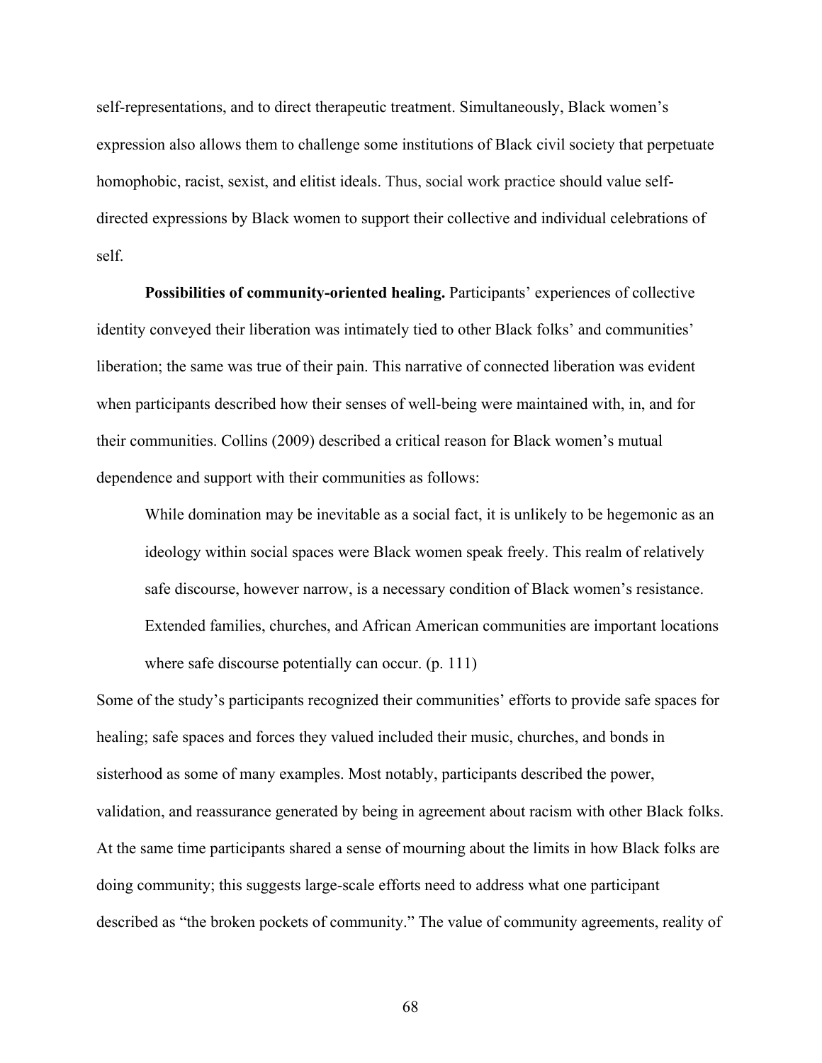self-representations, and to direct therapeutic treatment. Simultaneously, Black women's expression also allows them to challenge some institutions of Black civil society that perpetuate homophobic, racist, sexist, and elitist ideals. Thus, social work practice should value self-directed expressions by Black women to support their collective and individual celebrations of self.

**Possibilities of community-oriented healing.** Participants' experiences of collective identity conveyed their liberation was intimately tied to other Black folks' and communities' liberation; the same was true of their pain. This narrative of connected liberation was evident when participants described how their senses of well-being were maintained with, in, and for their communities. Collins (2009) described a critical reason for Black women's mutual dependence and support with their communities as follows:

> While domination may be inevitable as a social fact, it is unlikely to be hegemonic as an ideology within social spaces were Black women speak freely. This realm of relatively safe discourse, however narrow, is a necessary condition of Black women's resistance. Extended families, churches, and African American communities are important locations where safe discourse potentially can occur. (p. 111)

Some of the study's participants recognized their communities' efforts to provide safe spaces for healing; safe spaces and forces they valued included their music, churches, and bonds in sisterhood as some of many examples. Most notably, participants described the power, validation, and reassurance generated by being in agreement about racism with other Black folks. At the same time participants shared a sense of mourning about the limits in how Black folks are doing community; this suggests large-scale efforts need to address what one participant described as "the broken pockets of community." The value of community agreements, reality of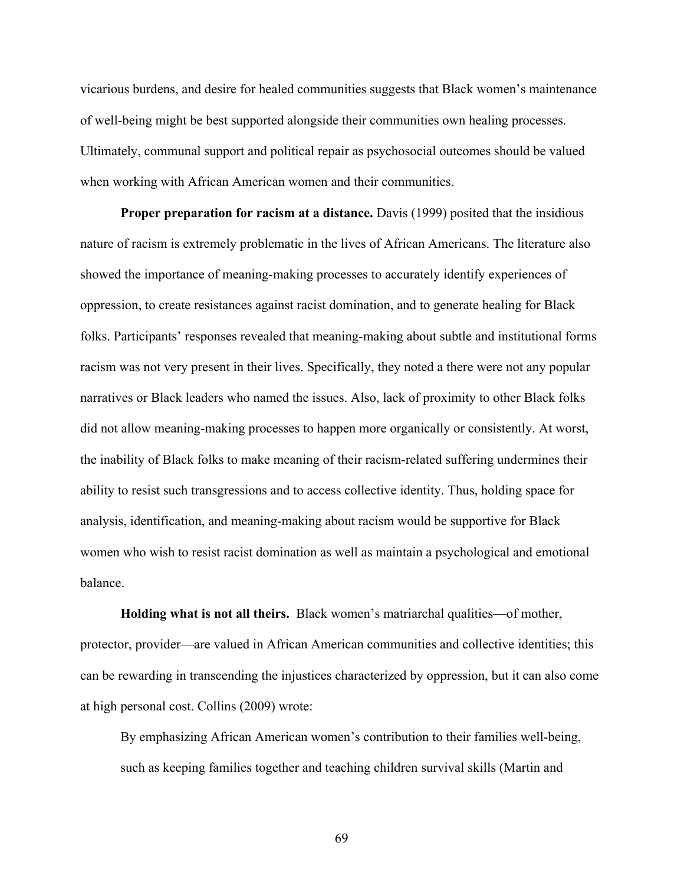vicarious burdens, and desire for healed communities suggests that Black women's maintenance of well-being might be best supported alongside their communities own healing processes. Ultimately, communal support and political repair as psychosocial outcomes should be valued when working with African American women and their communities.

**Proper preparation for racism at a distance.** Davis (1999) posited that the insidious nature of racism is extremely problematic in the lives of African Americans. The literature also showed the importance of meaning-making processes to accurately identify experiences of oppression, to create resistances against racist domination, and to generate healing for Black folks. Participants' responses revealed that meaning-making about subtle and institutional forms racism was not very present in their lives. Specifically, they noted a there were not any popular narratives or Black leaders who named the issues. Also, lack of proximity to other Black folks did not allow meaning-making processes to happen more organically or consistently. At worst, the inability of Black folks to make meaning of their racism-related suffering undermines their ability to resist such transgressions and to access collective identity. Thus, holding space for analysis, identification, and meaning-making about racism would be supportive for Black women who wish to resist racist domination as well as maintain a psychological and emotional balance.

**Holding what is not all theirs.** Black women's matriarchal qualities—of mother, protector, provider—are valued in African American communities and collective identities; this can be rewarding in transcending the injustices characterized by oppression, but it can also come at high personal cost. Collins (2009) wrote:

> By emphasizing African American women's contribution to their families well-being, such as keeping families together and teaching children survival skills (Martin and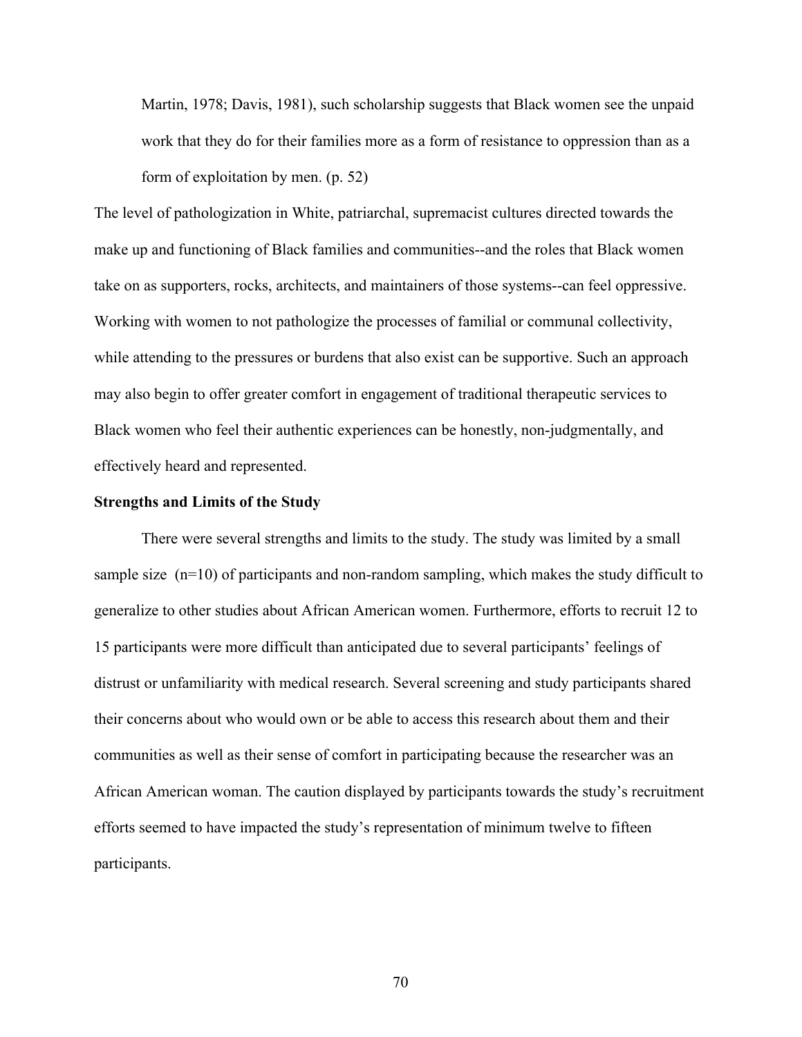> Martin, 1978; Davis, 1981), such scholarship suggests that Black women see the unpaid work that they do for their families more as a form of resistance to oppression than as a form of exploitation by men. (p. 52)

The level of pathologization in White, patriarchal, supremacist cultures directed towards the make up and functioning of Black families and communities--and the roles that Black women take on as supporters, rocks, architects, and maintainers of those systems--can feel oppressive. Working with women to not pathologize the processes of familial or communal collectivity, while attending to the pressures or burdens that also exist can be supportive. Such an approach may also begin to offer greater comfort in engagement of traditional therapeutic services to Black women who feel their authentic experiences can be honestly, non-judgmentally, and effectively heard and represented.

**Strengths and Limits of the Study**

There were several strengths and limits to the study. The study was limited by a small sample size (n=10) of participants and non-random sampling, which makes the study difficult to generalize to other studies about African American women. Furthermore, efforts to recruit 12 to 15 participants were more difficult than anticipated due to several participants' feelings of distrust or unfamiliarity with medical research. Several screening and study participants shared their concerns about who would own or be able to access this research about them and their communities as well as their sense of comfort in participating because the researcher was an African American woman. The caution displayed by participants towards the study's recruitment efforts seemed to have impacted the study's representation of minimum twelve to fifteen participants.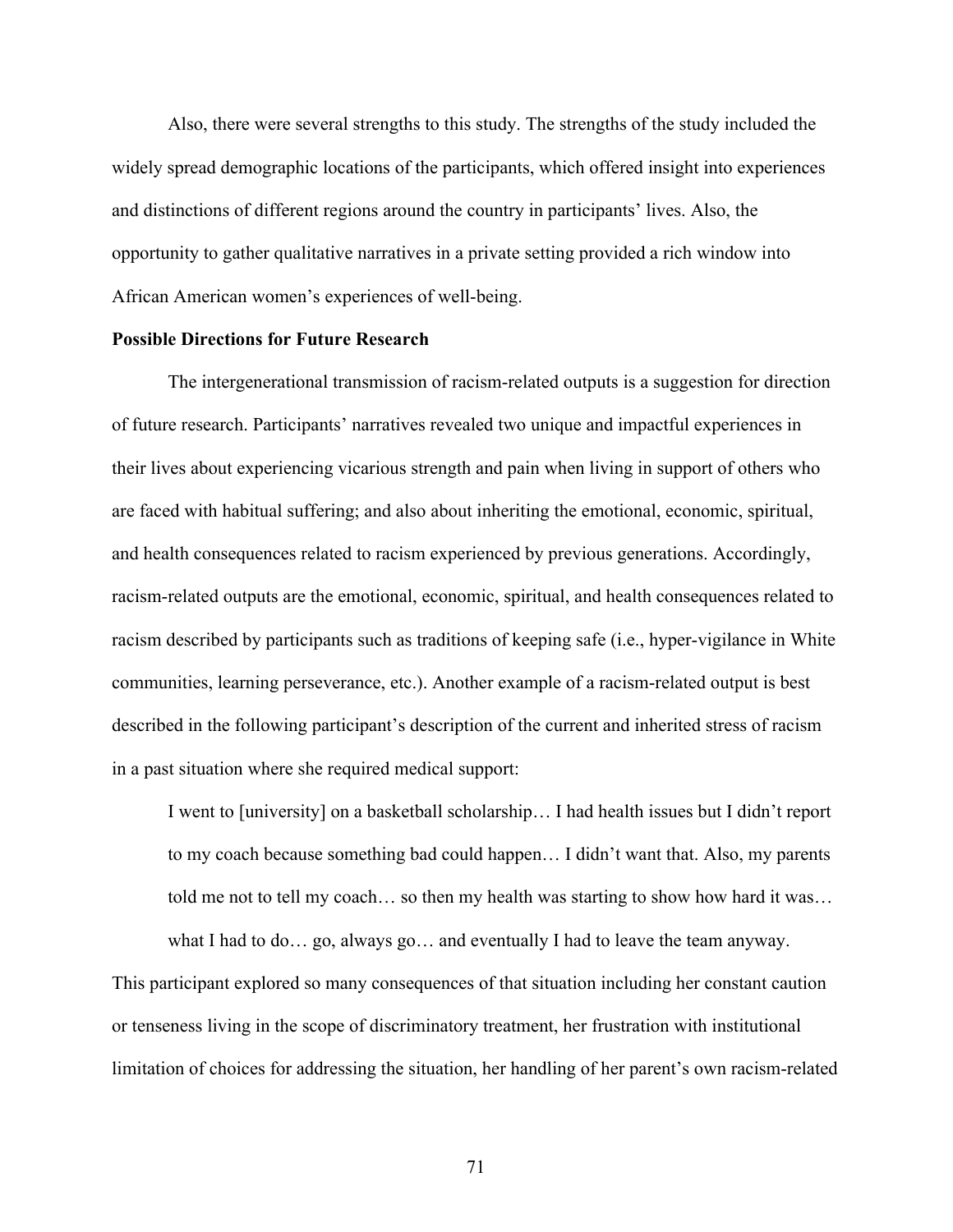Also, there were several strengths to this study. The strengths of the study included the widely spread demographic locations of the participants, which offered insight into experiences and distinctions of different regions around the country in participants' lives. Also, the opportunity to gather qualitative narratives in a private setting provided a rich window into African American women's experiences of well-being.

**Possible Directions for Future Research**

The intergenerational transmission of racism-related outputs is a suggestion for direction of future research. Participants' narratives revealed two unique and impactful experiences in their lives about experiencing vicarious strength and pain when living in support of others who are faced with habitual suffering; and also about inheriting the emotional, economic, spiritual, and health consequences related to racism experienced by previous generations. Accordingly, racism-related outputs are the emotional, economic, spiritual, and health consequences related to racism described by participants such as traditions of keeping safe (i.e., hyper-vigilance in White communities, learning perseverance, etc.). Another example of a racism-related output is best described in the following participant's description of the current and inherited stress of racism in a past situation where she required medical support:

> I went to [university] on a basketball scholarship… I had health issues but I didn't report to my coach because something bad could happen… I didn't want that. Also, my parents told me not to tell my coach… so then my health was starting to show how hard it was… what I had to do… go, always go… and eventually I had to leave the team anyway.

This participant explored so many consequences of that situation including her constant caution or tenseness living in the scope of discriminatory treatment, her frustration with institutional limitation of choices for addressing the situation, her handling of her parent's own racism-related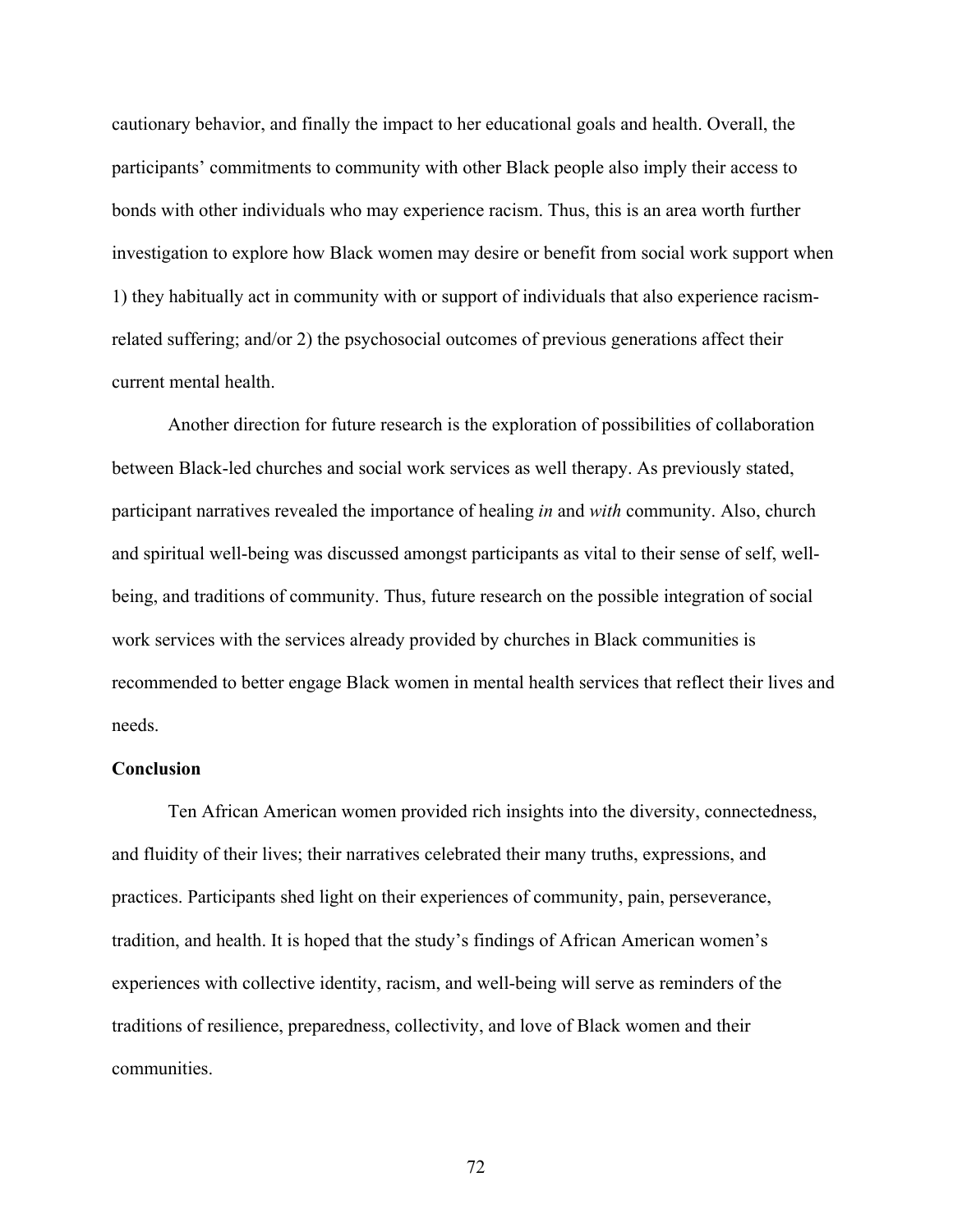cautionary behavior, and finally the impact to her educational goals and health. Overall, the participants' commitments to community with other Black people also imply their access to bonds with other individuals who may experience racism. Thus, this is an area worth further investigation to explore how Black women may desire or benefit from social work support when 1) they habitually act in community with or support of individuals that also experience racism-related suffering; and/or 2) the psychosocial outcomes of previous generations affect their current mental health.

Another direction for future research is the exploration of possibilities of collaboration between Black-led churches and social work services as well therapy. As previously stated, participant narratives revealed the importance of healing *in* and *with* community. Also, church and spiritual well-being was discussed amongst participants as vital to their sense of self, well-being, and traditions of community. Thus, future research on the possible integration of social work services with the services already provided by churches in Black communities is recommended to better engage Black women in mental health services that reflect their lives and needs.

**Conclusion**

Ten African American women provided rich insights into the diversity, connectedness, and fluidity of their lives; their narratives celebrated their many truths, expressions, and practices. Participants shed light on their experiences of community, pain, perseverance, tradition, and health. It is hoped that the study's findings of African American women's experiences with collective identity, racism, and well-being will serve as reminders of the traditions of resilience, preparedness, collectivity, and love of Black women and their communities.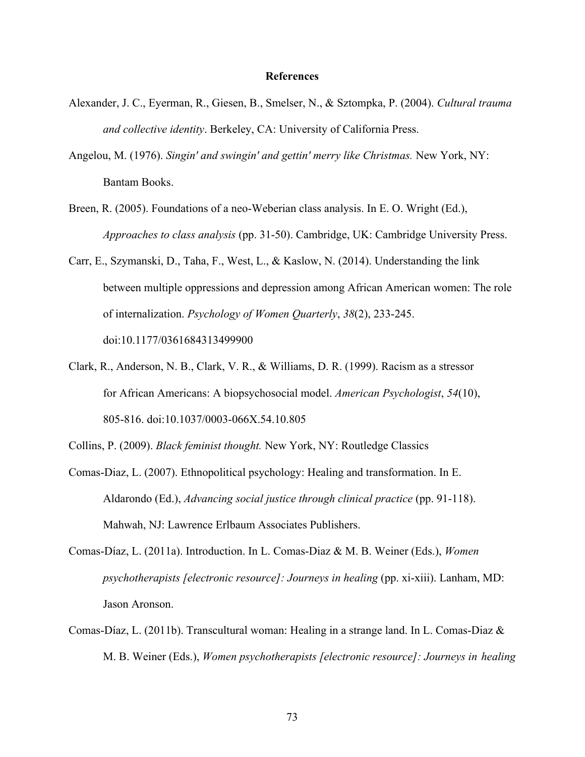## References

Alexander, J. C., Eyerman, R., Giesen, B., Smelser, N., & Sztompka, P. (2004). *Cultural trauma and collective identity*. Berkeley, CA: University of California Press.

Angelou, M. (1976). *Singin' and swingin' and gettin' merry like Christmas.* New York, NY: Bantam Books.

Breen, R. (2005). Foundations of a neo-Weberian class analysis. In E. O. Wright (Ed.), *Approaches to class analysis* (pp. 31-50). Cambridge, UK: Cambridge University Press.

Carr, E., Szymanski, D., Taha, F., West, L., & Kaslow, N. (2014). Understanding the link between multiple oppressions and depression among African American women: The role of internalization. *Psychology of Women Quarterly*, *38*(2), 233-245. doi:10.1177/0361684313499900

Clark, R., Anderson, N. B., Clark, V. R., & Williams, D. R. (1999). Racism as a stressor for African Americans: A biopsychosocial model. *American Psychologist*, *54*(10), 805-816. doi:10.1037/0003-066X.54.10.805

Collins, P. (2009). *Black feminist thought.* New York, NY: Routledge Classics

Comas-Diaz, L. (2007). Ethnopolitical psychology: Healing and transformation. In E. Aldarondo (Ed.), *Advancing social justice through clinical practice* (pp. 91-118). Mahwah, NJ: Lawrence Erlbaum Associates Publishers.

Comas-Díaz, L. (2011a). Introduction. In L. Comas-Diaz & M. B. Weiner (Eds.), *Women psychotherapists [electronic resource]: Journeys in healing* (pp. xi-xiii). Lanham, MD: Jason Aronson.

Comas-Díaz, L. (2011b). Transcultural woman: Healing in a strange land. In L. Comas-Diaz & M. B. Weiner (Eds.), *Women psychotherapists [electronic resource]: Journeys in healing*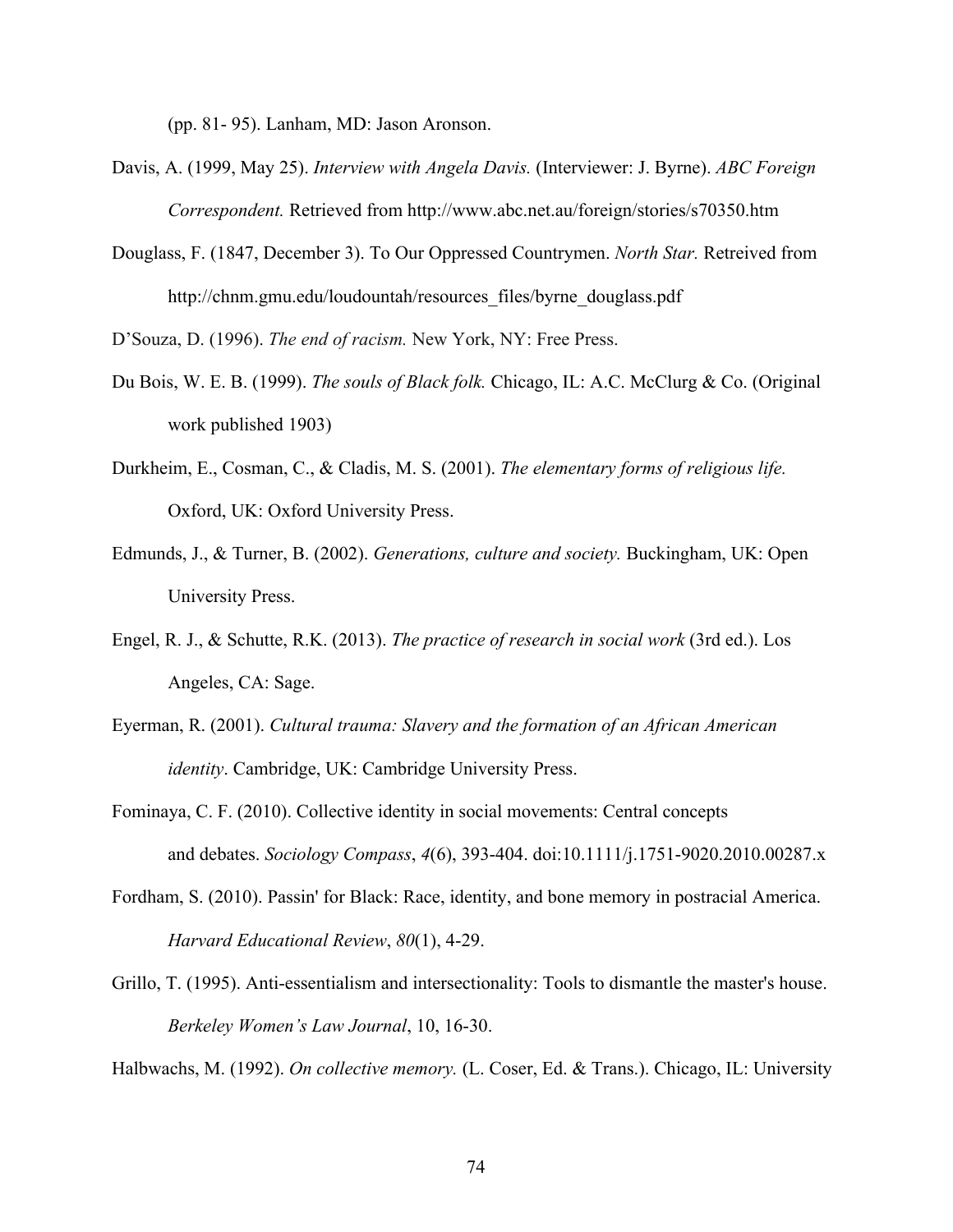(pp. 81- 95). Lanham, MD: Jason Aronson.

Davis, A. (1999, May 25). *Interview with Angela Davis.* (Interviewer: J. Byrne). *ABC Foreign Correspondent.* Retrieved from http://www.abc.net.au/foreign/stories/s70350.htm

Douglass, F. (1847, December 3). To Our Oppressed Countrymen. *North Star.* Retreived from http://chnm.gmu.edu/loudountah/resources_files/byrne_douglass.pdf

D'Souza, D. (1996). *The end of racism.* New York, NY: Free Press.

Du Bois, W. E. B. (1999). *The souls of Black folk.* Chicago, IL: A.C. McClurg & Co. (Original work published 1903)

Durkheim, E., Cosman, C., & Cladis, M. S. (2001). *The elementary forms of religious life.* Oxford, UK: Oxford University Press.

Edmunds, J., & Turner, B. (2002). *Generations, culture and society.* Buckingham, UK: Open University Press.

Engel, R. J., & Schutte, R.K. (2013). *The practice of research in social work* (3rd ed.). Los Angeles, CA: Sage.

Eyerman, R. (2001). *Cultural trauma: Slavery and the formation of an African American identity*. Cambridge, UK: Cambridge University Press.

Fominaya, C. F. (2010). Collective identity in social movements: Central concepts and debates. *Sociology Compass*, *4*(6), 393-404. doi:10.1111/j.1751-9020.2010.00287.x

Fordham, S. (2010). Passin' for Black: Race, identity, and bone memory in postracial America. *Harvard Educational Review*, *80*(1), 4-29.

Grillo, T. (1995). Anti-essentialism and intersectionality: Tools to dismantle the master's house. *Berkeley Women's Law Journal*, 10, 16-30.

Halbwachs, M. (1992). *On collective memory.* (L. Coser, Ed. & Trans.). Chicago, IL: University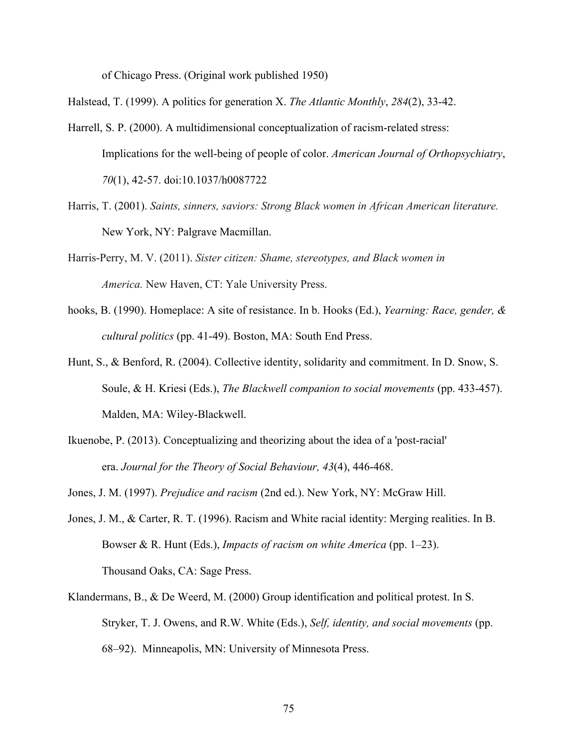of Chicago Press. (Original work published 1950)

Halstead, T. (1999). A politics for generation X. *The Atlantic Monthly*, *284*(2), 33-42.

Harrell, S. P. (2000). A multidimensional conceptualization of racism-related stress: Implications for the well-being of people of color. *American Journal of Orthopsychiatry*, *70*(1), 42-57. doi:10.1037/h0087722

Harris, T. (2001). *Saints, sinners, saviors: Strong Black women in African American literature.* New York, NY: Palgrave Macmillan.

Harris-Perry, M. V. (2011). *Sister citizen: Shame, stereotypes, and Black women in America.* New Haven, CT: Yale University Press.

hooks, B. (1990). Homeplace: A site of resistance. In b. Hooks (Ed.), *Yearning: Race, gender, & cultural politics* (pp. 41-49). Boston, MA: South End Press.

Hunt, S., & Benford, R. (2004). Collective identity, solidarity and commitment. In D. Snow, S. Soule, & H. Kriesi (Eds.), *The Blackwell companion to social movements* (pp. 433-457). Malden, MA: Wiley-Blackwell.

Ikuenobe, P. (2013). Conceptualizing and theorizing about the idea of a 'post-racial' era. *Journal for the Theory of Social Behaviour, 43*(4), 446-468.

Jones, J. M. (1997). *Prejudice and racism* (2nd ed.). New York, NY: McGraw Hill.

Jones, J. M., & Carter, R. T. (1996). Racism and White racial identity: Merging realities. In B. Bowser & R. Hunt (Eds.), *Impacts of racism on white America* (pp. 1–23). Thousand Oaks, CA: Sage Press.

Klandermans, B., & De Weerd, M. (2000) Group identification and political protest. In S. Stryker, T. J. Owens, and R.W. White (Eds.), *Self, identity, and social movements* (pp. 68–92). Minneapolis, MN: University of Minnesota Press.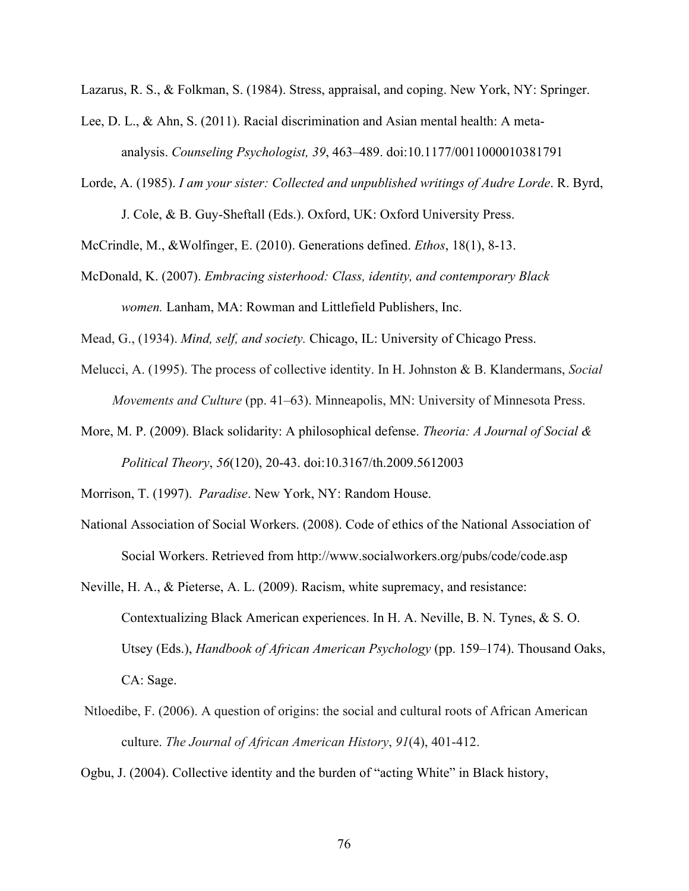Lazarus, R. S., & Folkman, S. (1984). Stress, appraisal, and coping. New York, NY: Springer.

Lee, D. L., & Ahn, S. (2011). Racial discrimination and Asian mental health: A meta-analysis. *Counseling Psychologist, 39*, 463–489. doi:10.1177/0011000010381791

Lorde, A. (1985). *I am your sister: Collected and unpublished writings of Audre Lorde*. R. Byrd, J. Cole, & B. Guy-Sheftall (Eds.). Oxford, UK: Oxford University Press.

McCrindle, M., &Wolfinger, E. (2010). Generations defined. *Ethos*, 18(1), 8-13.

McDonald, K. (2007). *Embracing sisterhood: Class, identity, and contemporary Black women.* Lanham, MA: Rowman and Littlefield Publishers, Inc.

Mead, G., (1934). *Mind, self, and society.* Chicago, IL: University of Chicago Press.

Melucci, A. (1995). The process of collective identity. In H. Johnston & B. Klandermans, *Social Movements and Culture* (pp. 41–63). Minneapolis, MN: University of Minnesota Press.

More, M. P. (2009). Black solidarity: A philosophical defense. *Theoria: A Journal of Social & Political Theory*, *56*(120), 20-43. doi:10.3167/th.2009.5612003

Morrison, T. (1997). *Paradise*. New York, NY: Random House.

National Association of Social Workers. (2008). Code of ethics of the National Association of Social Workers. Retrieved from http://www.socialworkers.org/pubs/code/code.asp

Neville, H. A., & Pieterse, A. L. (2009). Racism, white supremacy, and resistance: Contextualizing Black American experiences. In H. A. Neville, B. N. Tynes, & S. O. Utsey (Eds.), *Handbook of African American Psychology* (pp. 159–174). Thousand Oaks, CA: Sage.

Ntloedibe, F. (2006). A question of origins: the social and cultural roots of African American culture. *The Journal of African American History*, *91*(4), 401-412.

Ogbu, J. (2004). Collective identity and the burden of "acting White" in Black history,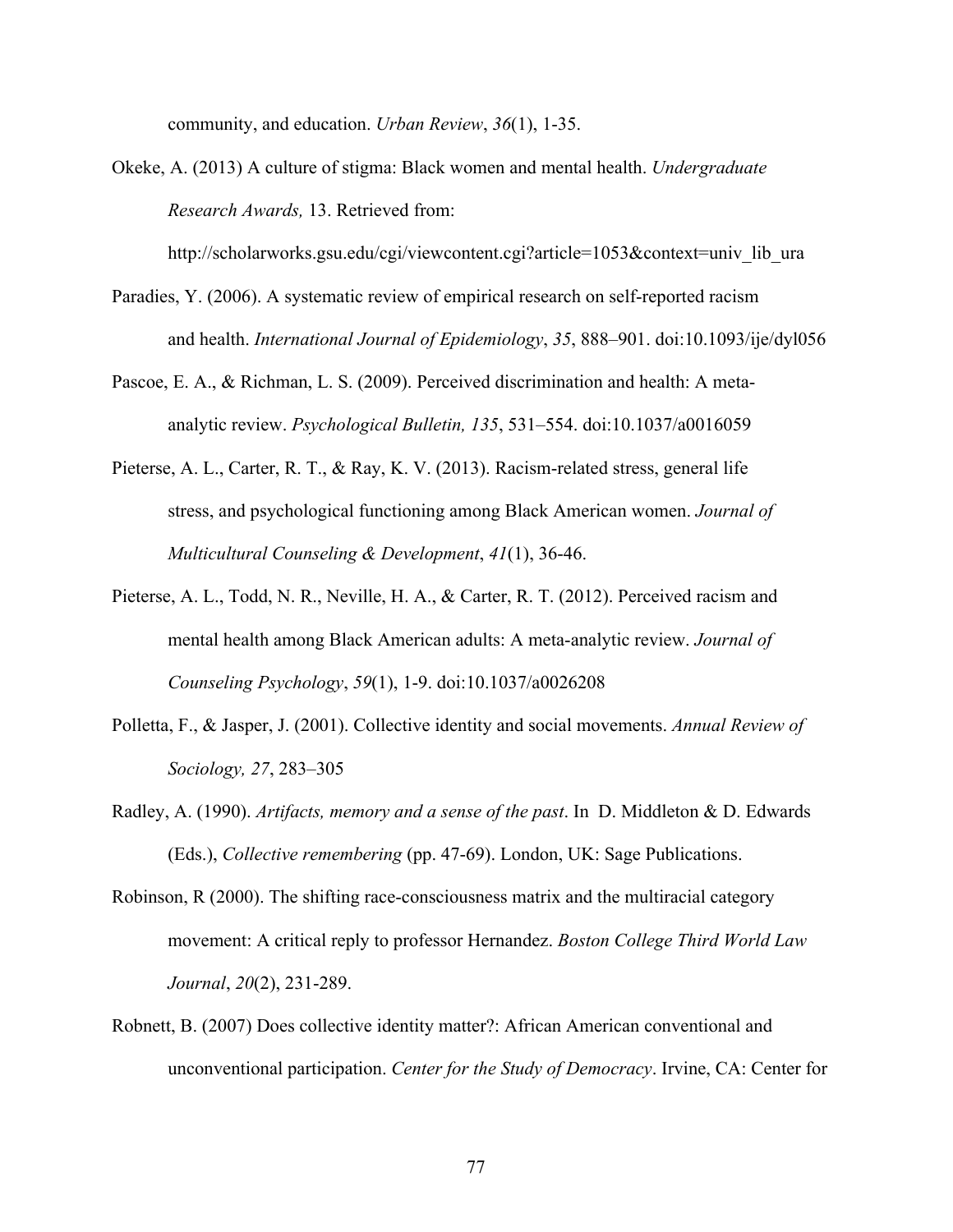community, and education. *Urban Review*, *36*(1), 1-35.

Okeke, A. (2013) A culture of stigma: Black women and mental health. *Undergraduate Research Awards,* 13. Retrieved from: http://scholarworks.gsu.edu/cgi/viewcontent.cgi?article=1053&context=univ_lib_ura

Paradies, Y. (2006). A systematic review of empirical research on self-reported racism and health. *International Journal of Epidemiology*, *35*, 888–901. doi:10.1093/ije/dyl056

Pascoe, E. A., & Richman, L. S. (2009). Perceived discrimination and health: A meta-analytic review. *Psychological Bulletin, 135*, 531–554. doi:10.1037/a0016059

Pieterse, A. L., Carter, R. T., & Ray, K. V. (2013). Racism-related stress, general life stress, and psychological functioning among Black American women. *Journal of Multicultural Counseling & Development*, *41*(1), 36-46.

Pieterse, A. L., Todd, N. R., Neville, H. A., & Carter, R. T. (2012). Perceived racism and mental health among Black American adults: A meta-analytic review. *Journal of Counseling Psychology*, *59*(1), 1-9. doi:10.1037/a0026208

Polletta, F., & Jasper, J. (2001). Collective identity and social movements. *Annual Review of Sociology, 27*, 283–305

Radley, A. (1990). *Artifacts, memory and a sense of the past*. In D. Middleton & D. Edwards (Eds.), *Collective remembering* (pp. 47-69). London, UK: Sage Publications.

Robinson, R (2000). The shifting race-consciousness matrix and the multiracial category movement: A critical reply to professor Hernandez. *Boston College Third World Law Journal*, *20*(2), 231-289.

Robnett, B. (2007) Does collective identity matter?: African American conventional and unconventional participation. *Center for the Study of Democracy*. Irvine, CA: Center for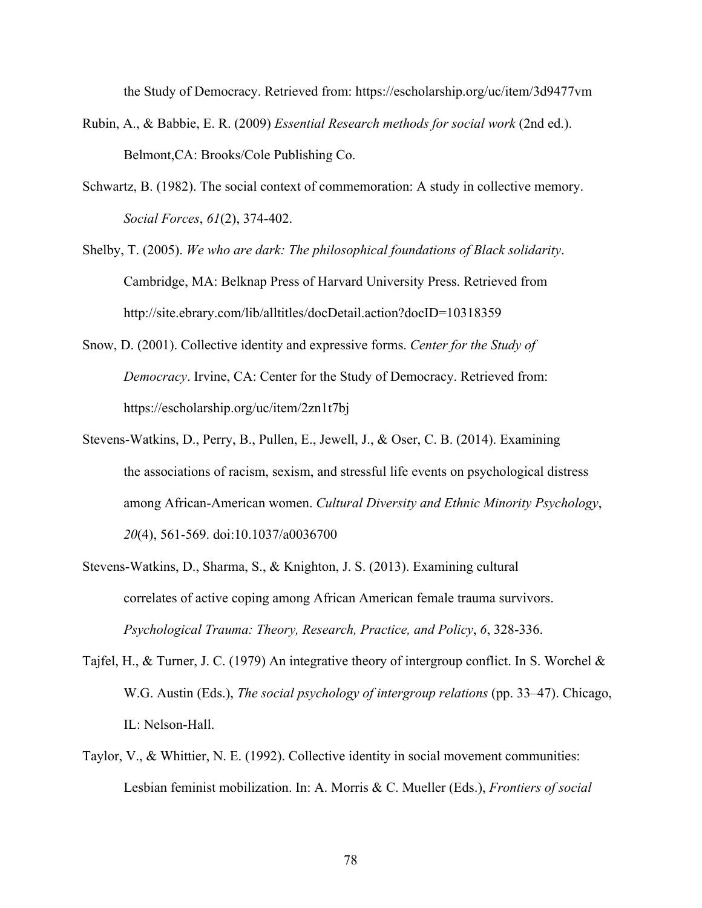the Study of Democracy. Retrieved from: https://escholarship.org/uc/item/3d9477vm

Rubin, A., & Babbie, E. R. (2009) *Essential Research methods for social work* (2nd ed.). Belmont,CA: Brooks/Cole Publishing Co.

Schwartz, B. (1982). The social context of commemoration: A study in collective memory. *Social Forces*, *61*(2), 374-402.

Shelby, T. (2005). *We who are dark: The philosophical foundations of Black solidarity*. Cambridge, MA: Belknap Press of Harvard University Press. Retrieved from http://site.ebrary.com/lib/alltitles/docDetail.action?docID=10318359

Snow, D. (2001). Collective identity and expressive forms. *Center for the Study of Democracy*. Irvine, CA: Center for the Study of Democracy. Retrieved from: https://escholarship.org/uc/item/2zn1t7bj

Stevens-Watkins, D., Perry, B., Pullen, E., Jewell, J., & Oser, C. B. (2014). Examining the associations of racism, sexism, and stressful life events on psychological distress among African-American women. *Cultural Diversity and Ethnic Minority Psychology*, *20*(4), 561-569. doi:10.1037/a0036700

Stevens-Watkins, D., Sharma, S., & Knighton, J. S. (2013). Examining cultural correlates of active coping among African American female trauma survivors. *Psychological Trauma: Theory, Research, Practice, and Policy*, *6*, 328-336.

Tajfel, H., & Turner, J. C. (1979) An integrative theory of intergroup conflict. In S. Worchel & W.G. Austin (Eds.), *The social psychology of intergroup relations* (pp. 33–47). Chicago, IL: Nelson-Hall.

Taylor, V., & Whittier, N. E. (1992). Collective identity in social movement communities: Lesbian feminist mobilization. In: A. Morris & C. Mueller (Eds.), *Frontiers of social*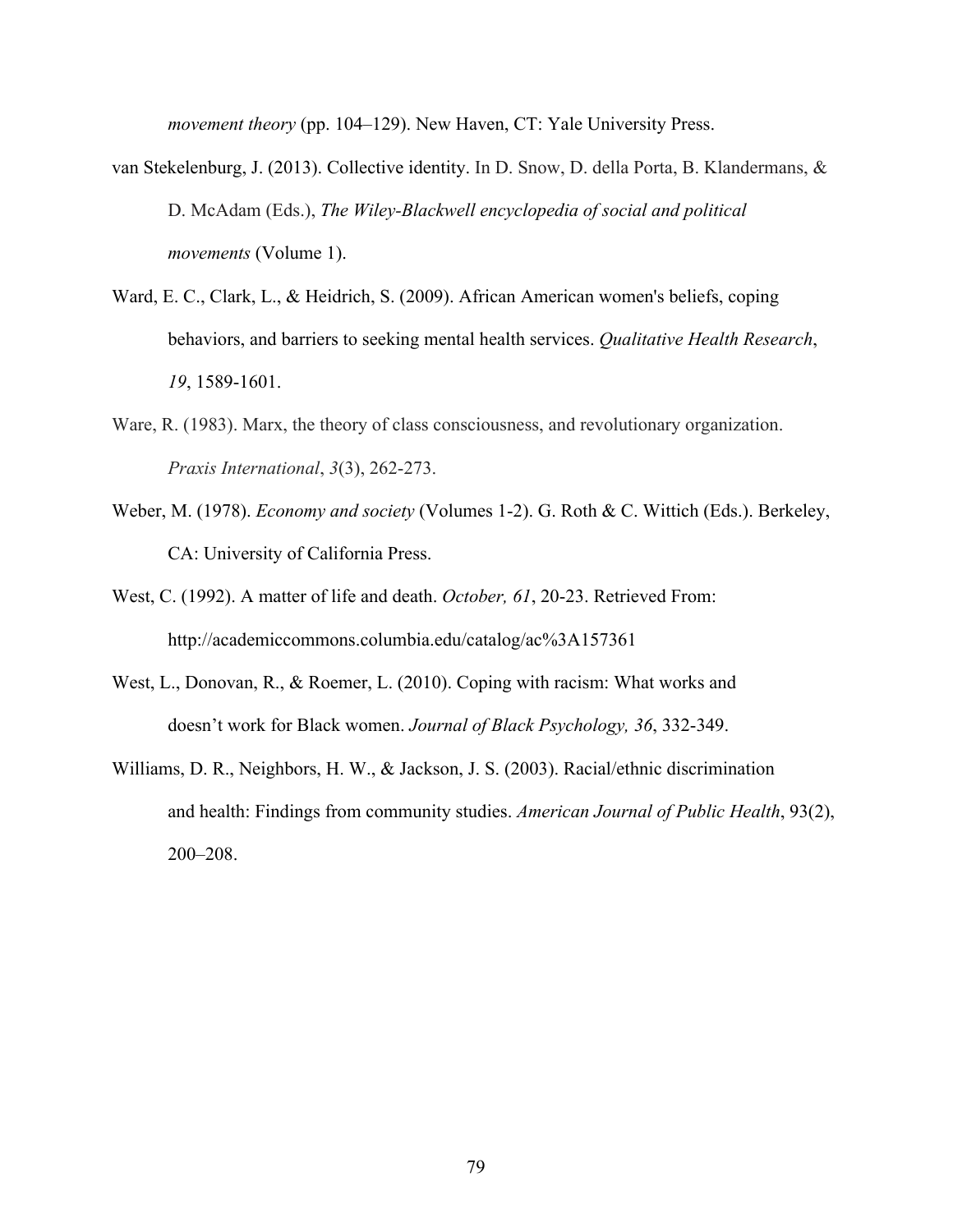*movement theory* (pp. 104–129). New Haven, CT: Yale University Press.

van Stekelenburg, J. (2013). Collective identity. In D. Snow, D. della Porta, B. Klandermans, & D. McAdam (Eds.), *The Wiley-Blackwell encyclopedia of social and political movements* (Volume 1).

Ward, E. C., Clark, L., & Heidrich, S. (2009). African American women's beliefs, coping behaviors, and barriers to seeking mental health services. *Qualitative Health Research*, *19*, 1589-1601.

Ware, R. (1983). Marx, the theory of class consciousness, and revolutionary organization. *Praxis International*, *3*(3), 262-273.

Weber, M. (1978). *Economy and society* (Volumes 1-2). G. Roth & C. Wittich (Eds.). Berkeley, CA: University of California Press.

West, C. (1992). A matter of life and death. *October, 61*, 20-23. Retrieved From: http://academiccommons.columbia.edu/catalog/ac%3A157361

West, L., Donovan, R., & Roemer, L. (2010). Coping with racism: What works and doesn't work for Black women. *Journal of Black Psychology, 36*, 332-349.

Williams, D. R., Neighbors, H. W., & Jackson, J. S. (2003). Racial/ethnic discrimination and health: Findings from community studies. *American Journal of Public Health*, 93(2), 200–208.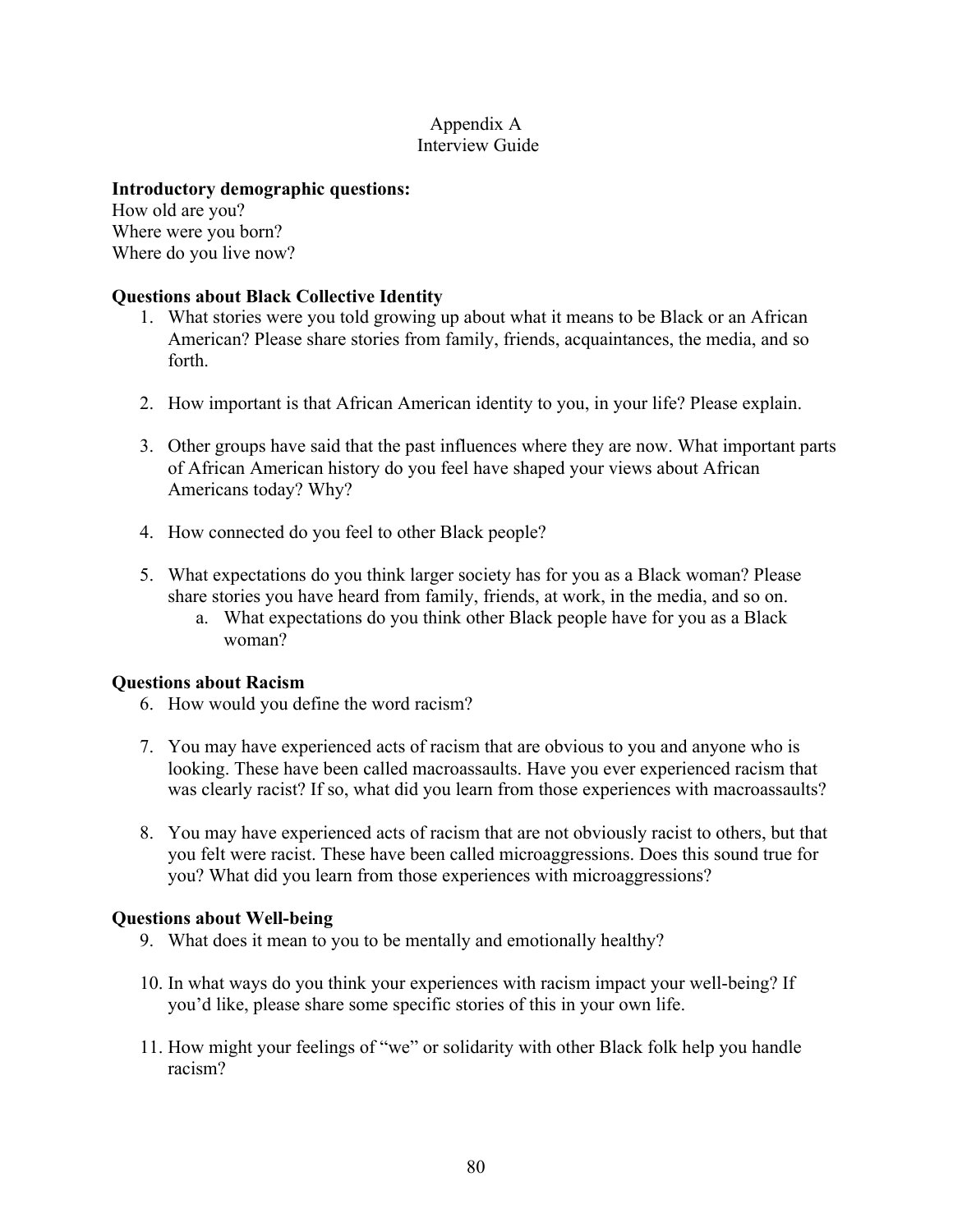# Appendix A
## Interview Guide

**Introductory demographic questions:**
How old are you?
Where were you born?
Where do you live now?

**Questions about Black Collective Identity**

1. What stories were you told growing up about what it means to be Black or an African American? Please share stories from family, friends, acquaintances, the media, and so forth.

2. How important is that African American identity to you, in your life? Please explain.

3. Other groups have said that the past influences where they are now. What important parts of African American history do you feel have shaped your views about African Americans today? Why?

4. How connected do you feel to other Black people?

5. What expectations do you think larger society has for you as a Black woman? Please share stories you have heard from family, friends, at work, in the media, and so on.
    a. What expectations do you think other Black people have for you as a Black woman?

**Questions about Racism**

6. How would you define the word racism?

7. You may have experienced acts of racism that are obvious to you and anyone who is looking. These have been called macroassaults. Have you ever experienced racism that was clearly racist? If so, what did you learn from those experiences with macroassaults?

8. You may have experienced acts of racism that are not obviously racist to others, but that you felt were racist. These have been called microaggressions. Does this sound true for you? What did you learn from those experiences with microaggressions?

**Questions about Well-being**

9. What does it mean to you to be mentally and emotionally healthy?

10. In what ways do you think your experiences with racism impact your well-being? If you'd like, please share some specific stories of this in your own life.

11. How might your feelings of "we" or solidarity with other Black folk help you handle racism?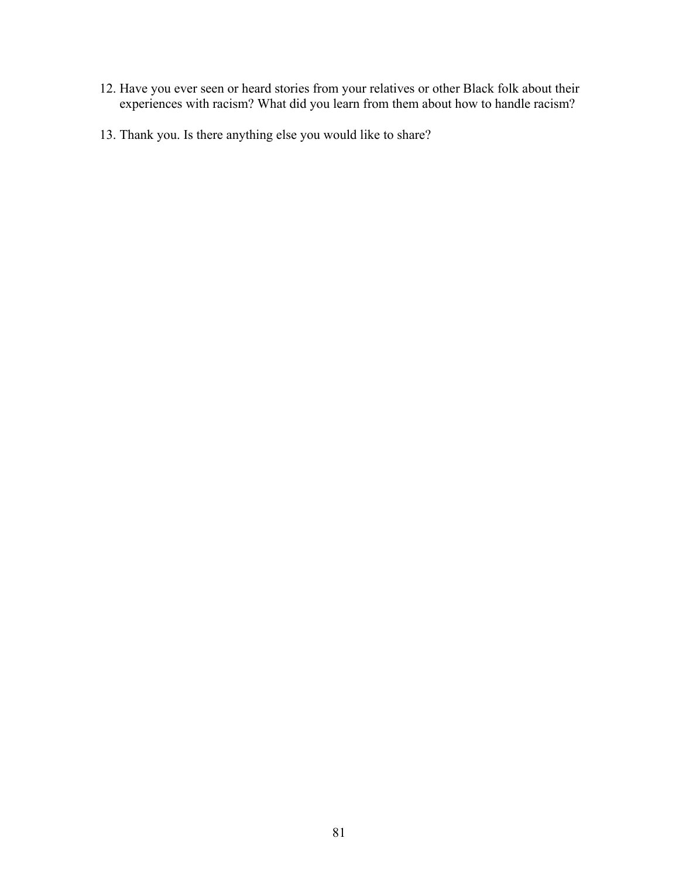12. Have you ever seen or heard stories from your relatives or other Black folk about their experiences with racism? What did you learn from them about how to handle racism?

13. Thank you. Is there anything else you would like to share?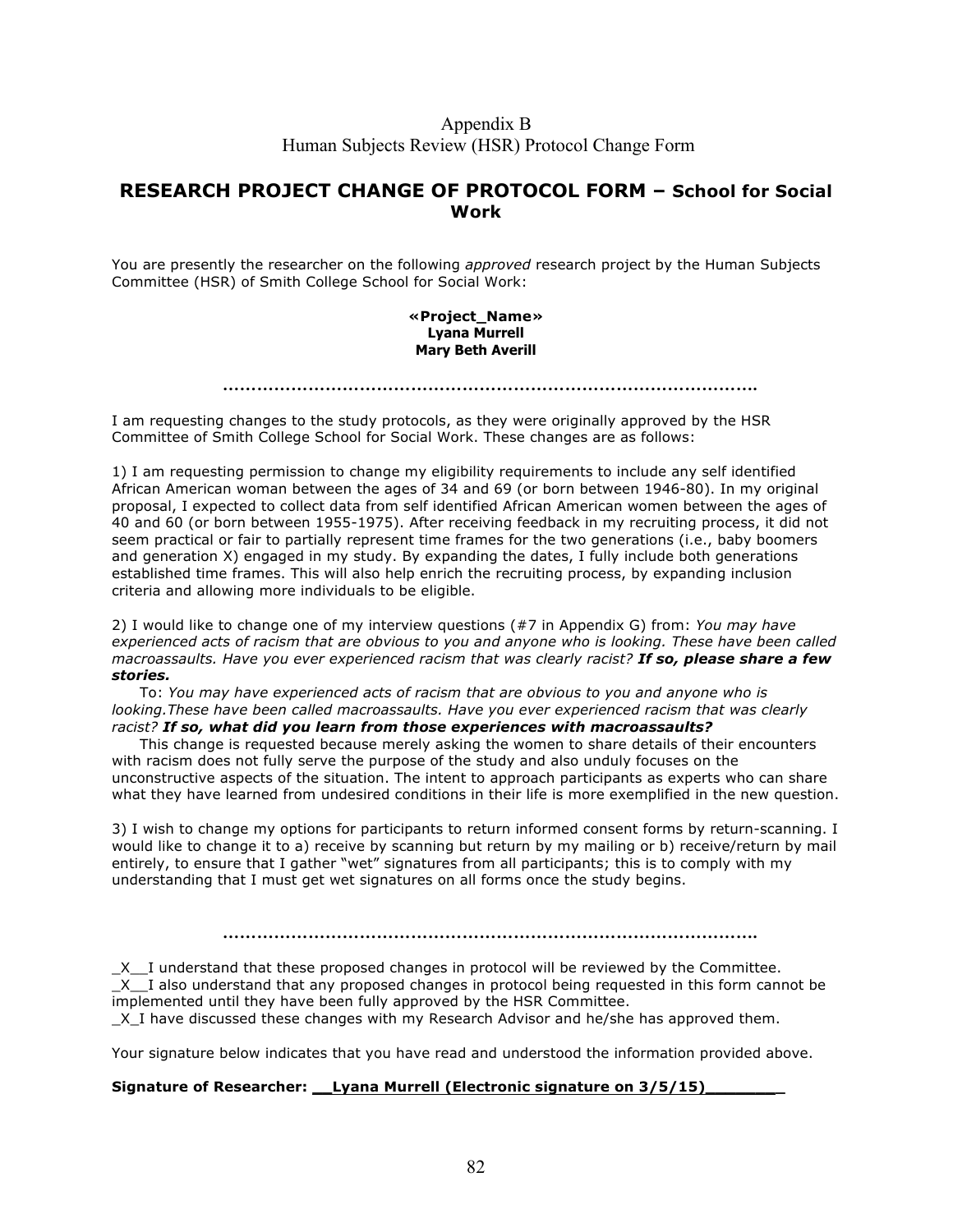Appendix B
Human Subjects Review (HSR) Protocol Change Form

## RESEARCH PROJECT CHANGE OF PROTOCOL FORM – School for Social Work

You are presently the researcher on the following *approved* research project by the Human Subjects Committee (HSR) of Smith College School for Social Work:

**«Project_Name»**
**Lyana Murrell**
**Mary Beth Averill**

.................................................................................................

I am requesting changes to the study protocols, as they were originally approved by the HSR Committee of Smith College School for Social Work. These changes are as follows:

1) I am requesting permission to change my eligibility requirements to include any self identified African American woman between the ages of 34 and 69 (or born between 1946-80). In my original proposal, I expected to collect data from self identified African American women between the ages of 40 and 60 (or born between 1955-1975). After receiving feedback in my recruiting process, it did not seem practical or fair to partially represent time frames for the two generations (i.e., baby boomers and generation X) engaged in my study. By expanding the dates, I fully include both generations established time frames. This will also help enrich the recruiting process, by expanding inclusion criteria and allowing more individuals to be eligible.

2) I would like to change one of my interview questions (#7 in Appendix G) from: *You may have experienced acts of racism that are obvious to you and anyone who is looking. These have been called macroassaults. Have you ever experienced racism that was clearly racist?* ***If so, please share a few stories.***

To: *You may have experienced acts of racism that are obvious to you and anyone who is looking.These have been called macroassaults. Have you ever experienced racism that was clearly racist?* ***If so, what did you learn from those experiences with macroassaults?***

This change is requested because merely asking the women to share details of their encounters with racism does not fully serve the purpose of the study and also unduly focuses on the unconstructive aspects of the situation. The intent to approach participants as experts who can share what they have learned from undesired conditions in their life is more exemplified in the new question.

3) I wish to change my options for participants to return informed consent forms by return-scanning. I would like to change it to a) receive by scanning but return by my mailing or b) receive/return by mail entirely, to ensure that I gather "wet" signatures from all participants; this is to comply with my understanding that I must get wet signatures on all forms once the study begins.

.................................................................................................

_X__I understand that these proposed changes in protocol will be reviewed by the Committee.
_X__I also understand that any proposed changes in protocol being requested in this form cannot be implemented until they have been fully approved by the HSR Committee.
_X_I have discussed these changes with my Research Advisor and he/she has approved them.

Your signature below indicates that you have read and understood the information provided above.

**Signature of Researcher: __Lyana Murrell (Electronic signature on 3/5/15)________**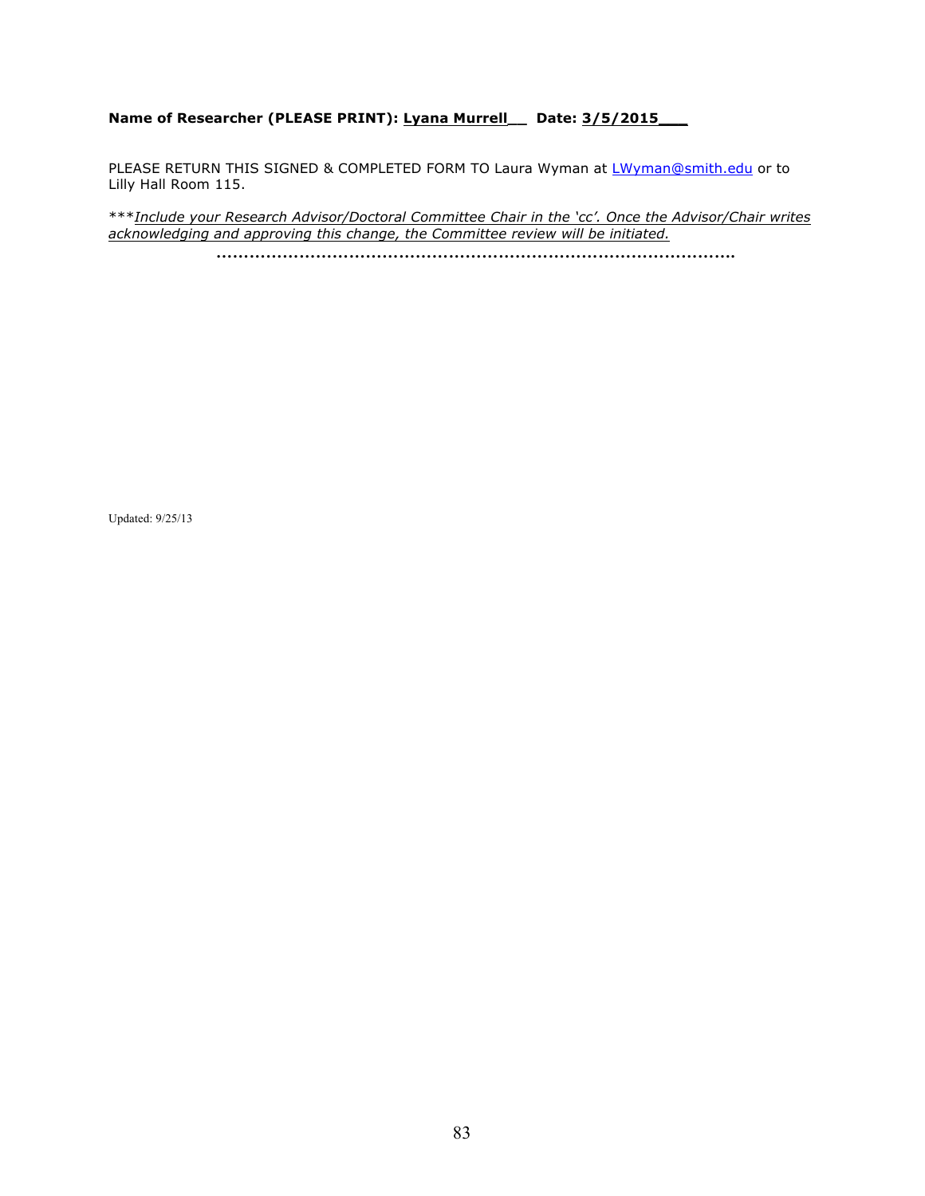**Name of Researcher (PLEASE PRINT): Lyana Murrell__ Date: 3/5/2015___**

PLEASE RETURN THIS SIGNED & COMPLETED FORM TO Laura Wyman at LWyman@smith.edu or to Lilly Hall Room 115.

****Include your Research Advisor/Doctoral Committee Chair in the 'cc'. Once the Advisor/Chair writes acknowledging and approving this change, the Committee review will be initiated.*

……………………………………………………………………………………….

Updated: 9/25/13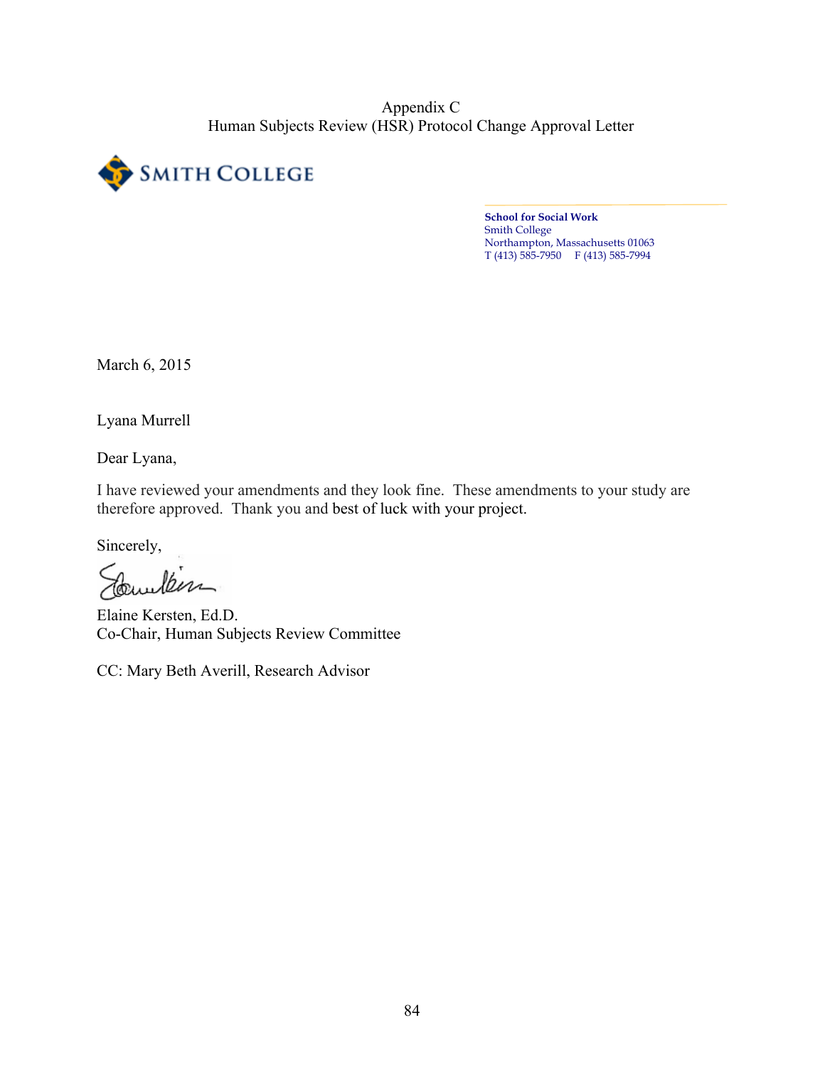Appendix C
Human Subjects Review (HSR) Protocol Change Approval Letter

SMITH COLLEGE

**School for Social Work**
Smith College
Northampton, Massachusetts 01063
T (413) 585-7950   F (413) 585-7994

March 6, 2015

Lyana Murrell

Dear Lyana,

I have reviewed your amendments and they look fine. These amendments to your study are therefore approved. Thank you and best of luck with your project.

Sincerely,

Elaine Kersten, Ed.D.
Co-Chair, Human Subjects Review Committee

CC: Mary Beth Averill, Research Advisor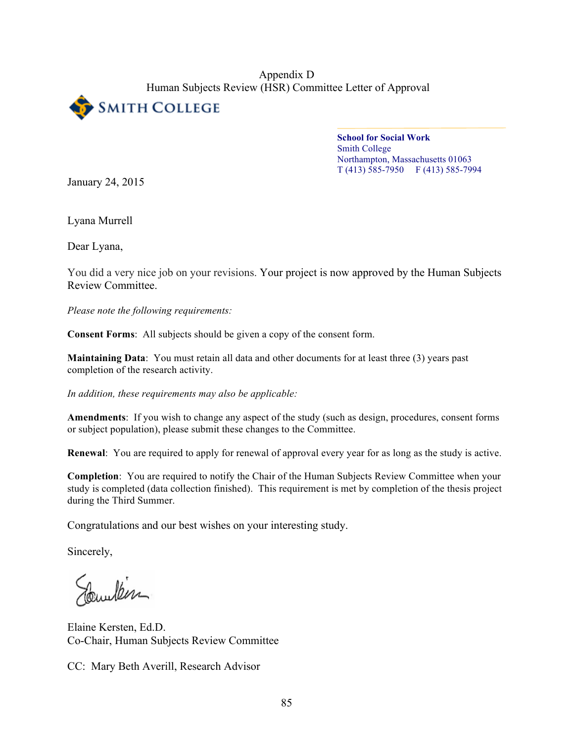# Appendix D
## Human Subjects Review (HSR) Committee Letter of Approval

SMITH COLLEGE

**School for Social Work**
Smith College
Northampton, Massachusetts 01063
T (413) 585-7950 F (413) 585-7994

January 24, 2015

Lyana Murrell

Dear Lyana,

You did a very nice job on your revisions. Your project is now approved by the Human Subjects Review Committee.

*Please note the following requirements:*

**Consent Forms**: All subjects should be given a copy of the consent form.

**Maintaining Data**: You must retain all data and other documents for at least three (3) years past completion of the research activity.

*In addition, these requirements may also be applicable:*

**Amendments**: If you wish to change any aspect of the study (such as design, procedures, consent forms or subject population), please submit these changes to the Committee.

**Renewal**: You are required to apply for renewal of approval every year for as long as the study is active.

**Completion**: You are required to notify the Chair of the Human Subjects Review Committee when your study is completed (data collection finished). This requirement is met by completion of the thesis project during the Third Summer.

Congratulations and our best wishes on your interesting study.

Sincerely,

Elaine Kersten, Ed.D.
Co-Chair, Human Subjects Review Committee

CC: Mary Beth Averill, Research Advisor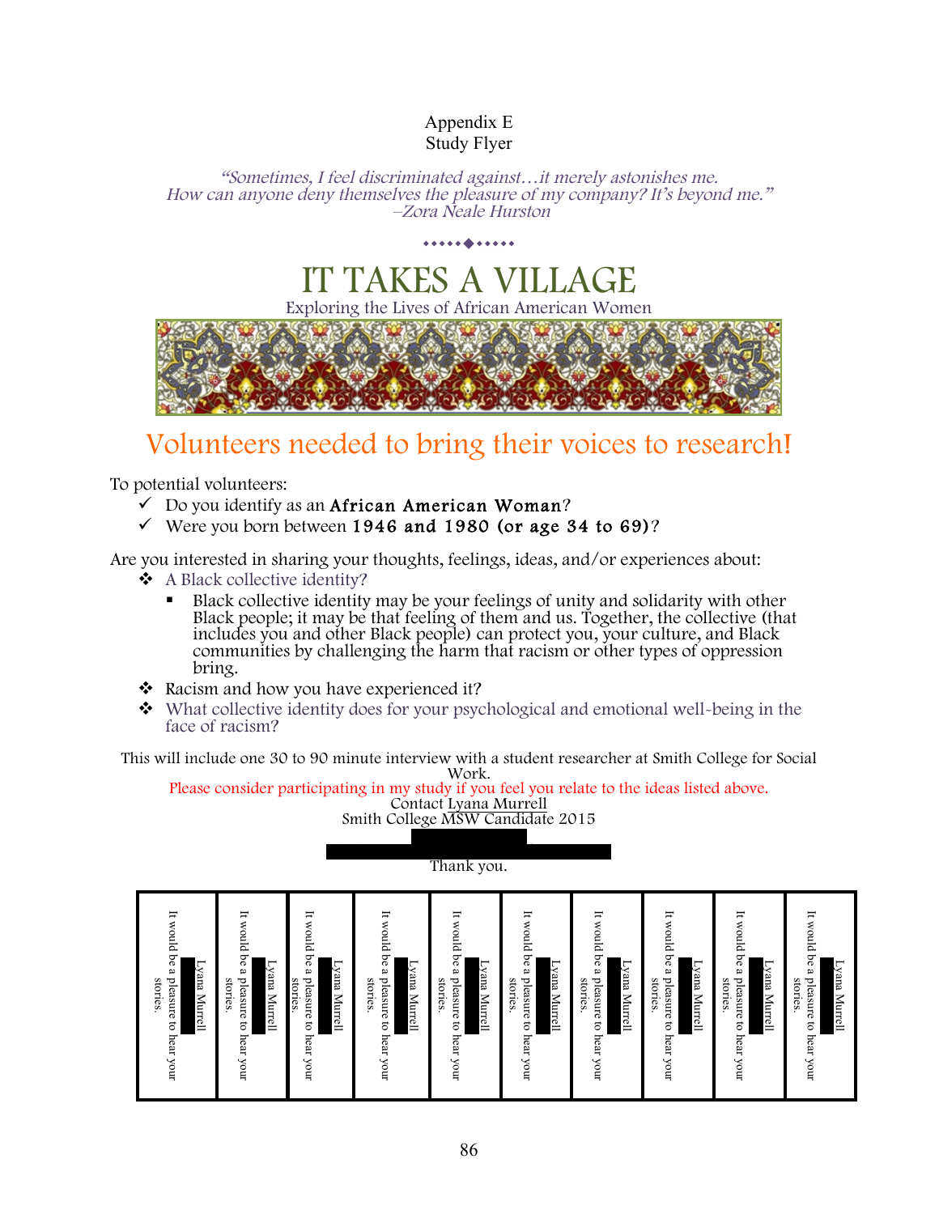Appendix E
Study Flyer

*"Sometimes, I feel discriminated against…it merely astonishes me. How can anyone deny themselves the pleasure of my company? It's beyond me."*
*–Zora Neale Hurston*

# IT TAKES A VILLAGE

Exploring the Lives of African American Women

## Volunteers needed to bring their voices to research!

To potential volunteers:

- ✓ Do you identify as an **African American Woman**?
- ✓ Were you born between **1946 and 1980 (or age 34 to 69)**?

Are you interested in sharing your thoughts, feelings, ideas, and/or experiences about:

- ❖ A Black collective identity?
  - ▪ Black collective identity may be your feelings of unity and solidarity with other Black people; it may be that feeling of them and us. Together, the collective (that includes you and other Black people) can protect you, your culture, and Black communities by challenging the harm that racism or other types of oppression bring.
- ❖ Racism and how you have experienced it?
- ❖ What collective identity does for your psychological and emotional well-being in the face of racism?

This will include one 30 to 90 minute interview with a student researcher at Smith College for Social Work.

Please consider participating in my study if you feel you relate to the ideas listed above.

Contact Lyana Murrell
Smith College MSW Candidate 2015

Thank you.

| It would be a pleasure to hear your stories. Lyana Murrell | It would be a pleasure to hear your stories. Lyana Murrell | It would be a pleasure to hear your stories. Lyana Murrell | It would be a pleasure to hear your stories. Lyana Murrell | It would be a pleasure to hear your stories. Lyana Murrell | It would be a pleasure to hear your stories. Lyana Murrell | It would be a pleasure to hear your stories. Lyana Murrell | It would be a pleasure to hear your stories. Lyana Murrell | It would be a pleasure to hear your stories. Lyana Murrell | It would be a pleasure to hear your stories. Lyana Murrell |
|---|---|---|---|---|---|---|---|---|---|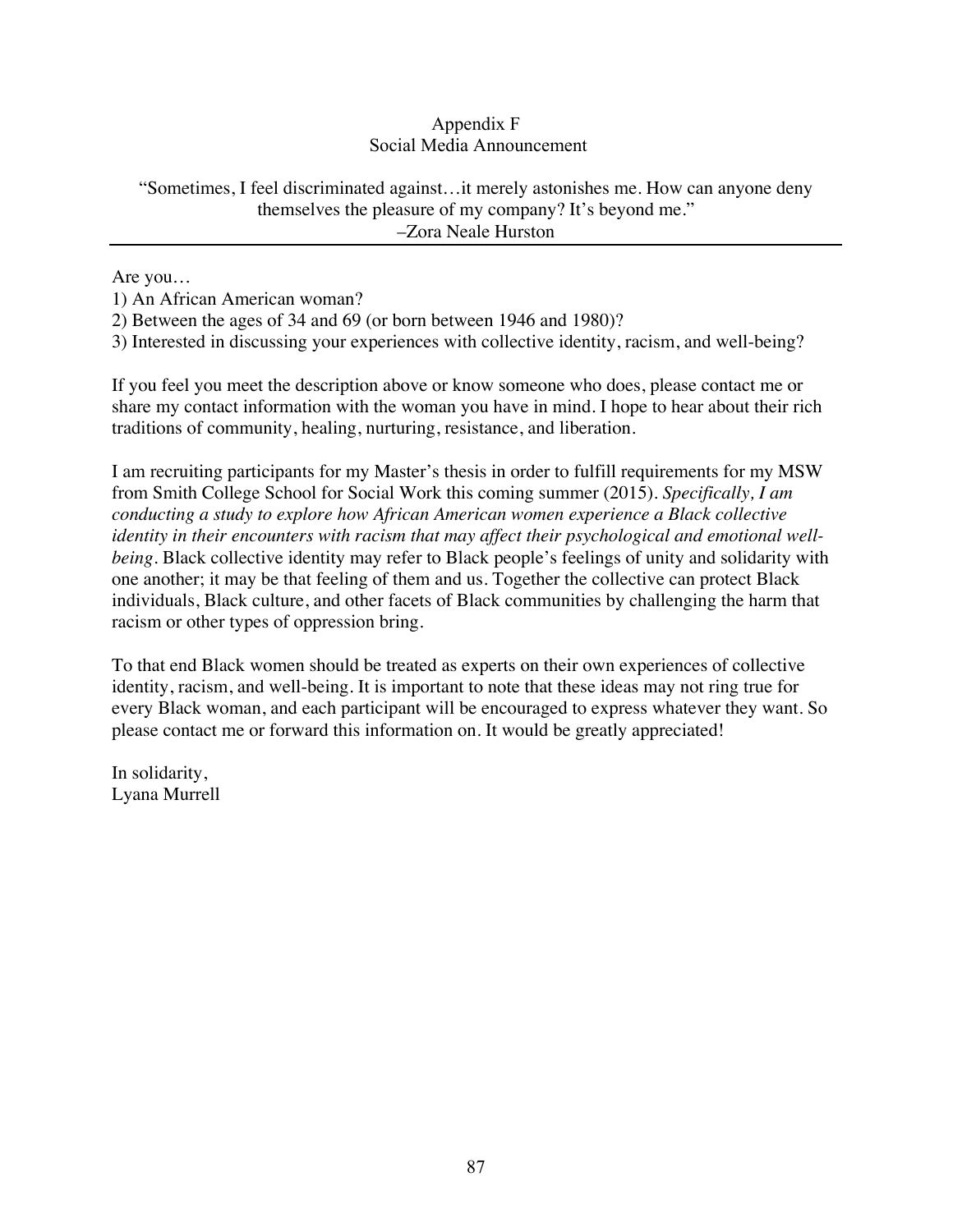# Appendix F
## Social Media Announcement

"Sometimes, I feel discriminated against…it merely astonishes me. How can anyone deny themselves the pleasure of my company? It's beyond me."
–Zora Neale Hurston

---

Are you…
1) An African American woman?
2) Between the ages of 34 and 69 (or born between 1946 and 1980)?
3) Interested in discussing your experiences with collective identity, racism, and well-being?

If you feel you meet the description above or know someone who does, please contact me or share my contact information with the woman you have in mind. I hope to hear about their rich traditions of community, healing, nurturing, resistance, and liberation.

I am recruiting participants for my Master's thesis in order to fulfill requirements for my MSW from Smith College School for Social Work this coming summer (2015). *Specifically, I am conducting a study to explore how African American women experience a Black collective identity in their encounters with racism that may affect their psychological and emotional well-being*. Black collective identity may refer to Black people's feelings of unity and solidarity with one another; it may be that feeling of them and us. Together the collective can protect Black individuals, Black culture, and other facets of Black communities by challenging the harm that racism or other types of oppression bring.

To that end Black women should be treated as experts on their own experiences of collective identity, racism, and well-being. It is important to note that these ideas may not ring true for every Black woman, and each participant will be encouraged to express whatever they want. So please contact me or forward this information on. It would be greatly appreciated!

In solidarity,
Lyana Murrell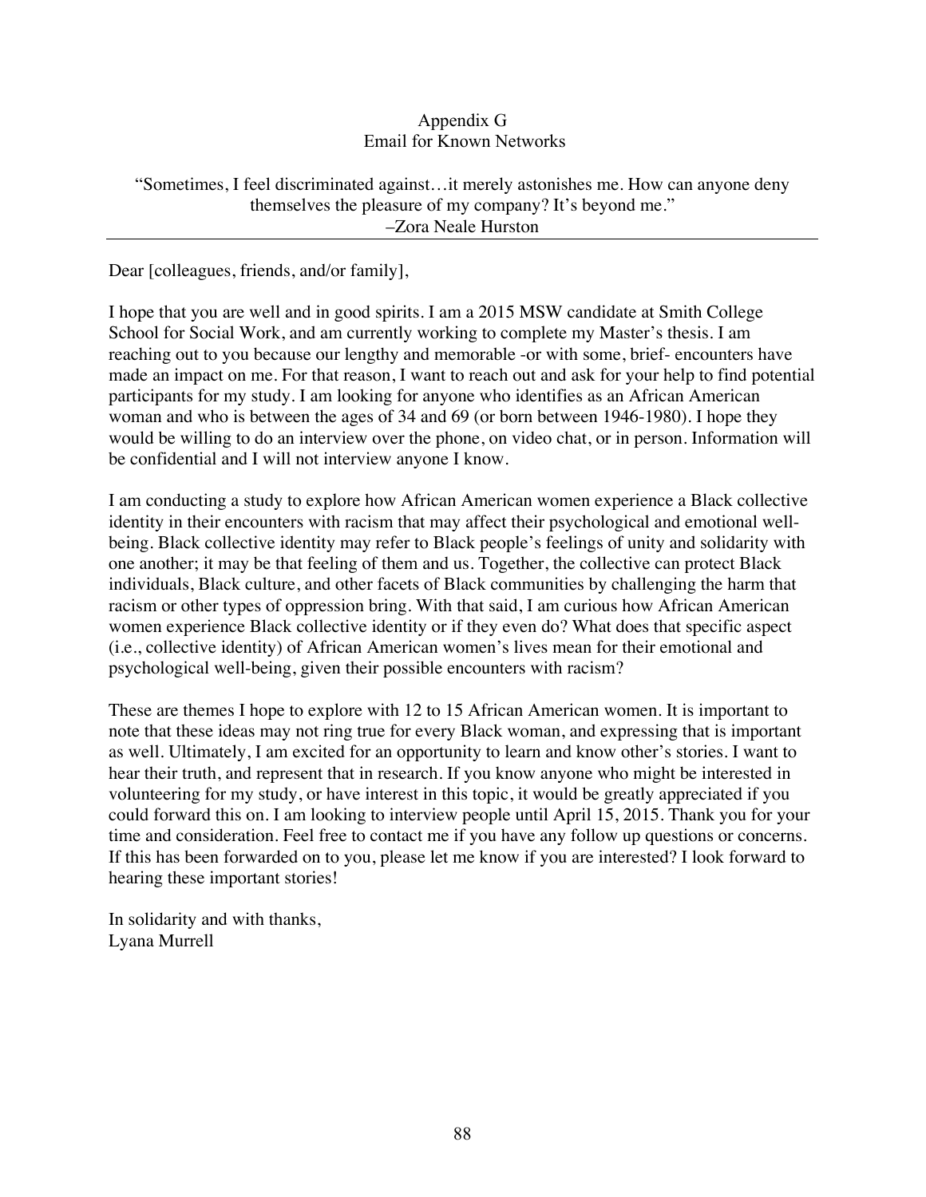## Appendix G
## Email for Known Networks

"Sometimes, I feel discriminated against…it merely astonishes me. How can anyone deny themselves the pleasure of my company? It's beyond me."
–Zora Neale Hurston

---

Dear [colleagues, friends, and/or family],

I hope that you are well and in good spirits. I am a 2015 MSW candidate at Smith College School for Social Work, and am currently working to complete my Master's thesis. I am reaching out to you because our lengthy and memorable -or with some, brief- encounters have made an impact on me. For that reason, I want to reach out and ask for your help to find potential participants for my study. I am looking for anyone who identifies as an African American woman and who is between the ages of 34 and 69 (or born between 1946-1980). I hope they would be willing to do an interview over the phone, on video chat, or in person. Information will be confidential and I will not interview anyone I know.

I am conducting a study to explore how African American women experience a Black collective identity in their encounters with racism that may affect their psychological and emotional well-being. Black collective identity may refer to Black people's feelings of unity and solidarity with one another; it may be that feeling of them and us. Together, the collective can protect Black individuals, Black culture, and other facets of Black communities by challenging the harm that racism or other types of oppression bring. With that said, I am curious how African American women experience Black collective identity or if they even do? What does that specific aspect (i.e., collective identity) of African American women's lives mean for their emotional and psychological well-being, given their possible encounters with racism?

These are themes I hope to explore with 12 to 15 African American women. It is important to note that these ideas may not ring true for every Black woman, and expressing that is important as well. Ultimately, I am excited for an opportunity to learn and know other's stories. I want to hear their truth, and represent that in research. If you know anyone who might be interested in volunteering for my study, or have interest in this topic, it would be greatly appreciated if you could forward this on. I am looking to interview people until April 15, 2015. Thank you for your time and consideration. Feel free to contact me if you have any follow up questions or concerns. If this has been forwarded on to you, please let me know if you are interested? I look forward to hearing these important stories!

In solidarity and with thanks,
Lyana Murrell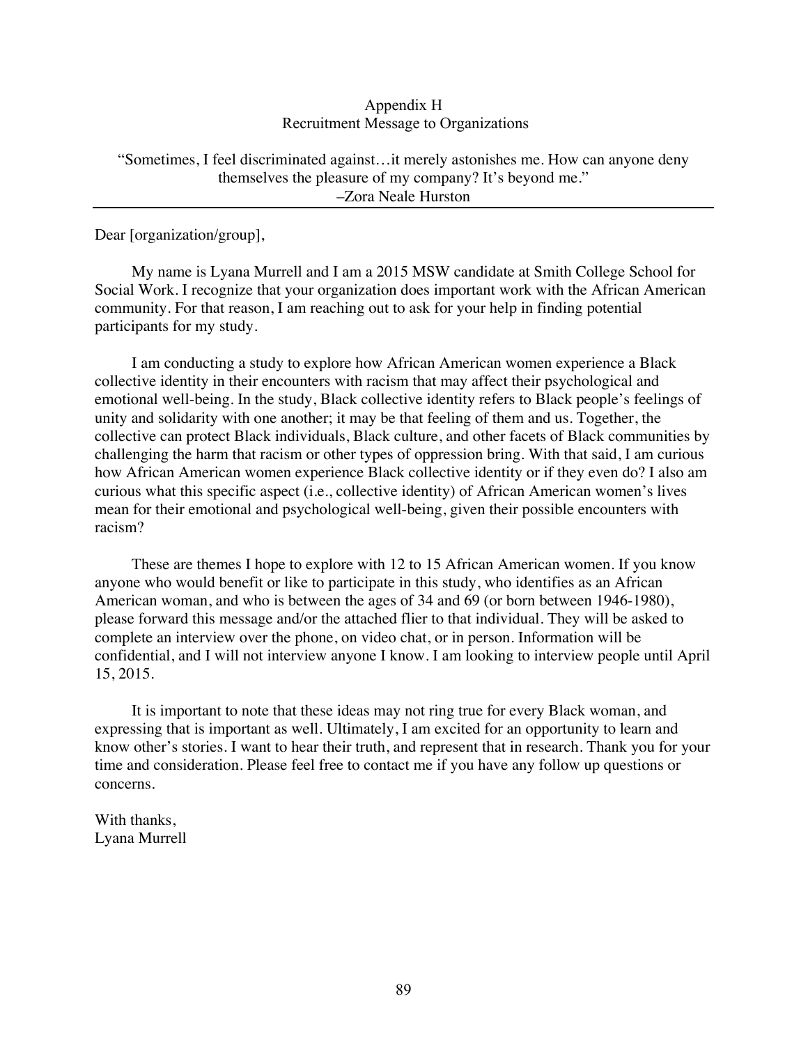# Appendix H
## Recruitment Message to Organizations

"Sometimes, I feel discriminated against…it merely astonishes me. How can anyone deny themselves the pleasure of my company? It's beyond me."
–Zora Neale Hurston

---

Dear [organization/group],

My name is Lyana Murrell and I am a 2015 MSW candidate at Smith College School for Social Work. I recognize that your organization does important work with the African American community. For that reason, I am reaching out to ask for your help in finding potential participants for my study.

I am conducting a study to explore how African American women experience a Black collective identity in their encounters with racism that may affect their psychological and emotional well-being. In the study, Black collective identity refers to Black people's feelings of unity and solidarity with one another; it may be that feeling of them and us. Together, the collective can protect Black individuals, Black culture, and other facets of Black communities by challenging the harm that racism or other types of oppression bring. With that said, I am curious how African American women experience Black collective identity or if they even do? I also am curious what this specific aspect (i.e., collective identity) of African American women's lives mean for their emotional and psychological well-being, given their possible encounters with racism?

These are themes I hope to explore with 12 to 15 African American women. If you know anyone who would benefit or like to participate in this study, who identifies as an African American woman, and who is between the ages of 34 and 69 (or born between 1946-1980), please forward this message and/or the attached flier to that individual. They will be asked to complete an interview over the phone, on video chat, or in person. Information will be confidential, and I will not interview anyone I know. I am looking to interview people until April 15, 2015.

It is important to note that these ideas may not ring true for every Black woman, and expressing that is important as well. Ultimately, I am excited for an opportunity to learn and know other's stories. I want to hear their truth, and represent that in research. Thank you for your time and consideration. Please feel free to contact me if you have any follow up questions or concerns.

With thanks,
Lyana Murrell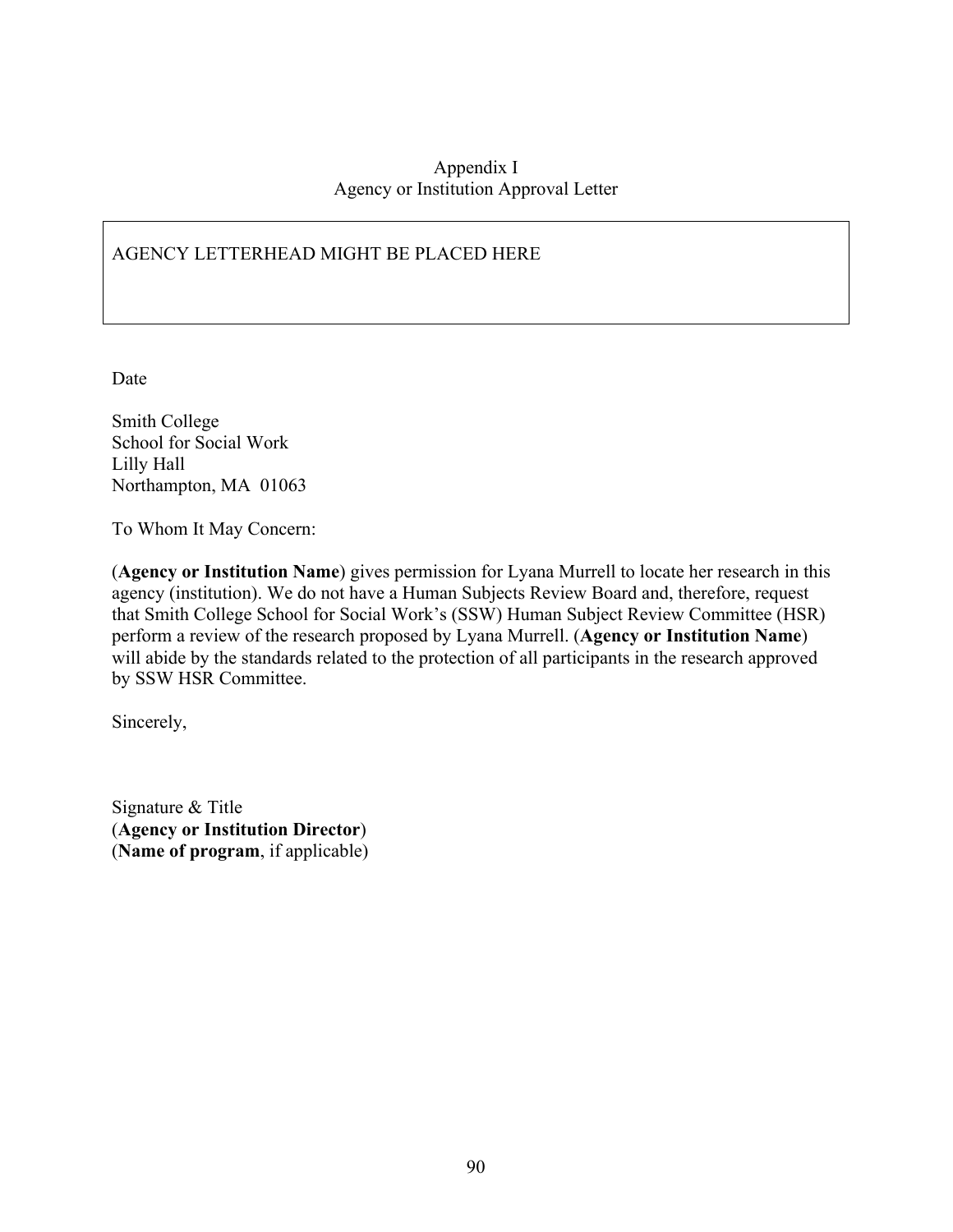Appendix I
Agency or Institution Approval Letter

AGENCY LETTERHEAD MIGHT BE PLACED HERE

Date

Smith College
School for Social Work
Lilly Hall
Northampton, MA  01063

To Whom It May Concern:

(**Agency or Institution Name**) gives permission for Lyana Murrell to locate her research in this agency (institution). We do not have a Human Subjects Review Board and, therefore, request that Smith College School for Social Work's (SSW) Human Subject Review Committee (HSR) perform a review of the research proposed by Lyana Murrell. (**Agency or Institution Name**) will abide by the standards related to the protection of all participants in the research approved by SSW HSR Committee.

Sincerely,

Signature & Title
(**Agency or Institution Director**)
(**Name of program**, if applicable)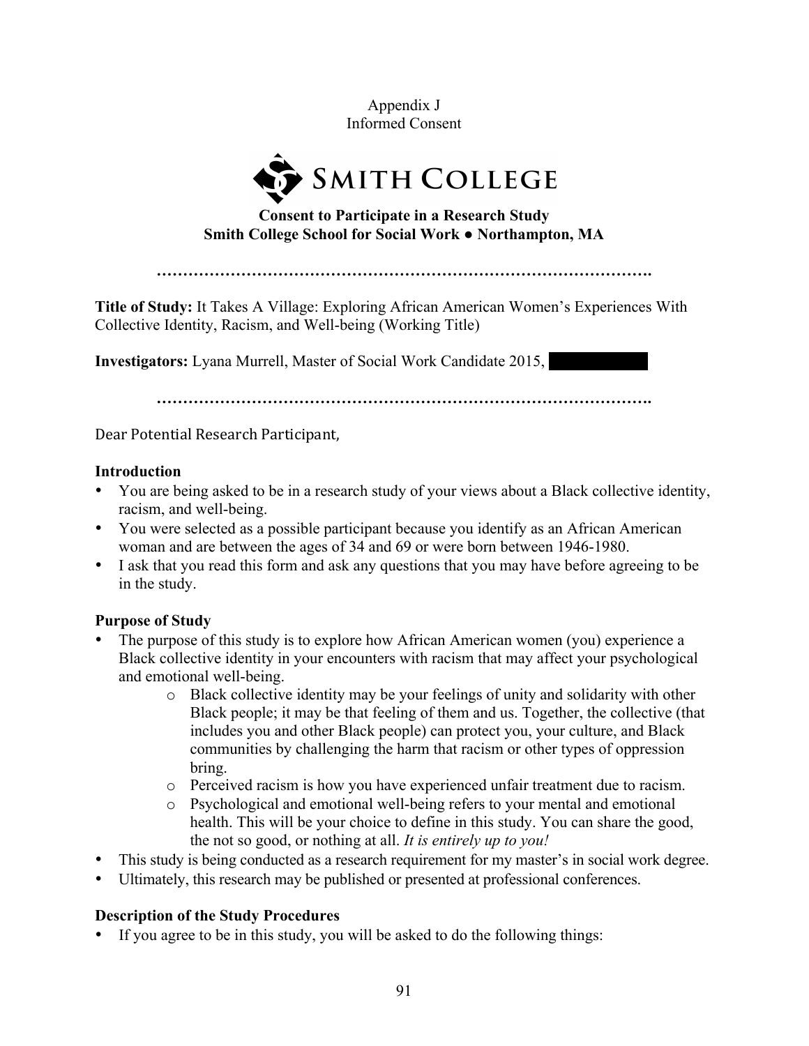Appendix J
Informed Consent

**Consent to Participate in a Research Study**
**Smith College School for Social Work ● Northampton, MA**

……………………………………………………………………………………….

**Title of Study:** It Takes A Village: Exploring African American Women's Experiences With Collective Identity, Racism, and Well-being (Working Title)

**Investigators:** Lyana Murrell, Master of Social Work Candidate 2015,

……………………………………………………………………………………….

Dear Potential Research Participant,

**Introduction**

- You are being asked to be in a research study of your views about a Black collective identity, racism, and well-being.
- You were selected as a possible participant because you identify as an African American woman and are between the ages of 34 and 69 or were born between 1946-1980.
- I ask that you read this form and ask any questions that you may have before agreeing to be in the study.

**Purpose of Study**

- The purpose of this study is to explore how African American women (you) experience a Black collective identity in your encounters with racism that may affect your psychological and emotional well-being.
    - o Black collective identity may be your feelings of unity and solidarity with other Black people; it may be that feeling of them and us. Together, the collective (that includes you and other Black people) can protect you, your culture, and Black communities by challenging the harm that racism or other types of oppression bring.
    - o Perceived racism is how you have experienced unfair treatment due to racism.
    - o Psychological and emotional well-being refers to your mental and emotional health. This will be your choice to define in this study. You can share the good, the not so good, or nothing at all. *It is entirely up to you!*
- This study is being conducted as a research requirement for my master's in social work degree.
- Ultimately, this research may be published or presented at professional conferences.

**Description of the Study Procedures**

- If you agree to be in this study, you will be asked to do the following things: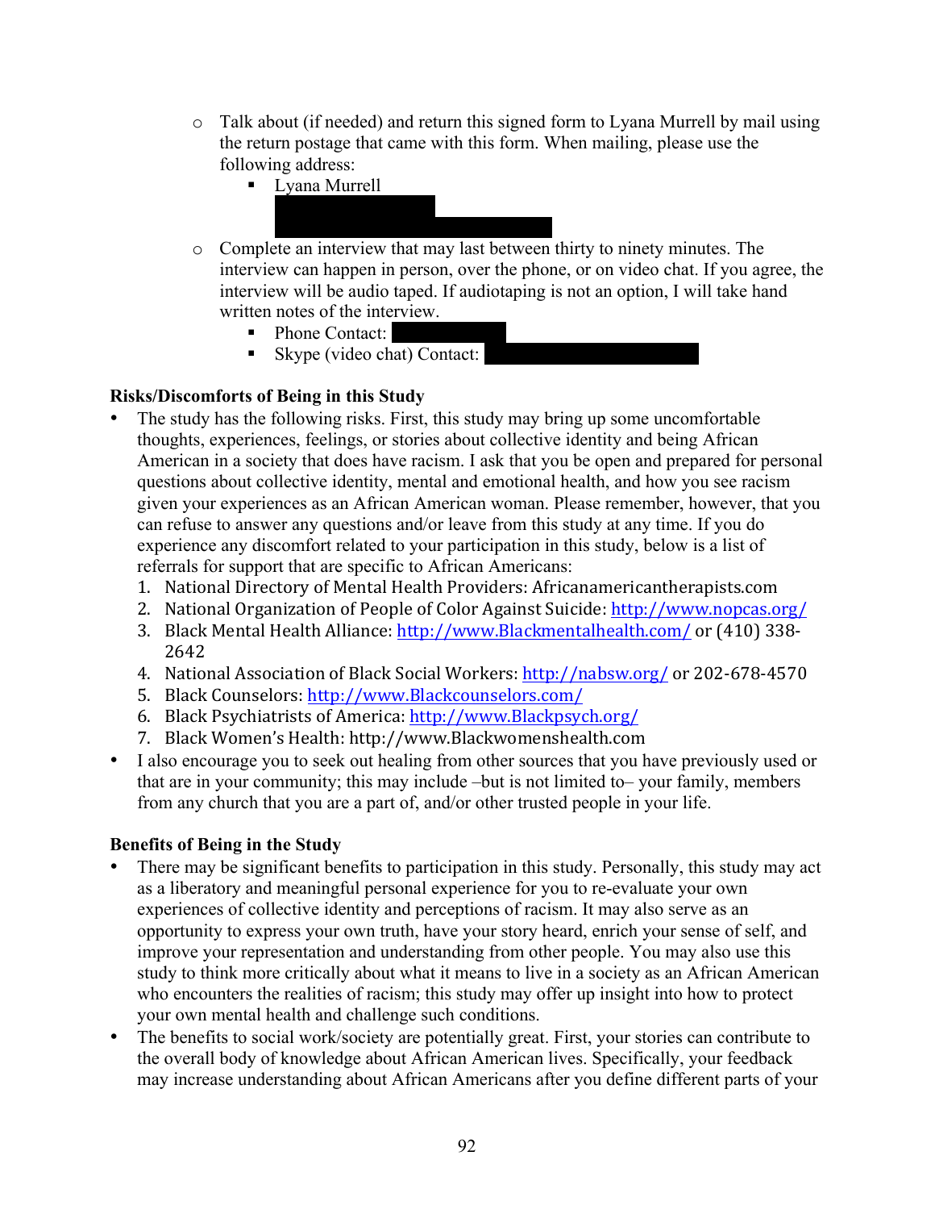- Talk about (if needed) and return this signed form to Lyana Murrell by mail using the return postage that came with this form. When mailing, please use the following address:
  - Lyana Murrell
- Complete an interview that may last between thirty to ninety minutes. The interview can happen in person, over the phone, or on video chat. If you agree, the interview will be audio taped. If audiotaping is not an option, I will take hand written notes of the interview.
  - Phone Contact:
  - Skype (video chat) Contact:

**Risks/Discomforts of Being in this Study**

- The study has the following risks. First, this study may bring up some uncomfortable thoughts, experiences, feelings, or stories about collective identity and being African American in a society that does have racism. I ask that you be open and prepared for personal questions about collective identity, mental and emotional health, and how you see racism given your experiences as an African American woman. Please remember, however, that you can refuse to answer any questions and/or leave from this study at any time. If you do experience any discomfort related to your participation in this study, below is a list of referrals for support that are specific to African Americans:
  1. National Directory of Mental Health Providers: Africanamericantherapists.com
  2. National Organization of People of Color Against Suicide: http://www.nopcas.org/
  3. Black Mental Health Alliance: http://www.Blackmentalhealth.com/ or (410) 338-2642
  4. National Association of Black Social Workers: http://nabsw.org/ or 202-678-4570
  5. Black Counselors: http://www.Blackcounselors.com/
  6. Black Psychiatrists of America: http://www.Blackpsych.org/
  7. Black Women's Health: http://www.Blackwomenshealth.com
- I also encourage you to seek out healing from other sources that you have previously used or that are in your community; this may include –but is not limited to– your family, members from any church that you are a part of, and/or other trusted people in your life.

**Benefits of Being in the Study**

- There may be significant benefits to participation in this study. Personally, this study may act as a liberatory and meaningful personal experience for you to re-evaluate your own experiences of collective identity and perceptions of racism. It may also serve as an opportunity to express your own truth, have your story heard, enrich your sense of self, and improve your representation and understanding from other people. You may also use this study to think more critically about what it means to live in a society as an African American who encounters the realities of racism; this study may offer up insight into how to protect your own mental health and challenge such conditions.
- The benefits to social work/society are potentially great. First, your stories can contribute to the overall body of knowledge about African American lives. Specifically, your feedback may increase understanding about African Americans after you define different parts of your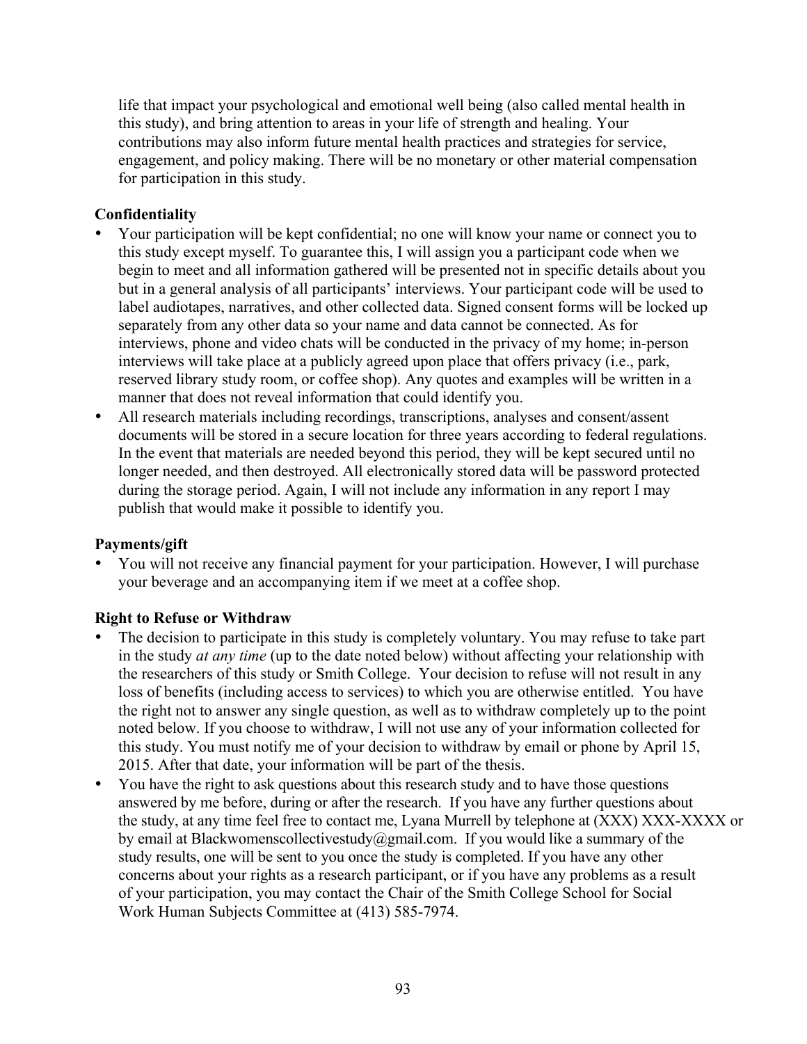life that impact your psychological and emotional well being (also called mental health in this study), and bring attention to areas in your life of strength and healing. Your contributions may also inform future mental health practices and strategies for service, engagement, and policy making. There will be no monetary or other material compensation for participation in this study.

**Confidentiality**

- Your participation will be kept confidential; no one will know your name or connect you to this study except myself. To guarantee this, I will assign you a participant code when we begin to meet and all information gathered will be presented not in specific details about you but in a general analysis of all participants' interviews. Your participant code will be used to label audiotapes, narratives, and other collected data. Signed consent forms will be locked up separately from any other data so your name and data cannot be connected. As for interviews, phone and video chats will be conducted in the privacy of my home; in-person interviews will take place at a publicly agreed upon place that offers privacy (i.e., park, reserved library study room, or coffee shop). Any quotes and examples will be written in a manner that does not reveal information that could identify you.
- All research materials including recordings, transcriptions, analyses and consent/assent documents will be stored in a secure location for three years according to federal regulations. In the event that materials are needed beyond this period, they will be kept secured until no longer needed, and then destroyed. All electronically stored data will be password protected during the storage period. Again, I will not include any information in any report I may publish that would make it possible to identify you.

**Payments/gift**

- You will not receive any financial payment for your participation. However, I will purchase your beverage and an accompanying item if we meet at a coffee shop.

**Right to Refuse or Withdraw**

- The decision to participate in this study is completely voluntary. You may refuse to take part in the study *at any time* (up to the date noted below) without affecting your relationship with the researchers of this study or Smith College. Your decision to refuse will not result in any loss of benefits (including access to services) to which you are otherwise entitled. You have the right not to answer any single question, as well as to withdraw completely up to the point noted below. If you choose to withdraw, I will not use any of your information collected for this study. You must notify me of your decision to withdraw by email or phone by April 15, 2015. After that date, your information will be part of the thesis.
- You have the right to ask questions about this research study and to have those questions answered by me before, during or after the research. If you have any further questions about the study, at any time feel free to contact me, Lyana Murrell by telephone at (XXX) XXX-XXXX or by email at Blackwomenscollectivestudy@gmail.com. If you would like a summary of the study results, one will be sent to you once the study is completed. If you have any other concerns about your rights as a research participant, or if you have any problems as a result of your participation, you may contact the Chair of the Smith College School for Social Work Human Subjects Committee at (413) 585-7974.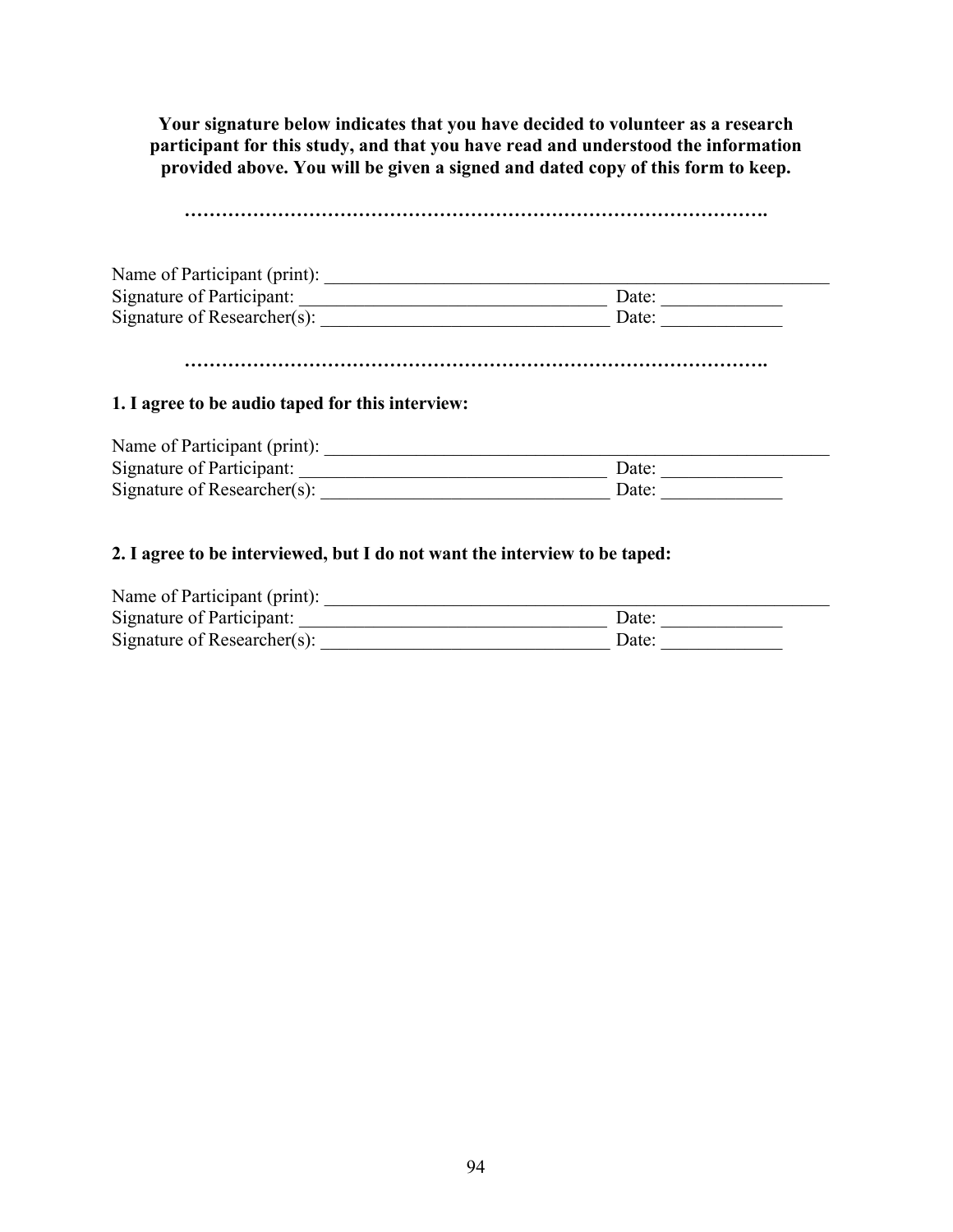**Your signature below indicates that you have decided to volunteer as a research participant for this study, and that you have read and understood the information provided above. You will be given a signed and dated copy of this form to keep.**

**…………………………………………………………………………………….**

Name of Participant (print): ___________________________________________________________

Signature of Participant: __________________________________ Date: _____________

Signature of Researcher(s): _______________________________ Date: _____________

**…………………………………………………………………………………….**

**1. I agree to be audio taped for this interview:**

Name of Participant (print): ___________________________________________________________

Signature of Participant: __________________________________ Date: _____________

Signature of Researcher(s): _______________________________ Date: _____________

**2. I agree to be interviewed, but I do not want the interview to be taped:**

Name of Participant (print): ___________________________________________________________

Signature of Participant: __________________________________ Date: _____________

Signature of Researcher(s): _______________________________ Date: _____________